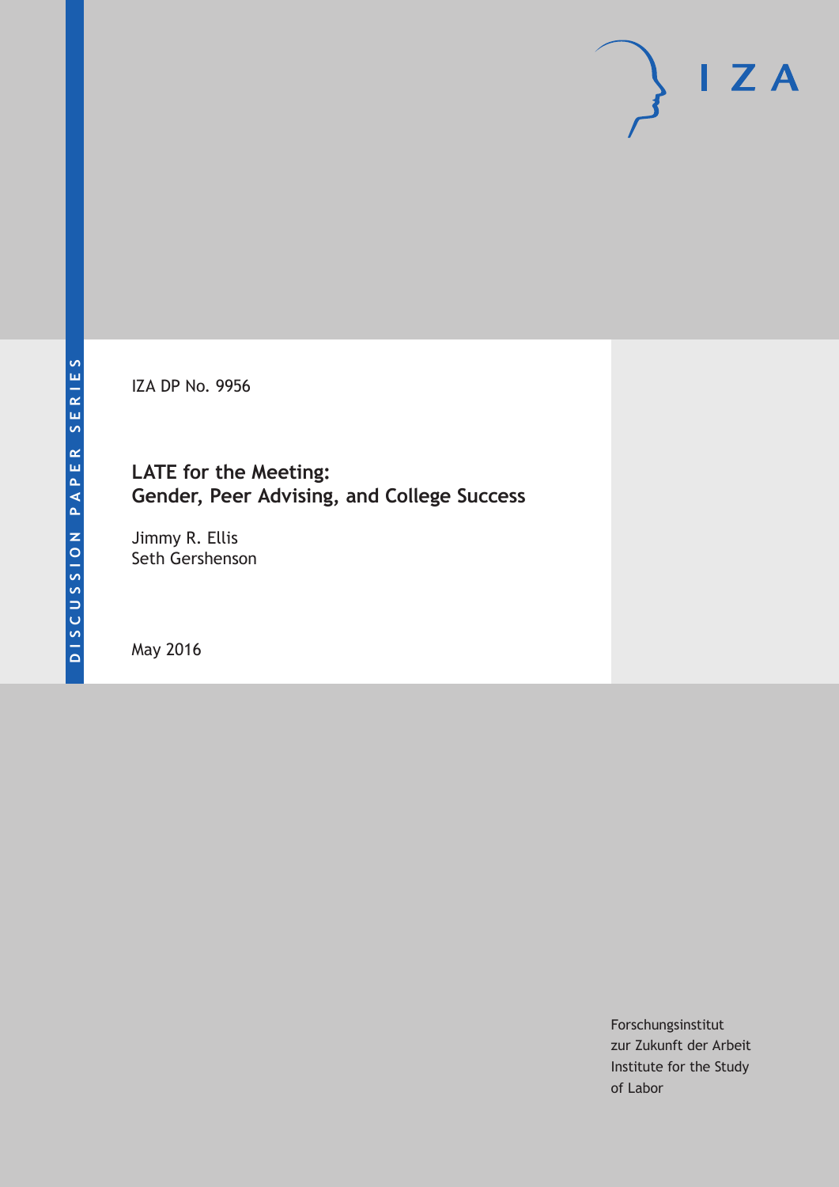DISCUSSION PAPER SERIES

IZA DP No. 9956

# LATE for the Meeting: Gender, Peer Advising, and College Success

Jimmy R. Ellis
Seth Gershenson

May 2016

Forschungsinstitut
zur Zukunft der Arbeit
Institute for the Study
of Labor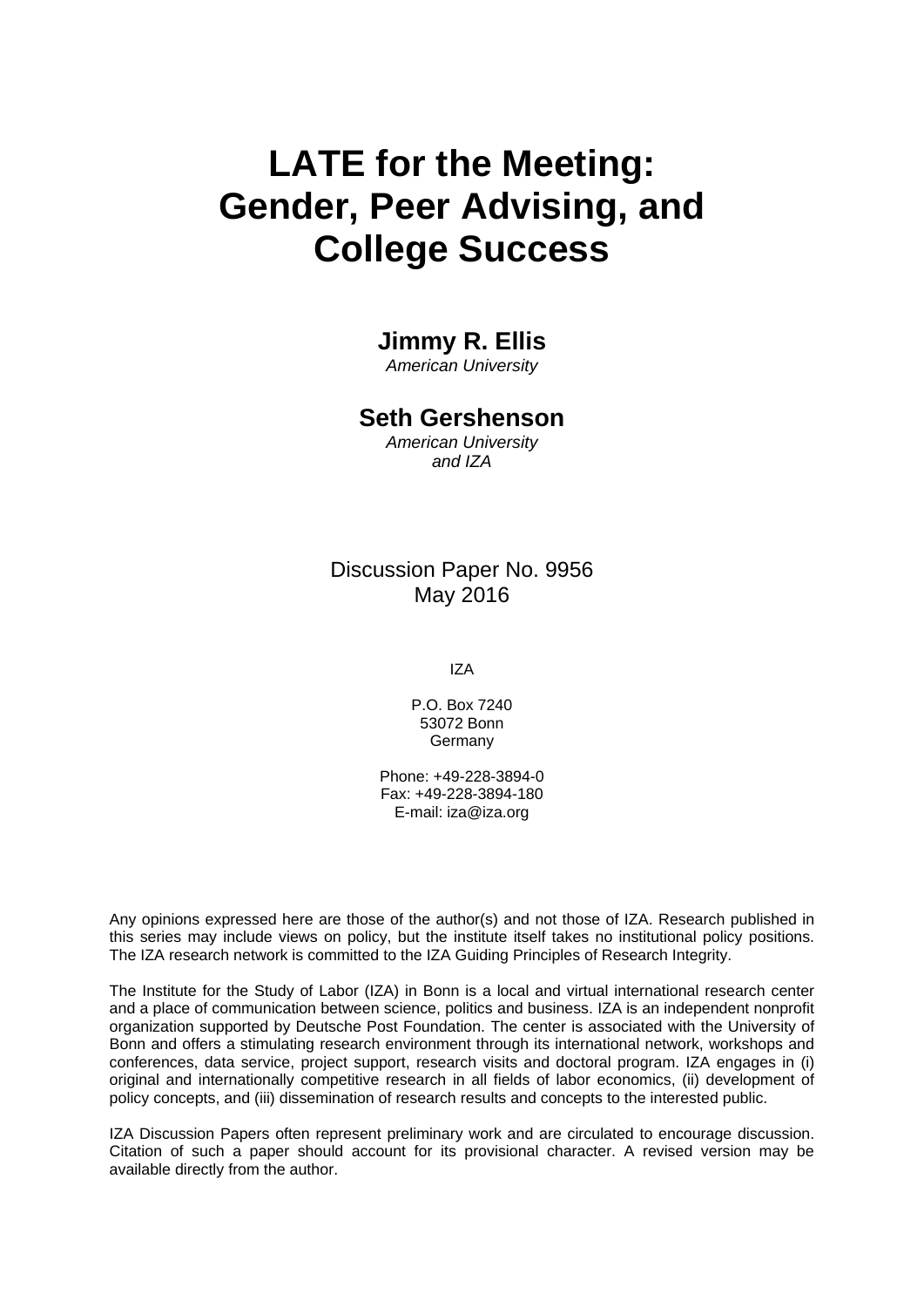# LATE for the Meeting: Gender, Peer Advising, and College Success

**Jimmy R. Ellis**
*American University*

**Seth Gershenson**
*American University and IZA*

Discussion Paper No. 9956
May 2016

IZA

P.O. Box 7240
53072 Bonn
Germany

Phone: +49-228-3894-0
Fax: +49-228-3894-180
E-mail: iza@iza.org

Any opinions expressed here are those of the author(s) and not those of IZA. Research published in this series may include views on policy, but the institute itself takes no institutional policy positions. The IZA research network is committed to the IZA Guiding Principles of Research Integrity.

The Institute for the Study of Labor (IZA) in Bonn is a local and virtual international research center and a place of communication between science, politics and business. IZA is an independent nonprofit organization supported by Deutsche Post Foundation. The center is associated with the University of Bonn and offers a stimulating research environment through its international network, workshops and conferences, data service, project support, research visits and doctoral program. IZA engages in (i) original and internationally competitive research in all fields of labor economics, (ii) development of policy concepts, and (iii) dissemination of research results and concepts to the interested public.

IZA Discussion Papers often represent preliminary work and are circulated to encourage discussion. Citation of such a paper should account for its provisional character. A revised version may be available directly from the author.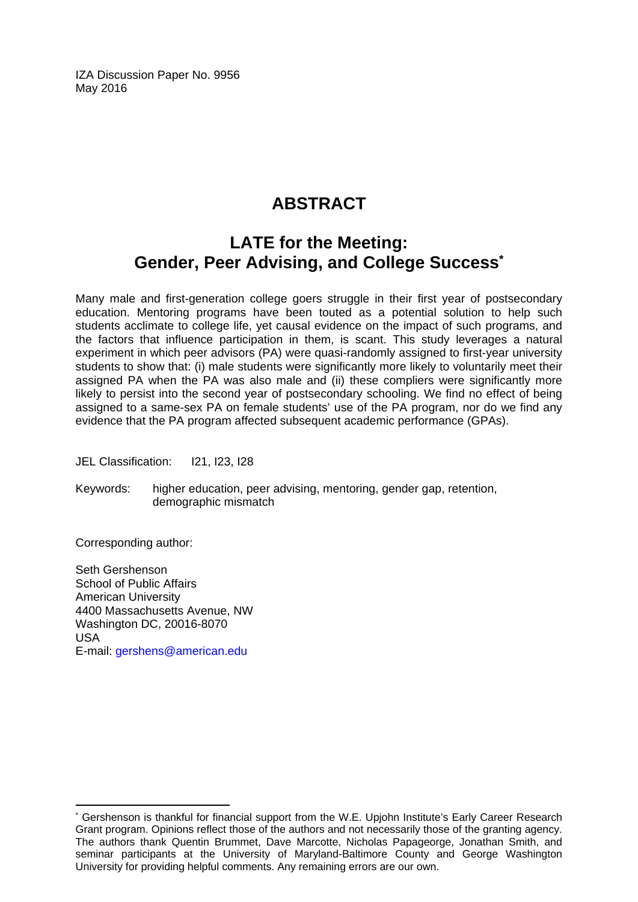IZA Discussion Paper No. 9956
May 2016

# ABSTRACT

## LATE for the Meeting: Gender, Peer Advising, and College Success*

Many male and first-generation college goers struggle in their first year of postsecondary education. Mentoring programs have been touted as a potential solution to help such students acclimate to college life, yet causal evidence on the impact of such programs, and the factors that influence participation in them, is scant. This study leverages a natural experiment in which peer advisors (PA) were quasi-randomly assigned to first-year university students to show that: (i) male students were significantly more likely to voluntarily meet their assigned PA when the PA was also male and (ii) these compliers were significantly more likely to persist into the second year of postsecondary schooling. We find no effect of being assigned to a same-sex PA on female students' use of the PA program, nor do we find any evidence that the PA program affected subsequent academic performance (GPAs).

JEL Classification: I21, I23, I28

Keywords: higher education, peer advising, mentoring, gender gap, retention, demographic mismatch

Corresponding author:

Seth Gershenson
School of Public Affairs
American University
4400 Massachusetts Avenue, NW
Washington DC, 20016-8070
USA
E-mail: gershens@american.edu

---

* Gershenson is thankful for financial support from the W.E. Upjohn Institute's Early Career Research Grant program. Opinions reflect those of the authors and not necessarily those of the granting agency. The authors thank Quentin Brummet, Dave Marcotte, Nicholas Papageorge, Jonathan Smith, and seminar participants at the University of Maryland-Baltimore County and George Washington University for providing helpful comments. Any remaining errors are our own.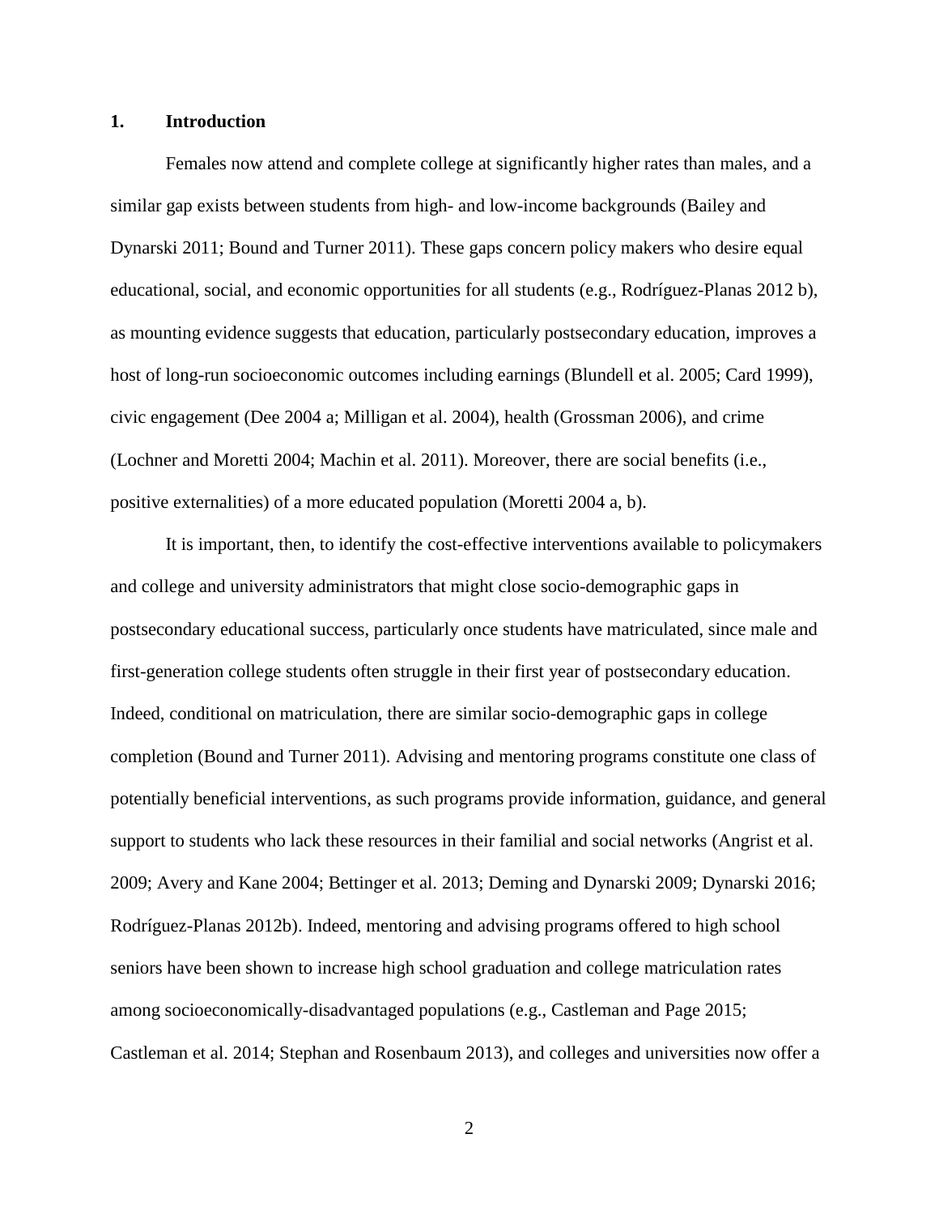## 1. Introduction

Females now attend and complete college at significantly higher rates than males, and a similar gap exists between students from high- and low-income backgrounds (Bailey and Dynarski 2011; Bound and Turner 2011). These gaps concern policy makers who desire equal educational, social, and economic opportunities for all students (e.g., Rodríguez-Planas 2012 b), as mounting evidence suggests that education, particularly postsecondary education, improves a host of long-run socioeconomic outcomes including earnings (Blundell et al. 2005; Card 1999), civic engagement (Dee 2004 a; Milligan et al. 2004), health (Grossman 2006), and crime (Lochner and Moretti 2004; Machin et al. 2011). Moreover, there are social benefits (i.e., positive externalities) of a more educated population (Moretti 2004 a, b).

It is important, then, to identify the cost-effective interventions available to policymakers and college and university administrators that might close socio-demographic gaps in postsecondary educational success, particularly once students have matriculated, since male and first-generation college students often struggle in their first year of postsecondary education. Indeed, conditional on matriculation, there are similar socio-demographic gaps in college completion (Bound and Turner 2011). Advising and mentoring programs constitute one class of potentially beneficial interventions, as such programs provide information, guidance, and general support to students who lack these resources in their familial and social networks (Angrist et al. 2009; Avery and Kane 2004; Bettinger et al. 2013; Deming and Dynarski 2009; Dynarski 2016; Rodríguez-Planas 2012b). Indeed, mentoring and advising programs offered to high school seniors have been shown to increase high school graduation and college matriculation rates among socioeconomically-disadvantaged populations (e.g., Castleman and Page 2015; Castleman et al. 2014; Stephan and Rosenbaum 2013), and colleges and universities now offer a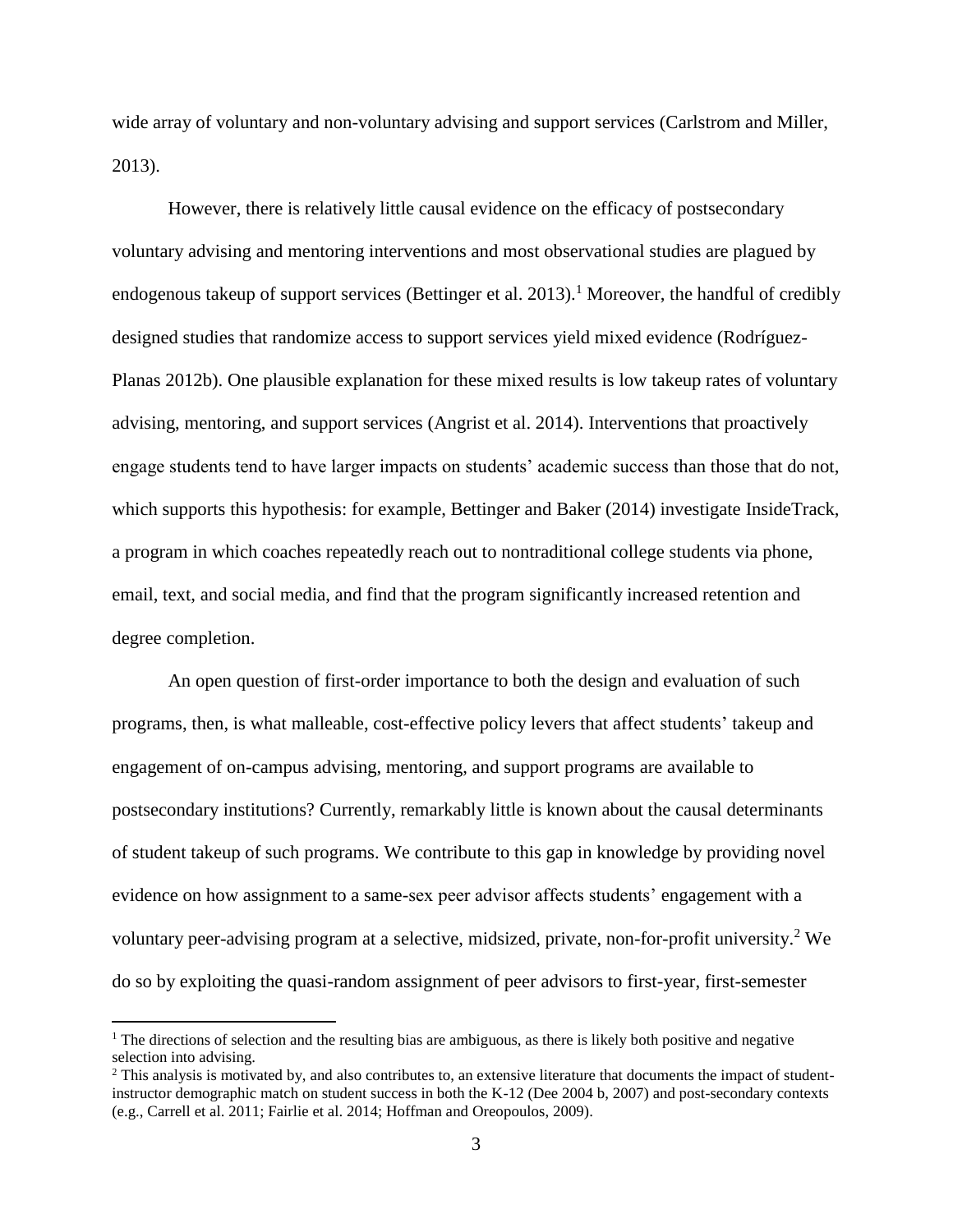wide array of voluntary and non-voluntary advising and support services (Carlstrom and Miller, 2013).

However, there is relatively little causal evidence on the efficacy of postsecondary voluntary advising and mentoring interventions and most observational studies are plagued by endogenous takeup of support services (Bettinger et al. 2013).[1] Moreover, the handful of credibly designed studies that randomize access to support services yield mixed evidence (Rodríguez-Planas 2012b). One plausible explanation for these mixed results is low takeup rates of voluntary advising, mentoring, and support services (Angrist et al. 2014). Interventions that proactively engage students tend to have larger impacts on students' academic success than those that do not, which supports this hypothesis: for example, Bettinger and Baker (2014) investigate InsideTrack, a program in which coaches repeatedly reach out to nontraditional college students via phone, email, text, and social media, and find that the program significantly increased retention and degree completion.

An open question of first-order importance to both the design and evaluation of such programs, then, is what malleable, cost-effective policy levers that affect students' takeup and engagement of on-campus advising, mentoring, and support programs are available to postsecondary institutions? Currently, remarkably little is known about the causal determinants of student takeup of such programs. We contribute to this gap in knowledge by providing novel evidence on how assignment to a same-sex peer advisor affects students' engagement with a voluntary peer-advising program at a selective, midsized, private, non-for-profit university.[2] We do so by exploiting the quasi-random assignment of peer advisors to first-year, first-semester

[1] The directions of selection and the resulting bias are ambiguous, as there is likely both positive and negative selection into advising.

[2] This analysis is motivated by, and also contributes to, an extensive literature that documents the impact of student-instructor demographic match on student success in both the K-12 (Dee 2004 b, 2007) and post-secondary contexts (e.g., Carrell et al. 2011; Fairlie et al. 2014; Hoffman and Oreopoulos, 2009).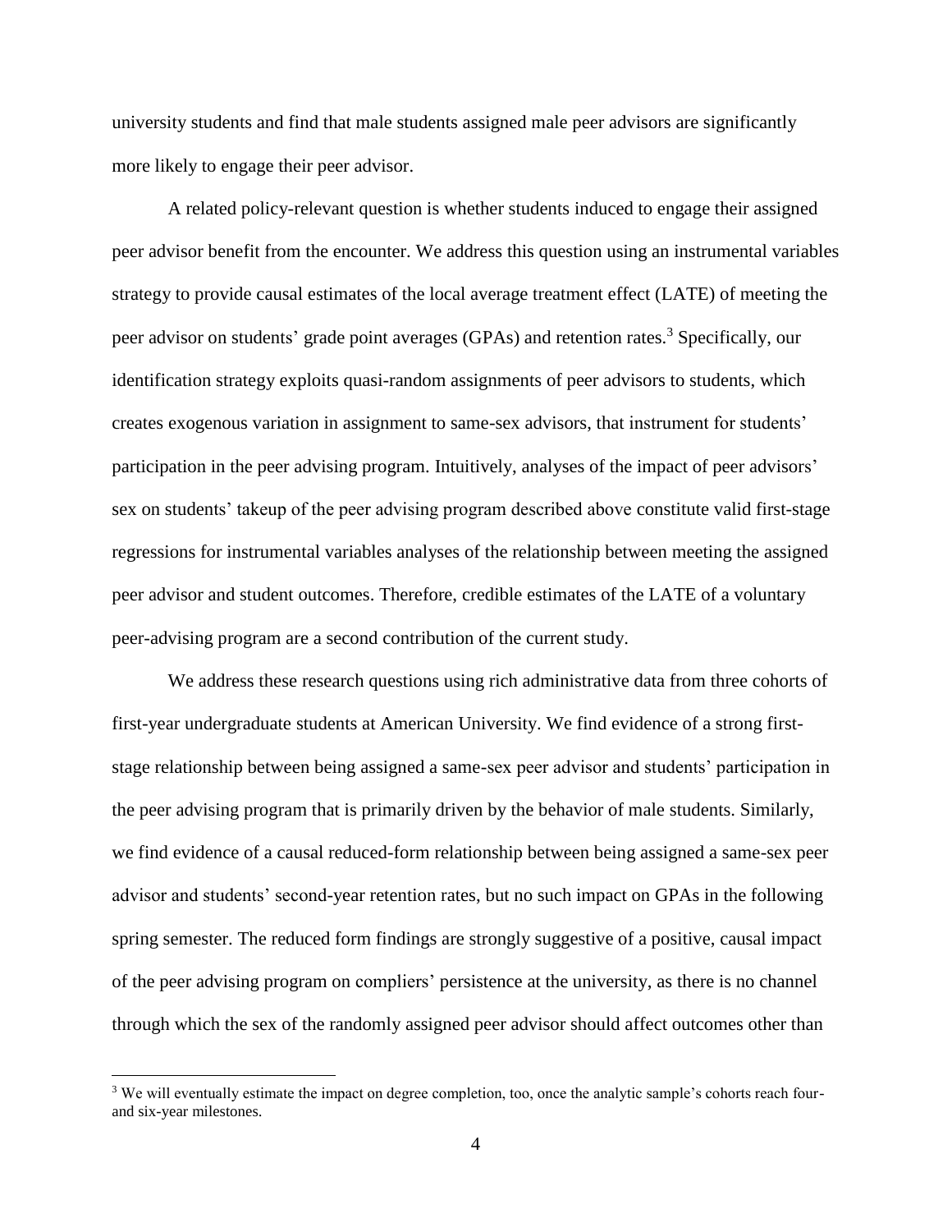university students and find that male students assigned male peer advisors are significantly more likely to engage their peer advisor.

A related policy-relevant question is whether students induced to engage their assigned peer advisor benefit from the encounter. We address this question using an instrumental variables strategy to provide causal estimates of the local average treatment effect (LATE) of meeting the peer advisor on students' grade point averages (GPAs) and retention rates.[3] Specifically, our identification strategy exploits quasi-random assignments of peer advisors to students, which creates exogenous variation in assignment to same-sex advisors, that instrument for students' participation in the peer advising program. Intuitively, analyses of the impact of peer advisors' sex on students' takeup of the peer advising program described above constitute valid first-stage regressions for instrumental variables analyses of the relationship between meeting the assigned peer advisor and student outcomes. Therefore, credible estimates of the LATE of a voluntary peer-advising program are a second contribution of the current study.

We address these research questions using rich administrative data from three cohorts of first-year undergraduate students at American University. We find evidence of a strong first-stage relationship between being assigned a same-sex peer advisor and students' participation in the peer advising program that is primarily driven by the behavior of male students. Similarly, we find evidence of a causal reduced-form relationship between being assigned a same-sex peer advisor and students' second-year retention rates, but no such impact on GPAs in the following spring semester. The reduced form findings are strongly suggestive of a positive, causal impact of the peer advising program on compliers' persistence at the university, as there is no channel through which the sex of the randomly assigned peer advisor should affect outcomes other than

[3] We will eventually estimate the impact on degree completion, too, once the analytic sample's cohorts reach four- and six-year milestones.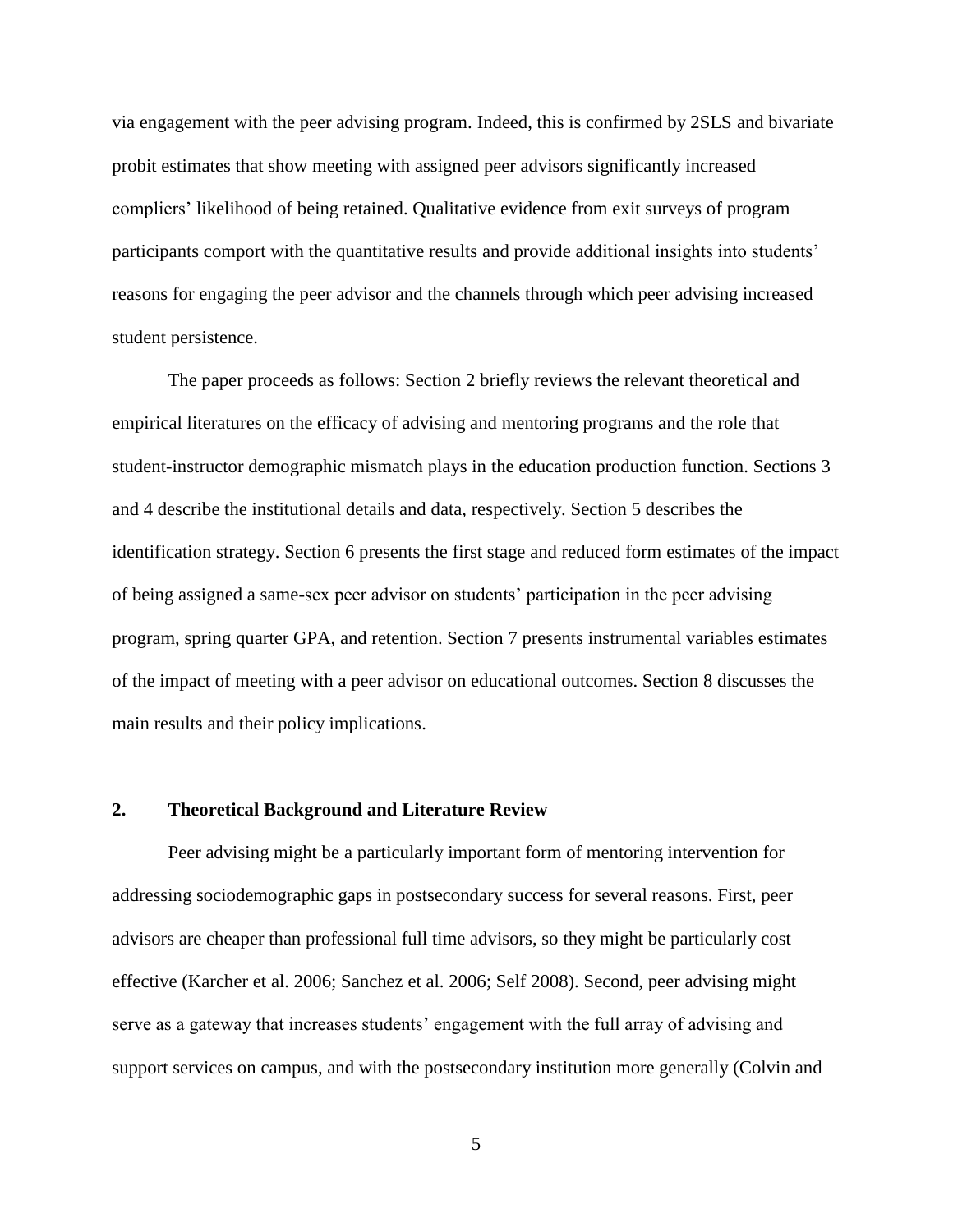via engagement with the peer advising program. Indeed, this is confirmed by 2SLS and bivariate probit estimates that show meeting with assigned peer advisors significantly increased compliers' likelihood of being retained. Qualitative evidence from exit surveys of program participants comport with the quantitative results and provide additional insights into students' reasons for engaging the peer advisor and the channels through which peer advising increased student persistence.

The paper proceeds as follows: Section 2 briefly reviews the relevant theoretical and empirical literatures on the efficacy of advising and mentoring programs and the role that student-instructor demographic mismatch plays in the education production function. Sections 3 and 4 describe the institutional details and data, respectively. Section 5 describes the identification strategy. Section 6 presents the first stage and reduced form estimates of the impact of being assigned a same-sex peer advisor on students' participation in the peer advising program, spring quarter GPA, and retention. Section 7 presents instrumental variables estimates of the impact of meeting with a peer advisor on educational outcomes. Section 8 discusses the main results and their policy implications.

## 2. Theoretical Background and Literature Review

Peer advising might be a particularly important form of mentoring intervention for addressing sociodemographic gaps in postsecondary success for several reasons. First, peer advisors are cheaper than professional full time advisors, so they might be particularly cost effective (Karcher et al. 2006; Sanchez et al. 2006; Self 2008). Second, peer advising might serve as a gateway that increases students' engagement with the full array of advising and support services on campus, and with the postsecondary institution more generally (Colvin and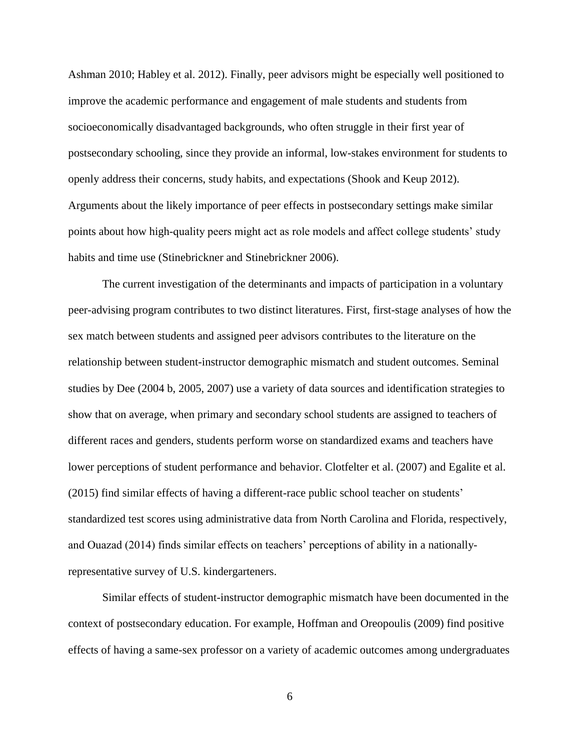Ashman 2010; Habley et al. 2012). Finally, peer advisors might be especially well positioned to improve the academic performance and engagement of male students and students from socioeconomically disadvantaged backgrounds, who often struggle in their first year of postsecondary schooling, since they provide an informal, low-stakes environment for students to openly address their concerns, study habits, and expectations (Shook and Keup 2012). Arguments about the likely importance of peer effects in postsecondary settings make similar points about how high-quality peers might act as role models and affect college students' study habits and time use (Stinebrickner and Stinebrickner 2006).

The current investigation of the determinants and impacts of participation in a voluntary peer-advising program contributes to two distinct literatures. First, first-stage analyses of how the sex match between students and assigned peer advisors contributes to the literature on the relationship between student-instructor demographic mismatch and student outcomes. Seminal studies by Dee (2004 b, 2005, 2007) use a variety of data sources and identification strategies to show that on average, when primary and secondary school students are assigned to teachers of different races and genders, students perform worse on standardized exams and teachers have lower perceptions of student performance and behavior. Clotfelter et al. (2007) and Egalite et al. (2015) find similar effects of having a different-race public school teacher on students' standardized test scores using administrative data from North Carolina and Florida, respectively, and Ouazad (2014) finds similar effects on teachers' perceptions of ability in a nationally-representative survey of U.S. kindergarteners.

Similar effects of student-instructor demographic mismatch have been documented in the context of postsecondary education. For example, Hoffman and Oreopoulis (2009) find positive effects of having a same-sex professor on a variety of academic outcomes among undergraduates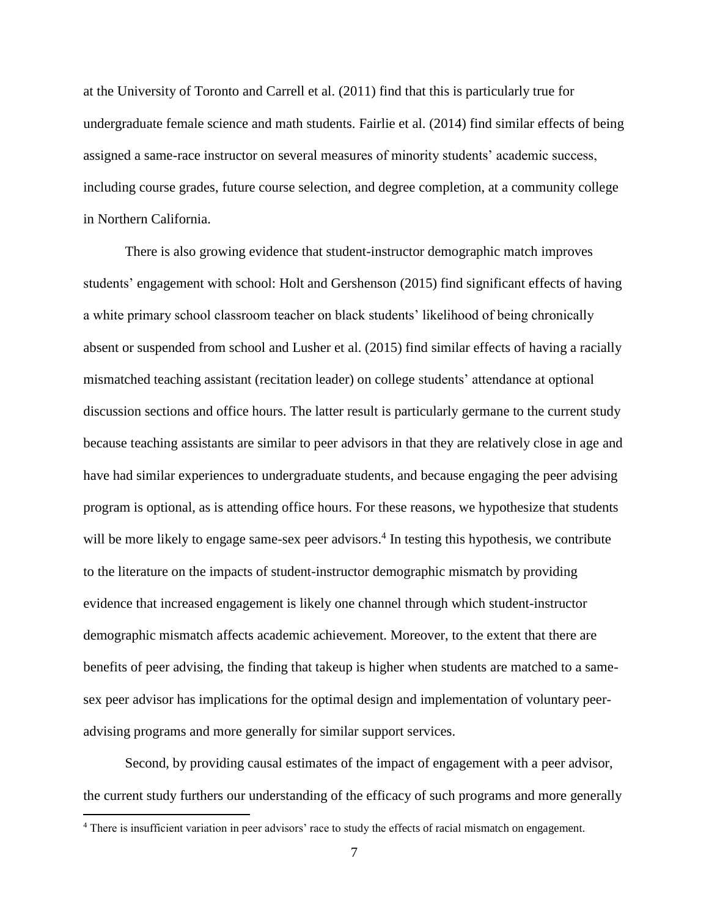at the University of Toronto and Carrell et al. (2011) find that this is particularly true for undergraduate female science and math students. Fairlie et al. (2014) find similar effects of being assigned a same-race instructor on several measures of minority students' academic success, including course grades, future course selection, and degree completion, at a community college in Northern California.

There is also growing evidence that student-instructor demographic match improves students' engagement with school: Holt and Gershenson (2015) find significant effects of having a white primary school classroom teacher on black students' likelihood of being chronically absent or suspended from school and Lusher et al. (2015) find similar effects of having a racially mismatched teaching assistant (recitation leader) on college students' attendance at optional discussion sections and office hours. The latter result is particularly germane to the current study because teaching assistants are similar to peer advisors in that they are relatively close in age and have had similar experiences to undergraduate students, and because engaging the peer advising program is optional, as is attending office hours. For these reasons, we hypothesize that students will be more likely to engage same-sex peer advisors.[4] In testing this hypothesis, we contribute to the literature on the impacts of student-instructor demographic mismatch by providing evidence that increased engagement is likely one channel through which student-instructor demographic mismatch affects academic achievement. Moreover, to the extent that there are benefits of peer advising, the finding that takeup is higher when students are matched to a same-sex peer advisor has implications for the optimal design and implementation of voluntary peer-advising programs and more generally for similar support services.

Second, by providing causal estimates of the impact of engagement with a peer advisor, the current study furthers our understanding of the efficacy of such programs and more generally

[4] There is insufficient variation in peer advisors' race to study the effects of racial mismatch on engagement.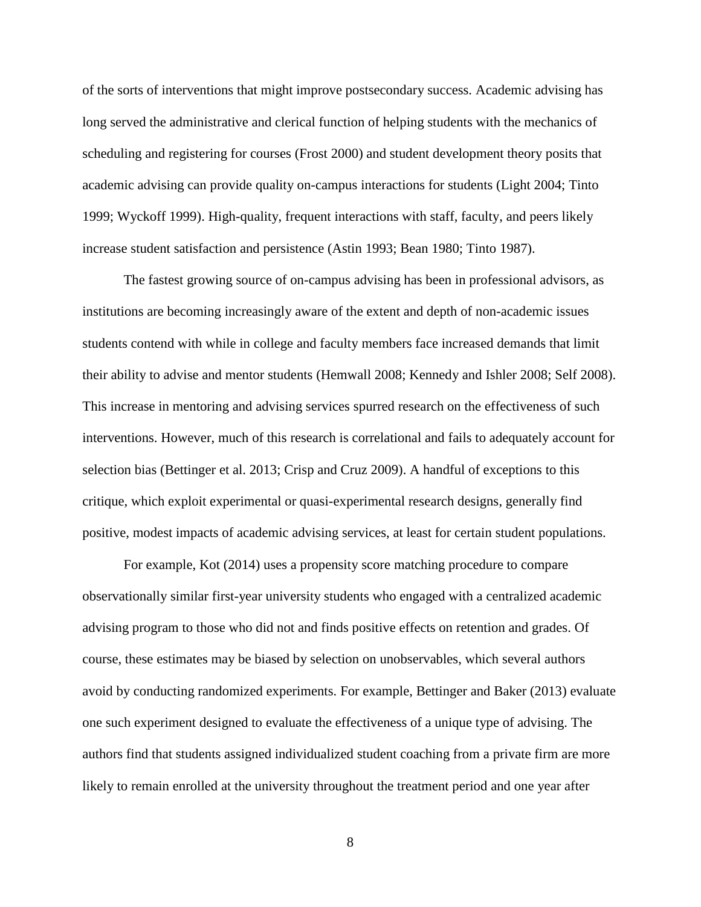of the sorts of interventions that might improve postsecondary success. Academic advising has long served the administrative and clerical function of helping students with the mechanics of scheduling and registering for courses (Frost 2000) and student development theory posits that academic advising can provide quality on-campus interactions for students (Light 2004; Tinto 1999; Wyckoff 1999). High-quality, frequent interactions with staff, faculty, and peers likely increase student satisfaction and persistence (Astin 1993; Bean 1980; Tinto 1987).

The fastest growing source of on-campus advising has been in professional advisors, as institutions are becoming increasingly aware of the extent and depth of non-academic issues students contend with while in college and faculty members face increased demands that limit their ability to advise and mentor students (Hemwall 2008; Kennedy and Ishler 2008; Self 2008). This increase in mentoring and advising services spurred research on the effectiveness of such interventions. However, much of this research is correlational and fails to adequately account for selection bias (Bettinger et al. 2013; Crisp and Cruz 2009). A handful of exceptions to this critique, which exploit experimental or quasi-experimental research designs, generally find positive, modest impacts of academic advising services, at least for certain student populations.

For example, Kot (2014) uses a propensity score matching procedure to compare observationally similar first-year university students who engaged with a centralized academic advising program to those who did not and finds positive effects on retention and grades. Of course, these estimates may be biased by selection on unobservables, which several authors avoid by conducting randomized experiments. For example, Bettinger and Baker (2013) evaluate one such experiment designed to evaluate the effectiveness of a unique type of advising. The authors find that students assigned individualized student coaching from a private firm are more likely to remain enrolled at the university throughout the treatment period and one year after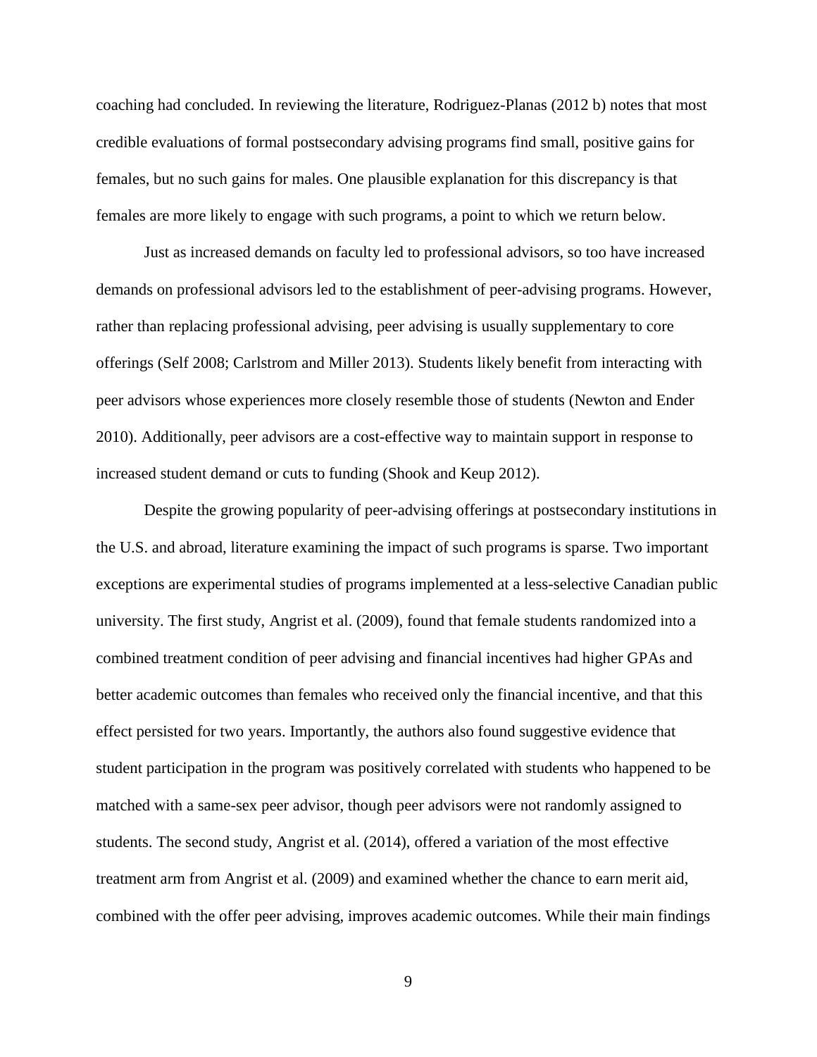coaching had concluded. In reviewing the literature, Rodriguez-Planas (2012 b) notes that most credible evaluations of formal postsecondary advising programs find small, positive gains for females, but no such gains for males. One plausible explanation for this discrepancy is that females are more likely to engage with such programs, a point to which we return below.

Just as increased demands on faculty led to professional advisors, so too have increased demands on professional advisors led to the establishment of peer-advising programs. However, rather than replacing professional advising, peer advising is usually supplementary to core offerings (Self 2008; Carlstrom and Miller 2013). Students likely benefit from interacting with peer advisors whose experiences more closely resemble those of students (Newton and Ender 2010). Additionally, peer advisors are a cost-effective way to maintain support in response to increased student demand or cuts to funding (Shook and Keup 2012).

Despite the growing popularity of peer-advising offerings at postsecondary institutions in the U.S. and abroad, literature examining the impact of such programs is sparse. Two important exceptions are experimental studies of programs implemented at a less-selective Canadian public university. The first study, Angrist et al. (2009), found that female students randomized into a combined treatment condition of peer advising and financial incentives had higher GPAs and better academic outcomes than females who received only the financial incentive, and that this effect persisted for two years. Importantly, the authors also found suggestive evidence that student participation in the program was positively correlated with students who happened to be matched with a same-sex peer advisor, though peer advisors were not randomly assigned to students. The second study, Angrist et al. (2014), offered a variation of the most effective treatment arm from Angrist et al. (2009) and examined whether the chance to earn merit aid, combined with the offer peer advising, improves academic outcomes. While their main findings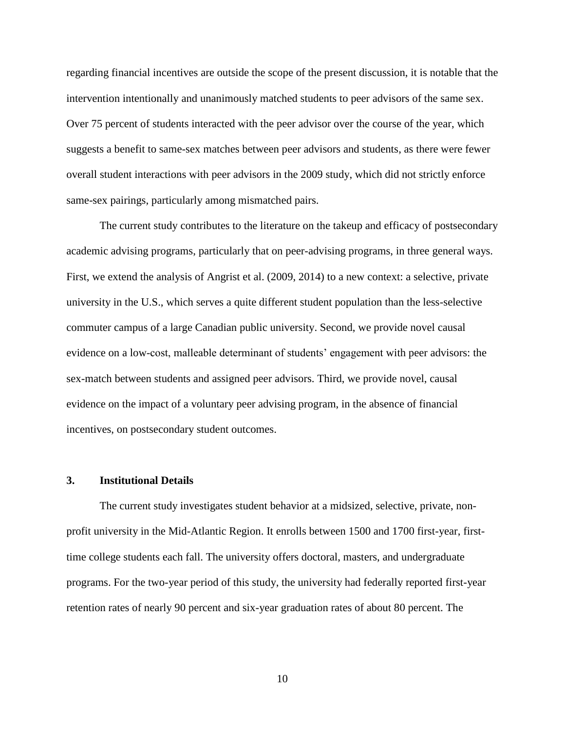regarding financial incentives are outside the scope of the present discussion, it is notable that the intervention intentionally and unanimously matched students to peer advisors of the same sex. Over 75 percent of students interacted with the peer advisor over the course of the year, which suggests a benefit to same-sex matches between peer advisors and students, as there were fewer overall student interactions with peer advisors in the 2009 study, which did not strictly enforce same-sex pairings, particularly among mismatched pairs.

The current study contributes to the literature on the takeup and efficacy of postsecondary academic advising programs, particularly that on peer-advising programs, in three general ways. First, we extend the analysis of Angrist et al. (2009, 2014) to a new context: a selective, private university in the U.S., which serves a quite different student population than the less-selective commuter campus of a large Canadian public university. Second, we provide novel causal evidence on a low-cost, malleable determinant of students' engagement with peer advisors: the sex-match between students and assigned peer advisors. Third, we provide novel, causal evidence on the impact of a voluntary peer advising program, in the absence of financial incentives, on postsecondary student outcomes.

## 3. Institutional Details

The current study investigates student behavior at a midsized, selective, private, non-profit university in the Mid-Atlantic Region. It enrolls between 1500 and 1700 first-year, first-time college students each fall. The university offers doctoral, masters, and undergraduate programs. For the two-year period of this study, the university had federally reported first-year retention rates of nearly 90 percent and six-year graduation rates of about 80 percent. The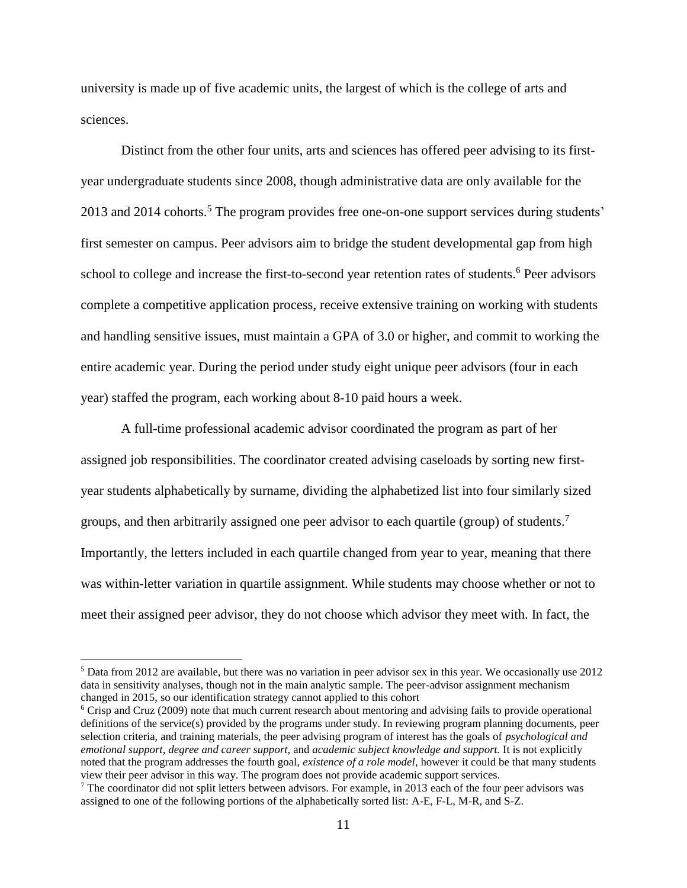university is made up of five academic units, the largest of which is the college of arts and sciences.

Distinct from the other four units, arts and sciences has offered peer advising to its first-year undergraduate students since 2008, though administrative data are only available for the 2013 and 2014 cohorts.[5] The program provides free one-on-one support services during students' first semester on campus. Peer advisors aim to bridge the student developmental gap from high school to college and increase the first-to-second year retention rates of students.[6] Peer advisors complete a competitive application process, receive extensive training on working with students and handling sensitive issues, must maintain a GPA of 3.0 or higher, and commit to working the entire academic year. During the period under study eight unique peer advisors (four in each year) staffed the program, each working about 8-10 paid hours a week.

A full-time professional academic advisor coordinated the program as part of her assigned job responsibilities. The coordinator created advising caseloads by sorting new first-year students alphabetically by surname, dividing the alphabetized list into four similarly sized groups, and then arbitrarily assigned one peer advisor to each quartile (group) of students.[7] Importantly, the letters included in each quartile changed from year to year, meaning that there was within-letter variation in quartile assignment. While students may choose whether or not to meet their assigned peer advisor, they do not choose which advisor they meet with. In fact, the

---

[5] Data from 2012 are available, but there was no variation in peer advisor sex in this year. We occasionally use 2012 data in sensitivity analyses, though not in the main analytic sample. The peer-advisor assignment mechanism changed in 2015, so our identification strategy cannot applied to this cohort

[6] Crisp and Cruz (2009) note that much current research about mentoring and advising fails to provide operational definitions of the service(s) provided by the programs under study. In reviewing program planning documents, peer selection criteria, and training materials, the peer advising program of interest has the goals of *psychological and emotional support*, *degree and career support*, and *academic subject knowledge and support*. It is not explicitly noted that the program addresses the fourth goal, *existence of a role model*, however it could be that many students view their peer advisor in this way. The program does not provide academic support services.

[7] The coordinator did not split letters between advisors. For example, in 2013 each of the four peer advisors was assigned to one of the following portions of the alphabetically sorted list: A-E, F-L, M-R, and S-Z.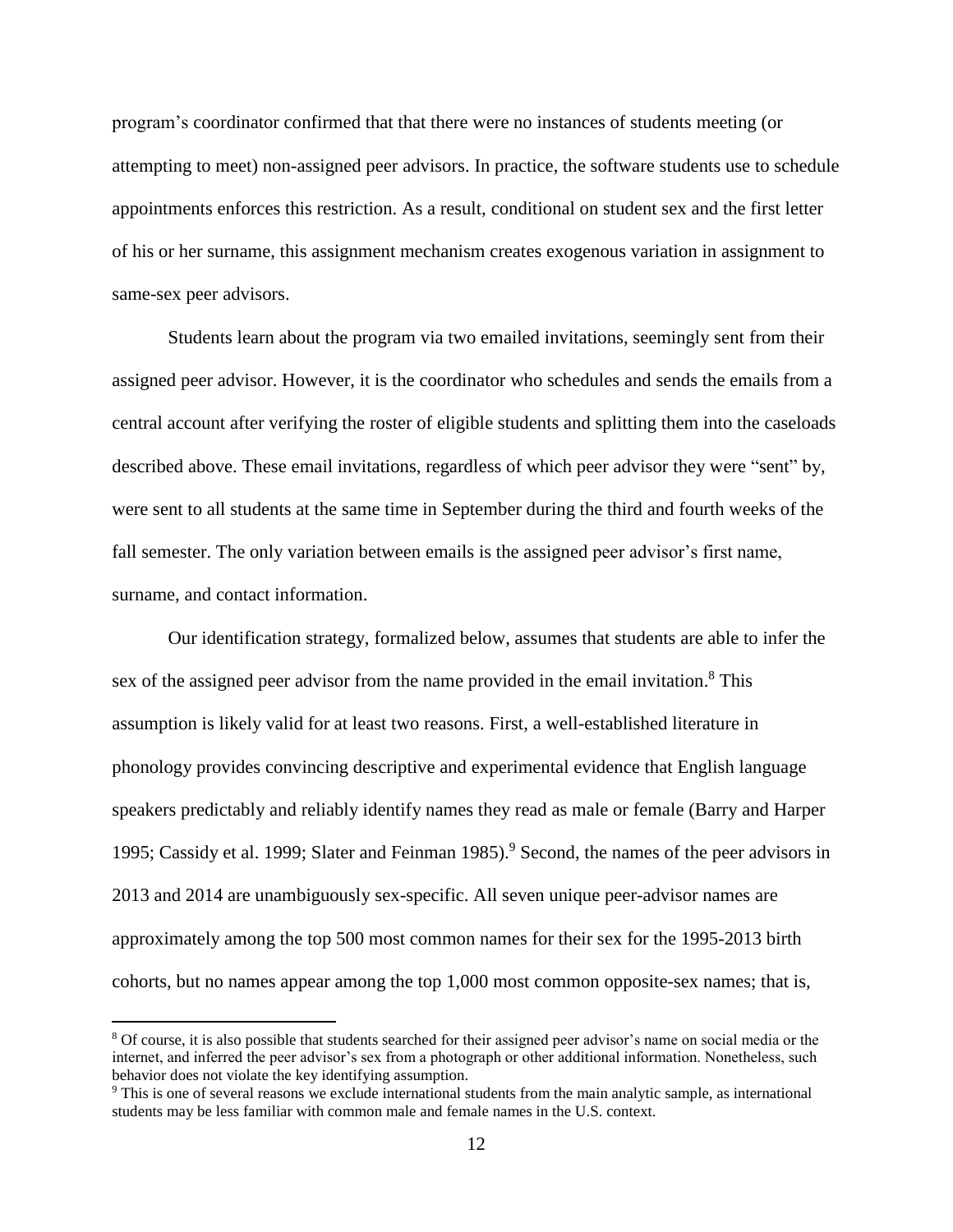program's coordinator confirmed that that there were no instances of students meeting (or attempting to meet) non-assigned peer advisors. In practice, the software students use to schedule appointments enforces this restriction. As a result, conditional on student sex and the first letter of his or her surname, this assignment mechanism creates exogenous variation in assignment to same-sex peer advisors.

Students learn about the program via two emailed invitations, seemingly sent from their assigned peer advisor. However, it is the coordinator who schedules and sends the emails from a central account after verifying the roster of eligible students and splitting them into the caseloads described above. These email invitations, regardless of which peer advisor they were "sent" by, were sent to all students at the same time in September during the third and fourth weeks of the fall semester. The only variation between emails is the assigned peer advisor's first name, surname, and contact information.

Our identification strategy, formalized below, assumes that students are able to infer the sex of the assigned peer advisor from the name provided in the email invitation.[8] This assumption is likely valid for at least two reasons. First, a well-established literature in phonology provides convincing descriptive and experimental evidence that English language speakers predictably and reliably identify names they read as male or female (Barry and Harper 1995; Cassidy et al. 1999; Slater and Feinman 1985).[9] Second, the names of the peer advisors in 2013 and 2014 are unambiguously sex-specific. All seven unique peer-advisor names are approximately among the top 500 most common names for their sex for the 1995-2013 birth cohorts, but no names appear among the top 1,000 most common opposite-sex names; that is,

[8] Of course, it is also possible that students searched for their assigned peer advisor's name on social media or the internet, and inferred the peer advisor's sex from a photograph or other additional information. Nonetheless, such behavior does not violate the key identifying assumption.

[9] This is one of several reasons we exclude international students from the main analytic sample, as international students may be less familiar with common male and female names in the U.S. context.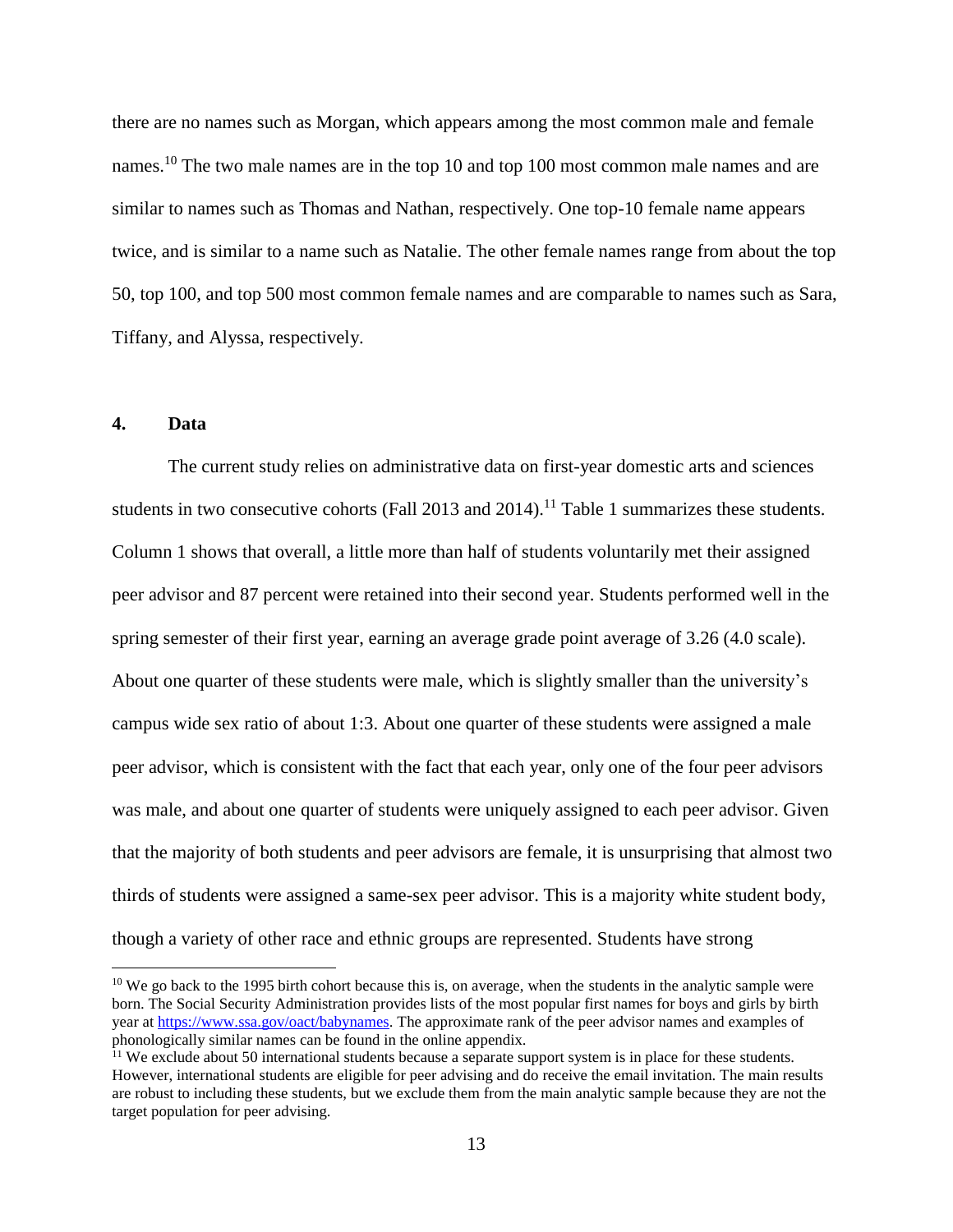there are no names such as Morgan, which appears among the most common male and female names.[10] The two male names are in the top 10 and top 100 most common male names and are similar to names such as Thomas and Nathan, respectively. One top-10 female name appears twice, and is similar to a name such as Natalie. The other female names range from about the top 50, top 100, and top 500 most common female names and are comparable to names such as Sara, Tiffany, and Alyssa, respectively.

## 4. Data

The current study relies on administrative data on first-year domestic arts and sciences students in two consecutive cohorts (Fall 2013 and 2014).[11] Table 1 summarizes these students. Column 1 shows that overall, a little more than half of students voluntarily met their assigned peer advisor and 87 percent were retained into their second year. Students performed well in the spring semester of their first year, earning an average grade point average of 3.26 (4.0 scale). About one quarter of these students were male, which is slightly smaller than the university's campus wide sex ratio of about 1:3. About one quarter of these students were assigned a male peer advisor, which is consistent with the fact that each year, only one of the four peer advisors was male, and about one quarter of students were uniquely assigned to each peer advisor. Given that the majority of both students and peer advisors are female, it is unsurprising that almost two thirds of students were assigned a same-sex peer advisor. This is a majority white student body, though a variety of other race and ethnic groups are represented. Students have strong

[10] We go back to the 1995 birth cohort because this is, on average, when the students in the analytic sample were born. The Social Security Administration provides lists of the most popular first names for boys and girls by birth year at https://www.ssa.gov/oact/babynames. The approximate rank of the peer advisor names and examples of phonologically similar names can be found in the online appendix.

[11] We exclude about 50 international students because a separate support system is in place for these students. However, international students are eligible for peer advising and do receive the email invitation. The main results are robust to including these students, but we exclude them from the main analytic sample because they are not the target population for peer advising.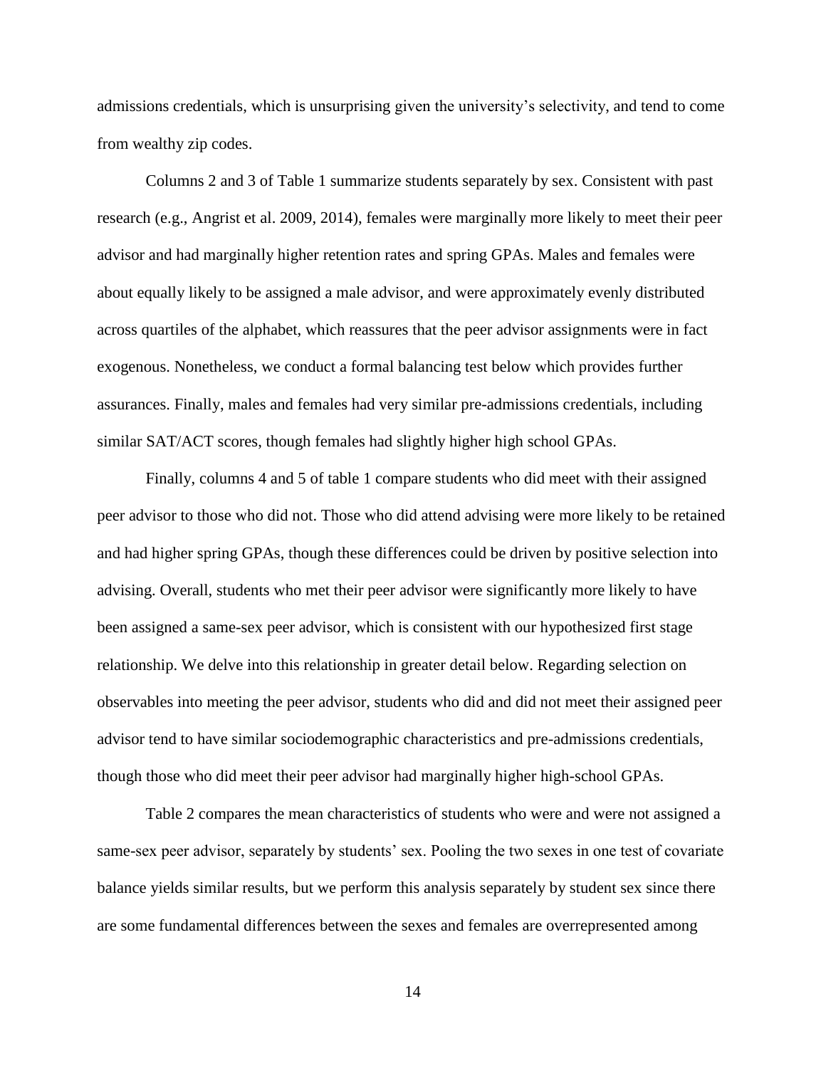admissions credentials, which is unsurprising given the university's selectivity, and tend to come from wealthy zip codes.

Columns 2 and 3 of Table 1 summarize students separately by sex. Consistent with past research (e.g., Angrist et al. 2009, 2014), females were marginally more likely to meet their peer advisor and had marginally higher retention rates and spring GPAs. Males and females were about equally likely to be assigned a male advisor, and were approximately evenly distributed across quartiles of the alphabet, which reassures that the peer advisor assignments were in fact exogenous. Nonetheless, we conduct a formal balancing test below which provides further assurances. Finally, males and females had very similar pre-admissions credentials, including similar SAT/ACT scores, though females had slightly higher high school GPAs.

Finally, columns 4 and 5 of table 1 compare students who did meet with their assigned peer advisor to those who did not. Those who did attend advising were more likely to be retained and had higher spring GPAs, though these differences could be driven by positive selection into advising. Overall, students who met their peer advisor were significantly more likely to have been assigned a same-sex peer advisor, which is consistent with our hypothesized first stage relationship. We delve into this relationship in greater detail below. Regarding selection on observables into meeting the peer advisor, students who did and did not meet their assigned peer advisor tend to have similar sociodemographic characteristics and pre-admissions credentials, though those who did meet their peer advisor had marginally higher high-school GPAs.

Table 2 compares the mean characteristics of students who were and were not assigned a same-sex peer advisor, separately by students' sex. Pooling the two sexes in one test of covariate balance yields similar results, but we perform this analysis separately by student sex since there are some fundamental differences between the sexes and females are overrepresented among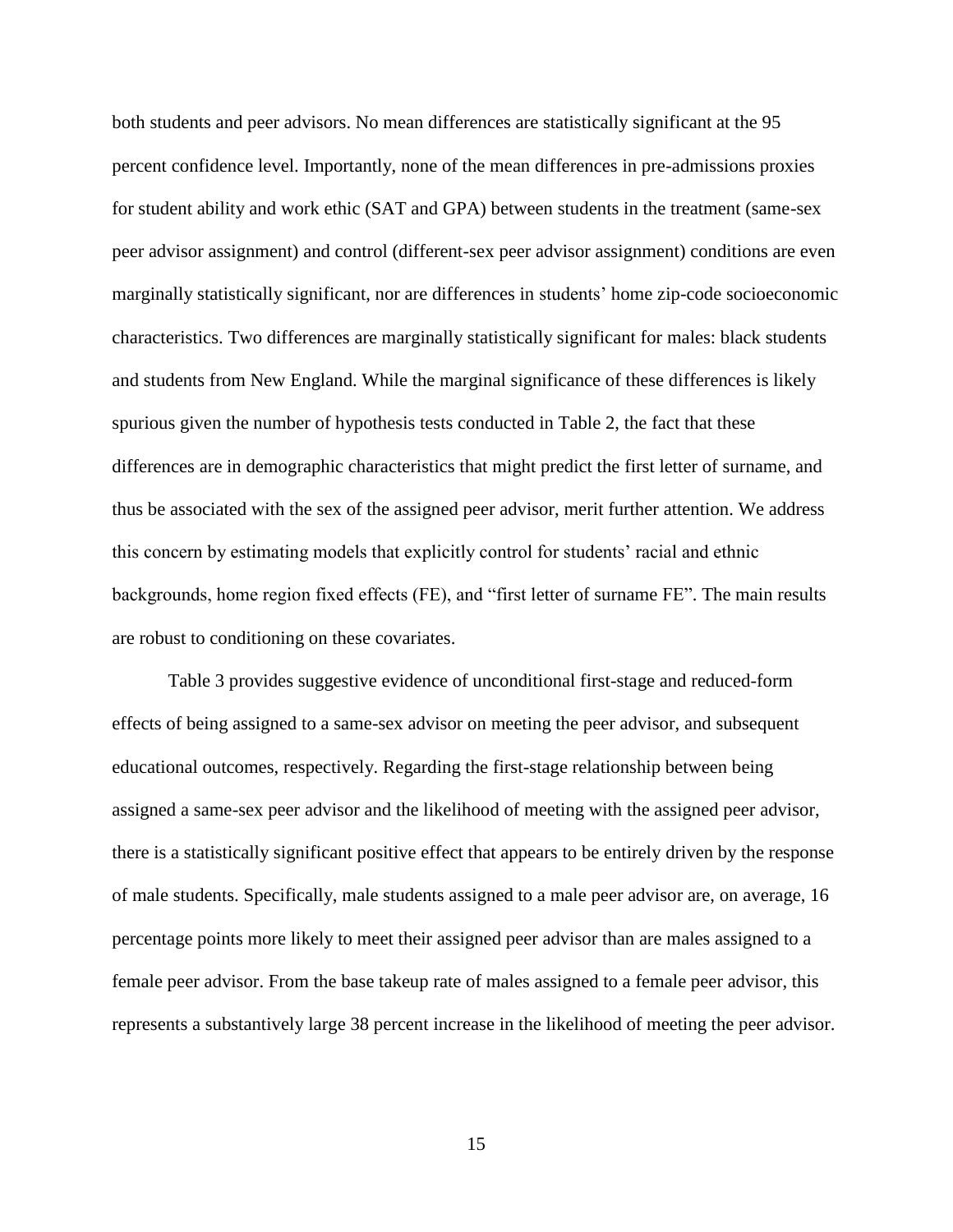both students and peer advisors. No mean differences are statistically significant at the 95 percent confidence level. Importantly, none of the mean differences in pre-admissions proxies for student ability and work ethic (SAT and GPA) between students in the treatment (same-sex peer advisor assignment) and control (different-sex peer advisor assignment) conditions are even marginally statistically significant, nor are differences in students' home zip-code socioeconomic characteristics. Two differences are marginally statistically significant for males: black students and students from New England. While the marginal significance of these differences is likely spurious given the number of hypothesis tests conducted in Table 2, the fact that these differences are in demographic characteristics that might predict the first letter of surname, and thus be associated with the sex of the assigned peer advisor, merit further attention. We address this concern by estimating models that explicitly control for students' racial and ethnic backgrounds, home region fixed effects (FE), and "first letter of surname FE". The main results are robust to conditioning on these covariates.

Table 3 provides suggestive evidence of unconditional first-stage and reduced-form effects of being assigned to a same-sex advisor on meeting the peer advisor, and subsequent educational outcomes, respectively. Regarding the first-stage relationship between being assigned a same-sex peer advisor and the likelihood of meeting with the assigned peer advisor, there is a statistically significant positive effect that appears to be entirely driven by the response of male students. Specifically, male students assigned to a male peer advisor are, on average, 16 percentage points more likely to meet their assigned peer advisor than are males assigned to a female peer advisor. From the base takeup rate of males assigned to a female peer advisor, this represents a substantively large 38 percent increase in the likelihood of meeting the peer advisor.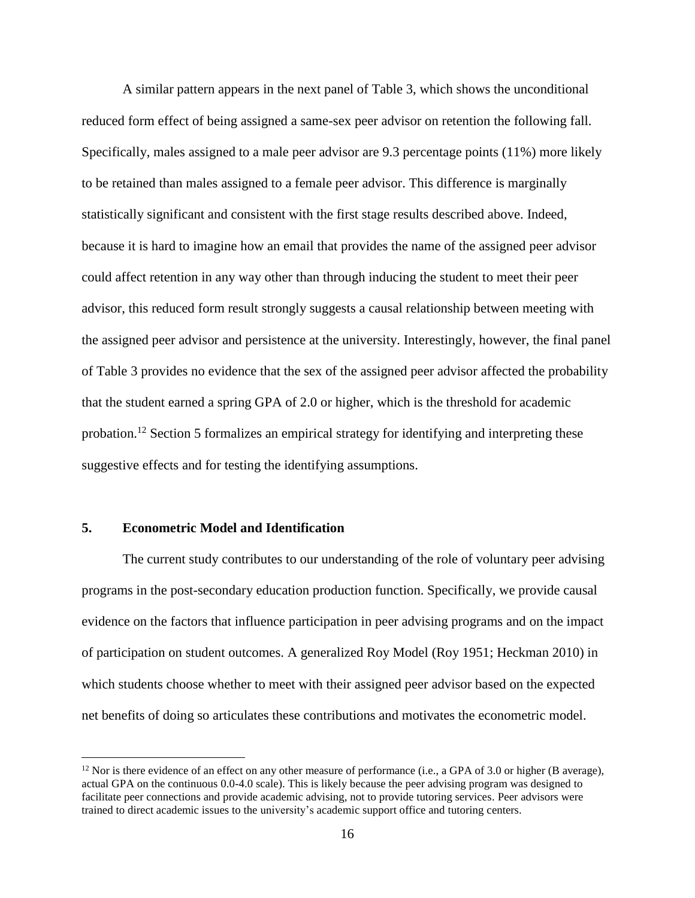A similar pattern appears in the next panel of Table 3, which shows the unconditional reduced form effect of being assigned a same-sex peer advisor on retention the following fall. Specifically, males assigned to a male peer advisor are 9.3 percentage points (11%) more likely to be retained than males assigned to a female peer advisor. This difference is marginally statistically significant and consistent with the first stage results described above. Indeed, because it is hard to imagine how an email that provides the name of the assigned peer advisor could affect retention in any way other than through inducing the student to meet their peer advisor, this reduced form result strongly suggests a causal relationship between meeting with the assigned peer advisor and persistence at the university. Interestingly, however, the final panel of Table 3 provides no evidence that the sex of the assigned peer advisor affected the probability that the student earned a spring GPA of 2.0 or higher, which is the threshold for academic probation.[12] Section 5 formalizes an empirical strategy for identifying and interpreting these suggestive effects and for testing the identifying assumptions.

## 5. Econometric Model and Identification

The current study contributes to our understanding of the role of voluntary peer advising programs in the post-secondary education production function. Specifically, we provide causal evidence on the factors that influence participation in peer advising programs and on the impact of participation on student outcomes. A generalized Roy Model (Roy 1951; Heckman 2010) in which students choose whether to meet with their assigned peer advisor based on the expected net benefits of doing so articulates these contributions and motivates the econometric model.

[12] Nor is there evidence of an effect on any other measure of performance (i.e., a GPA of 3.0 or higher (B average), actual GPA on the continuous 0.0-4.0 scale). This is likely because the peer advising program was designed to facilitate peer connections and provide academic advising, not to provide tutoring services. Peer advisors were trained to direct academic issues to the university's academic support office and tutoring centers.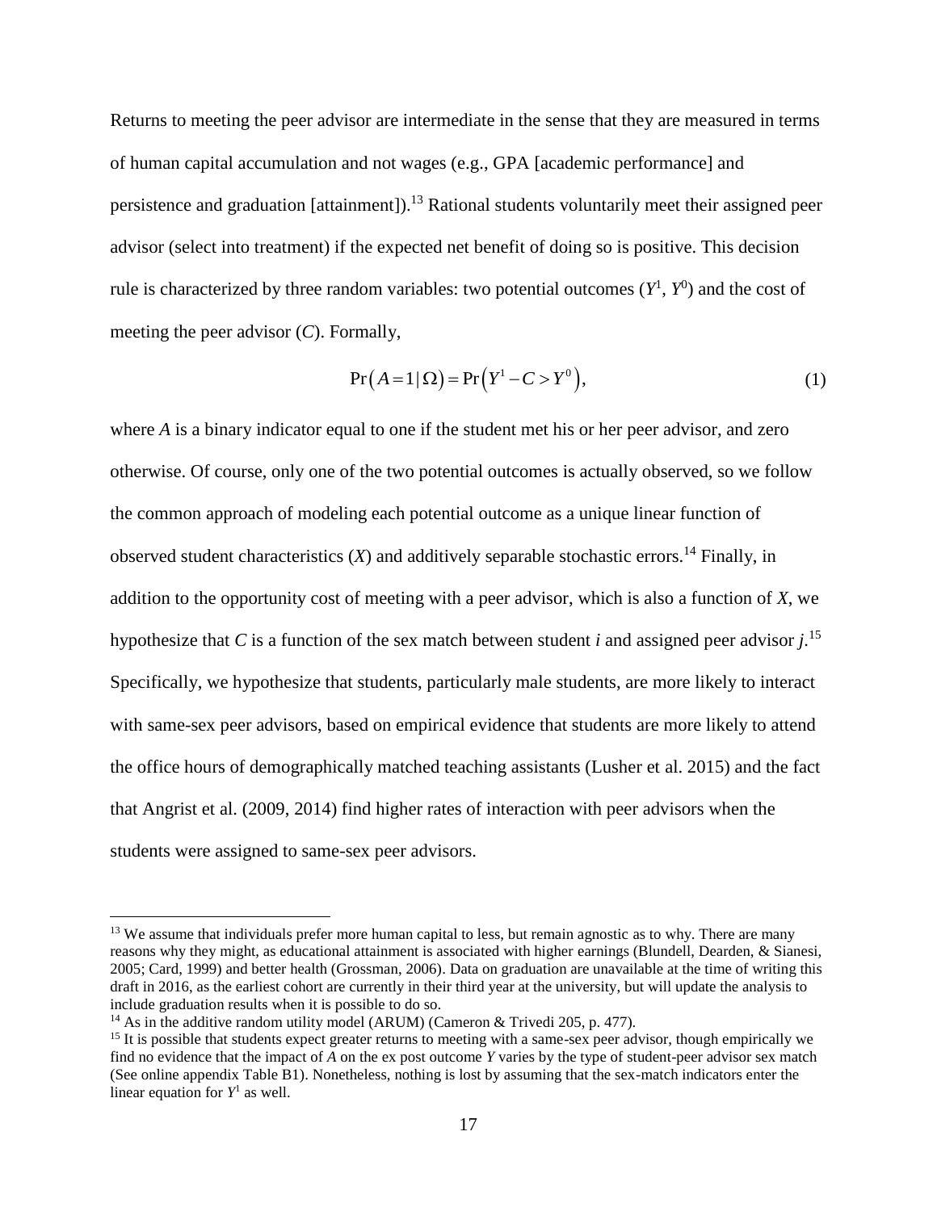Returns to meeting the peer advisor are intermediate in the sense that they are measured in terms of human capital accumulation and not wages (e.g., GPA [academic performance] and persistence and graduation [attainment]).[13] Rational students voluntarily meet their assigned peer advisor (select into treatment) if the expected net benefit of doing so is positive. This decision rule is characterized by three random variables: two potential outcomes ($Y^1$, $Y^0$) and the cost of meeting the peer advisor ($C$). Formally,

$$\Pr\left(A=1 \mid \Omega\right)=\Pr\left(Y^1 - C > Y^0\right), \tag{1}$$

where $A$ is a binary indicator equal to one if the student met his or her peer advisor, and zero otherwise. Of course, only one of the two potential outcomes is actually observed, so we follow the common approach of modeling each potential outcome as a unique linear function of observed student characteristics ($X$) and additively separable stochastic errors.[14] Finally, in addition to the opportunity cost of meeting with a peer advisor, which is also a function of $X$, we hypothesize that $C$ is a function of the sex match between student $i$ and assigned peer advisor $j$.[15] Specifically, we hypothesize that students, particularly male students, are more likely to interact with same-sex peer advisors, based on empirical evidence that students are more likely to attend the office hours of demographically matched teaching assistants (Lusher et al. 2015) and the fact that Angrist et al. (2009, 2014) find higher rates of interaction with peer advisors when the students were assigned to same-sex peer advisors.

---

[13] We assume that individuals prefer more human capital to less, but remain agnostic as to why. There are many reasons why they might, as educational attainment is associated with higher earnings (Blundell, Dearden, & Sianesi, 2005; Card, 1999) and better health (Grossman, 2006). Data on graduation are unavailable at the time of writing this draft in 2016, as the earliest cohort are currently in their third year at the university, but will update the analysis to include graduation results when it is possible to do so.

[14] As in the additive random utility model (ARUM) (Cameron & Trivedi 205, p. 477).

[15] It is possible that students expect greater returns to meeting with a same-sex peer advisor, though empirically we find no evidence that the impact of $A$ on the ex post outcome $Y$ varies by the type of student-peer advisor sex match (See online appendix Table B1). Nonetheless, nothing is lost by assuming that the sex-match indicators enter the linear equation for $Y^1$ as well.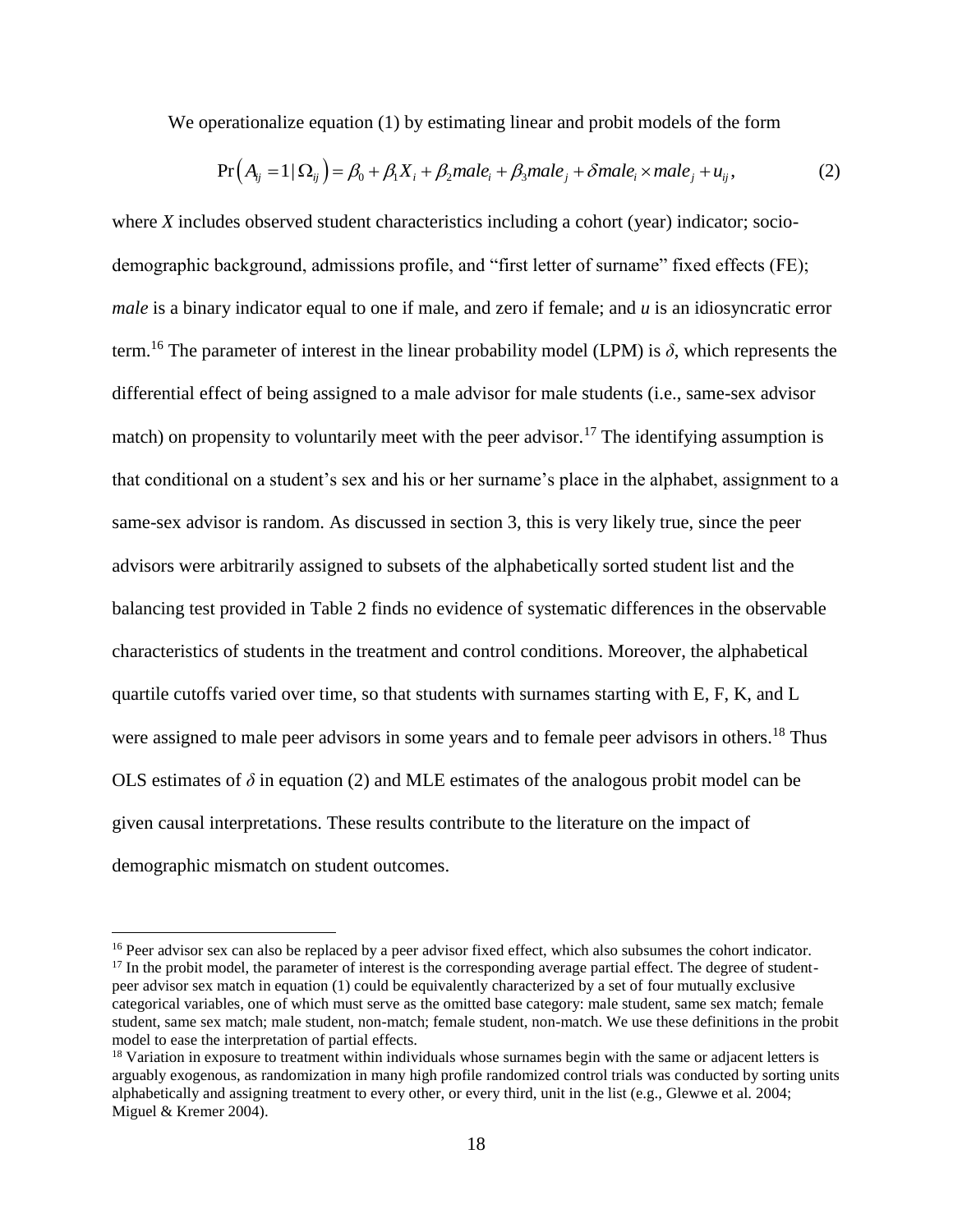We operationalize equation (1) by estimating linear and probit models of the form

$$\Pr\left(A_{ij}=1\,|\,\Omega_{ij}\right)=\beta_0+\beta_1 X_i+\beta_2 male_i+\beta_3 male_j+\delta male_i\times male_j+u_{ij}, \tag{2}$$

where $X$ includes observed student characteristics including a cohort (year) indicator; socio-demographic background, admissions profile, and "first letter of surname" fixed effects (FE); *male* is a binary indicator equal to one if male, and zero if female; and $u$ is an idiosyncratic error term.[16] The parameter of interest in the linear probability model (LPM) is $\delta$, which represents the differential effect of being assigned to a male advisor for male students (i.e., same-sex advisor match) on propensity to voluntarily meet with the peer advisor.[17] The identifying assumption is that conditional on a student's sex and his or her surname's place in the alphabet, assignment to a same-sex advisor is random. As discussed in section 3, this is very likely true, since the peer advisors were arbitrarily assigned to subsets of the alphabetically sorted student list and the balancing test provided in Table 2 finds no evidence of systematic differences in the observable characteristics of students in the treatment and control conditions. Moreover, the alphabetical quartile cutoffs varied over time, so that students with surnames starting with E, F, K, and L were assigned to male peer advisors in some years and to female peer advisors in others.[18] Thus OLS estimates of $\delta$ in equation (2) and MLE estimates of the analogous probit model can be given causal interpretations. These results contribute to the literature on the impact of demographic mismatch on student outcomes.

---

[16] Peer advisor sex can also be replaced by a peer advisor fixed effect, which also subsumes the cohort indicator.

[17] In the probit model, the parameter of interest is the corresponding average partial effect. The degree of student-peer advisor sex match in equation (1) could be equivalently characterized by a set of four mutually exclusive categorical variables, one of which must serve as the omitted base category: male student, same sex match; female student, same sex match; male student, non-match; female student, non-match. We use these definitions in the probit model to ease the interpretation of partial effects.

[18] Variation in exposure to treatment within individuals whose surnames begin with the same or adjacent letters is arguably exogenous, as randomization in many high profile randomized control trials was conducted by sorting units alphabetically and assigning treatment to every other, or every third, unit in the list (e.g., Glewwe et al. 2004; Miguel & Kremer 2004).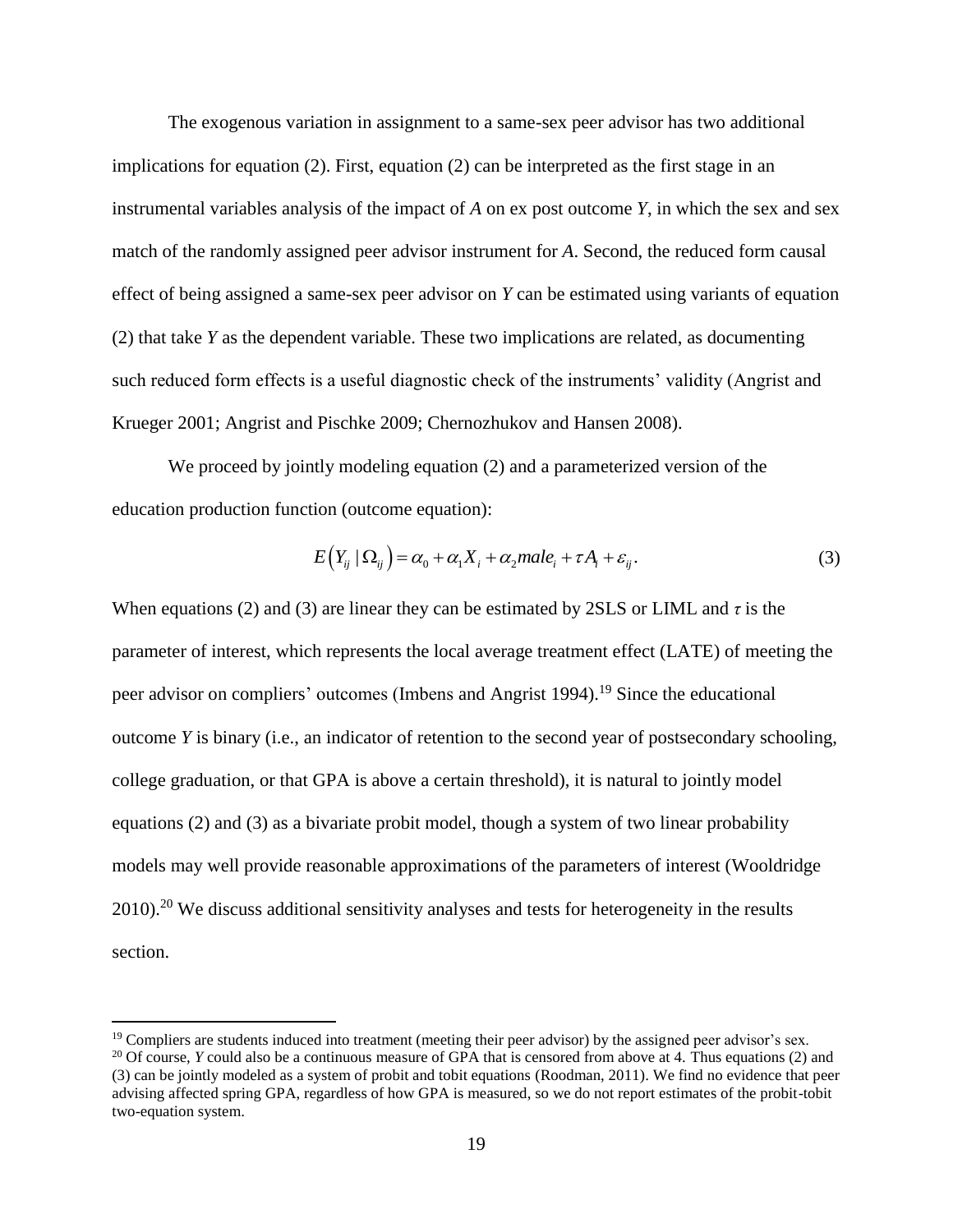The exogenous variation in assignment to a same-sex peer advisor has two additional implications for equation (2). First, equation (2) can be interpreted as the first stage in an instrumental variables analysis of the impact of $A$ on ex post outcome $Y$, in which the sex and sex match of the randomly assigned peer advisor instrument for $A$. Second, the reduced form causal effect of being assigned a same-sex peer advisor on $Y$ can be estimated using variants of equation (2) that take $Y$ as the dependent variable. These two implications are related, as documenting such reduced form effects is a useful diagnostic check of the instruments' validity (Angrist and Krueger 2001; Angrist and Pischke 2009; Chernozhukov and Hansen 2008).

We proceed by jointly modeling equation (2) and a parameterized version of the education production function (outcome equation):

$$E\left(Y_{ij} \mid \Omega_{ij}\right) = \alpha_0 + \alpha_1 X_i + \alpha_2 male_i + \tau A_i + \varepsilon_{ij}. \tag{3}$$

When equations (2) and (3) are linear they can be estimated by 2SLS or LIML and $\tau$ is the parameter of interest, which represents the local average treatment effect (LATE) of meeting the peer advisor on compliers' outcomes (Imbens and Angrist 1994).[19] Since the educational outcome $Y$ is binary (i.e., an indicator of retention to the second year of postsecondary schooling, college graduation, or that GPA is above a certain threshold), it is natural to jointly model equations (2) and (3) as a bivariate probit model, though a system of two linear probability models may well provide reasonable approximations of the parameters of interest (Wooldridge 2010).[20] We discuss additional sensitivity analyses and tests for heterogeneity in the results section.

[19] Compliers are students induced into treatment (meeting their peer advisor) by the assigned peer advisor's sex.

[20] Of course, $Y$ could also be a continuous measure of GPA that is censored from above at 4. Thus equations (2) and (3) can be jointly modeled as a system of probit and tobit equations (Roodman, 2011). We find no evidence that peer advising affected spring GPA, regardless of how GPA is measured, so we do not report estimates of the probit-tobit two-equation system.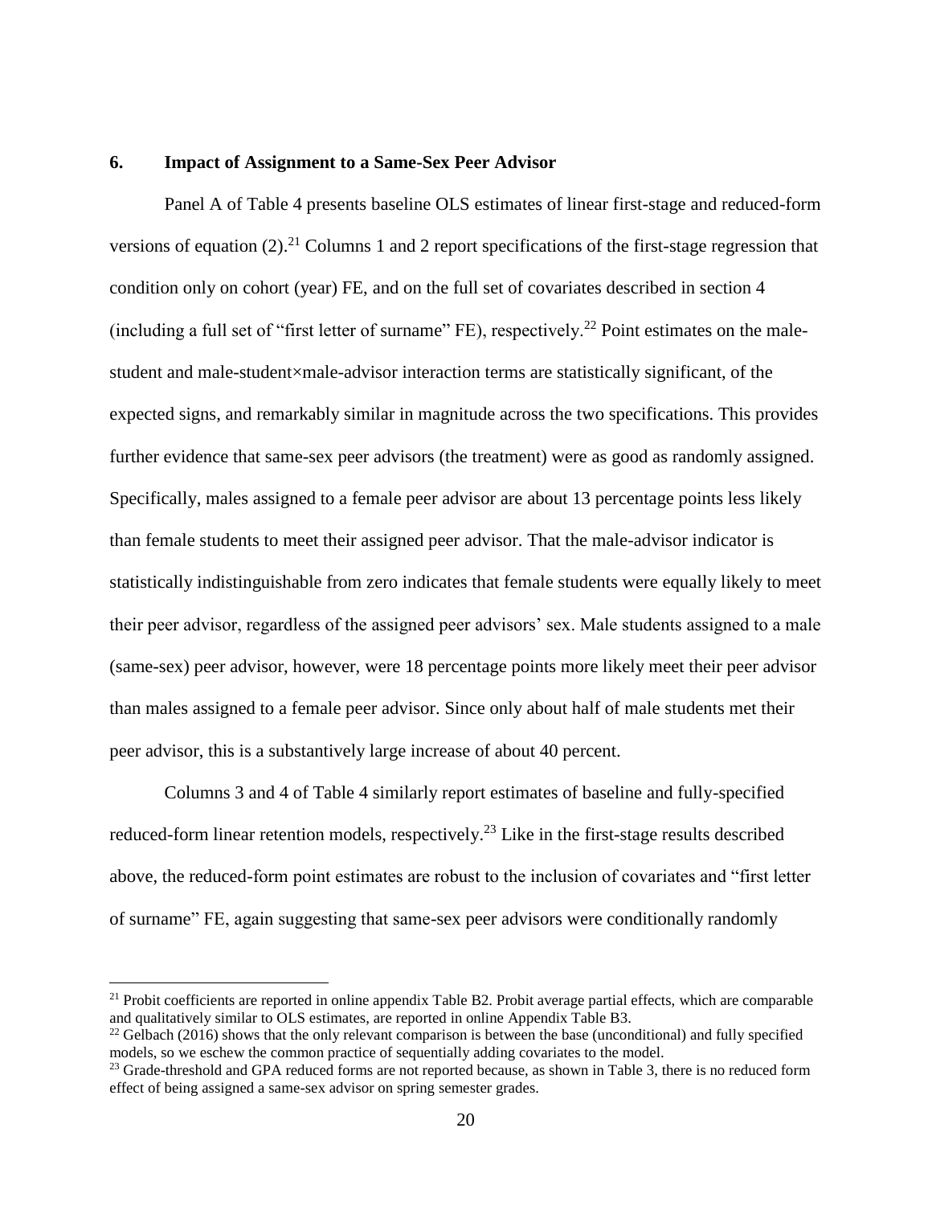## 6. Impact of Assignment to a Same-Sex Peer Advisor

Panel A of Table 4 presents baseline OLS estimates of linear first-stage and reduced-form versions of equation (2).[21] Columns 1 and 2 report specifications of the first-stage regression that condition only on cohort (year) FE, and on the full set of covariates described in section 4 (including a full set of "first letter of surname" FE), respectively.[22] Point estimates on the male-student and male-student×male-advisor interaction terms are statistically significant, of the expected signs, and remarkably similar in magnitude across the two specifications. This provides further evidence that same-sex peer advisors (the treatment) were as good as randomly assigned. Specifically, males assigned to a female peer advisor are about 13 percentage points less likely than female students to meet their assigned peer advisor. That the male-advisor indicator is statistically indistinguishable from zero indicates that female students were equally likely to meet their peer advisor, regardless of the assigned peer advisors' sex. Male students assigned to a male (same-sex) peer advisor, however, were 18 percentage points more likely meet their peer advisor than males assigned to a female peer advisor. Since only about half of male students met their peer advisor, this is a substantively large increase of about 40 percent.

Columns 3 and 4 of Table 4 similarly report estimates of baseline and fully-specified reduced-form linear retention models, respectively.[23] Like in the first-stage results described above, the reduced-form point estimates are robust to the inclusion of covariates and "first letter of surname" FE, again suggesting that same-sex peer advisors were conditionally randomly

---

[21] Probit coefficients are reported in online appendix Table B2. Probit average partial effects, which are comparable and qualitatively similar to OLS estimates, are reported in online Appendix Table B3.

[22] Gelbach (2016) shows that the only relevant comparison is between the base (unconditional) and fully specified models, so we eschew the common practice of sequentially adding covariates to the model.

[23] Grade-threshold and GPA reduced forms are not reported because, as shown in Table 3, there is no reduced form effect of being assigned a same-sex advisor on spring semester grades.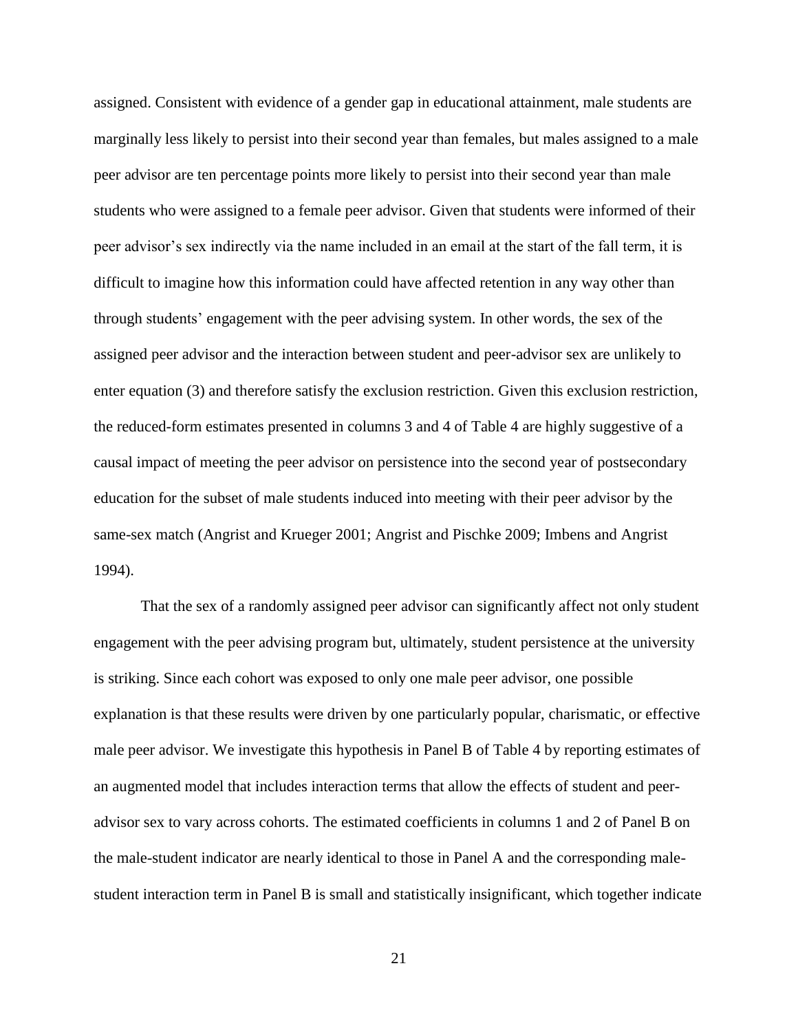assigned. Consistent with evidence of a gender gap in educational attainment, male students are marginally less likely to persist into their second year than females, but males assigned to a male peer advisor are ten percentage points more likely to persist into their second year than male students who were assigned to a female peer advisor. Given that students were informed of their peer advisor's sex indirectly via the name included in an email at the start of the fall term, it is difficult to imagine how this information could have affected retention in any way other than through students' engagement with the peer advising system. In other words, the sex of the assigned peer advisor and the interaction between student and peer-advisor sex are unlikely to enter equation (3) and therefore satisfy the exclusion restriction. Given this exclusion restriction, the reduced-form estimates presented in columns 3 and 4 of Table 4 are highly suggestive of a causal impact of meeting the peer advisor on persistence into the second year of postsecondary education for the subset of male students induced into meeting with their peer advisor by the same-sex match (Angrist and Krueger 2001; Angrist and Pischke 2009; Imbens and Angrist 1994).

That the sex of a randomly assigned peer advisor can significantly affect not only student engagement with the peer advising program but, ultimately, student persistence at the university is striking. Since each cohort was exposed to only one male peer advisor, one possible explanation is that these results were driven by one particularly popular, charismatic, or effective male peer advisor. We investigate this hypothesis in Panel B of Table 4 by reporting estimates of an augmented model that includes interaction terms that allow the effects of student and peer-advisor sex to vary across cohorts. The estimated coefficients in columns 1 and 2 of Panel B on the male-student indicator are nearly identical to those in Panel A and the corresponding male-student interaction term in Panel B is small and statistically insignificant, which together indicate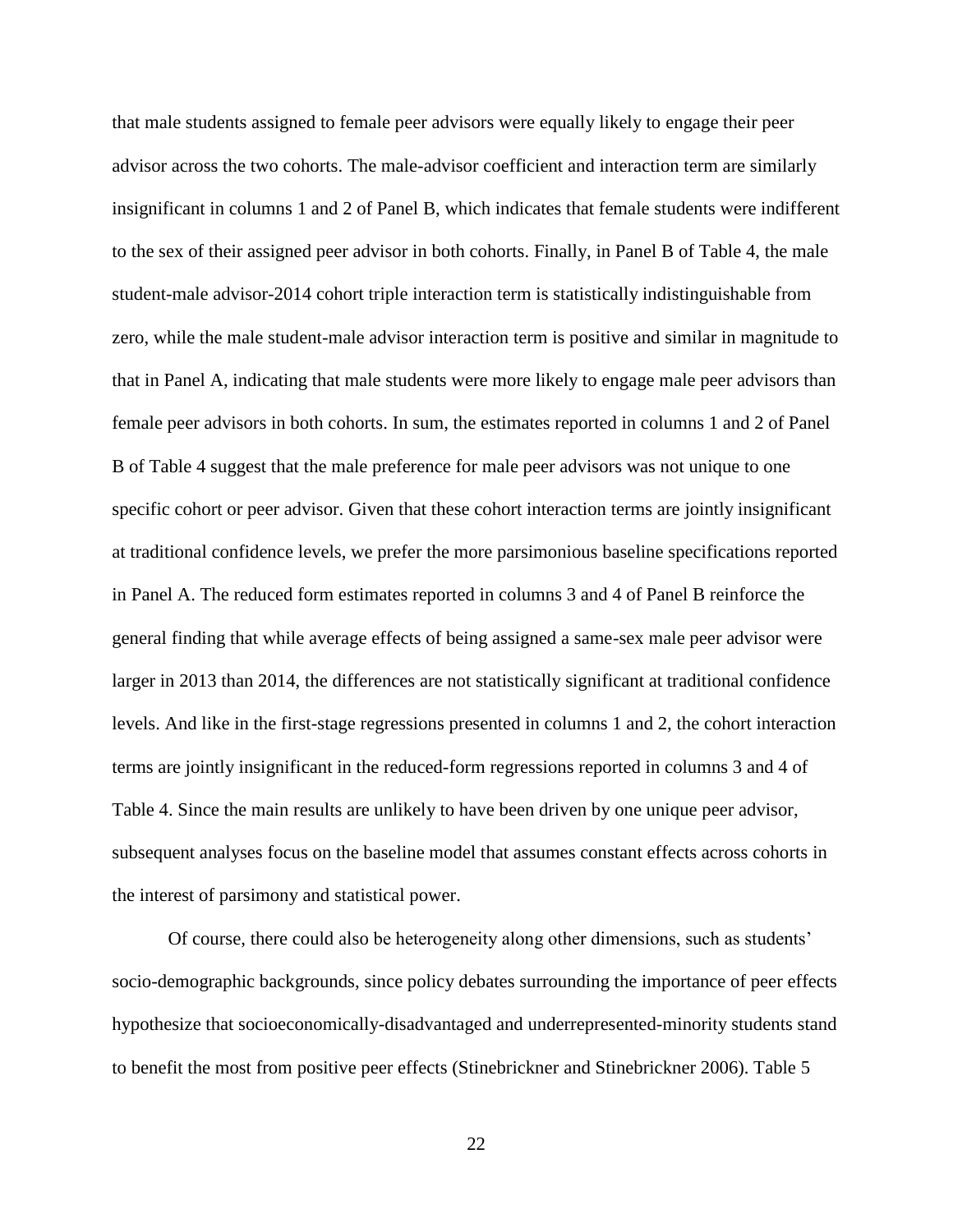that male students assigned to female peer advisors were equally likely to engage their peer advisor across the two cohorts. The male-advisor coefficient and interaction term are similarly insignificant in columns 1 and 2 of Panel B, which indicates that female students were indifferent to the sex of their assigned peer advisor in both cohorts. Finally, in Panel B of Table 4, the male student-male advisor-2014 cohort triple interaction term is statistically indistinguishable from zero, while the male student-male advisor interaction term is positive and similar in magnitude to that in Panel A, indicating that male students were more likely to engage male peer advisors than female peer advisors in both cohorts. In sum, the estimates reported in columns 1 and 2 of Panel B of Table 4 suggest that the male preference for male peer advisors was not unique to one specific cohort or peer advisor. Given that these cohort interaction terms are jointly insignificant at traditional confidence levels, we prefer the more parsimonious baseline specifications reported in Panel A. The reduced form estimates reported in columns 3 and 4 of Panel B reinforce the general finding that while average effects of being assigned a same-sex male peer advisor were larger in 2013 than 2014, the differences are not statistically significant at traditional confidence levels. And like in the first-stage regressions presented in columns 1 and 2, the cohort interaction terms are jointly insignificant in the reduced-form regressions reported in columns 3 and 4 of Table 4. Since the main results are unlikely to have been driven by one unique peer advisor, subsequent analyses focus on the baseline model that assumes constant effects across cohorts in the interest of parsimony and statistical power.

Of course, there could also be heterogeneity along other dimensions, such as students' socio-demographic backgrounds, since policy debates surrounding the importance of peer effects hypothesize that socioeconomically-disadvantaged and underrepresented-minority students stand to benefit the most from positive peer effects (Stinebrickner and Stinebrickner 2006). Table 5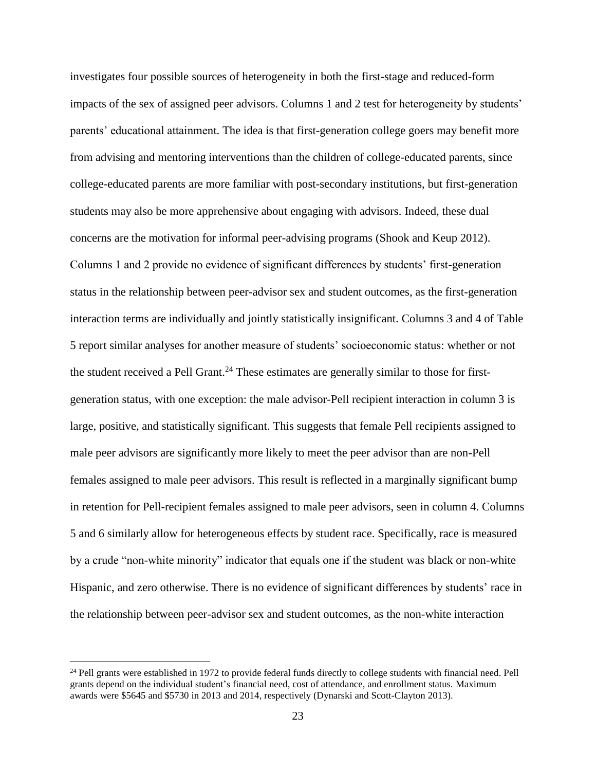investigates four possible sources of heterogeneity in both the first-stage and reduced-form impacts of the sex of assigned peer advisors. Columns 1 and 2 test for heterogeneity by students' parents' educational attainment. The idea is that first-generation college goers may benefit more from advising and mentoring interventions than the children of college-educated parents, since college-educated parents are more familiar with post-secondary institutions, but first-generation students may also be more apprehensive about engaging with advisors. Indeed, these dual concerns are the motivation for informal peer-advising programs (Shook and Keup 2012). Columns 1 and 2 provide no evidence of significant differences by students' first-generation status in the relationship between peer-advisor sex and student outcomes, as the first-generation interaction terms are individually and jointly statistically insignificant. Columns 3 and 4 of Table 5 report similar analyses for another measure of students' socioeconomic status: whether or not the student received a Pell Grant.[24] These estimates are generally similar to those for first-generation status, with one exception: the male advisor-Pell recipient interaction in column 3 is large, positive, and statistically significant. This suggests that female Pell recipients assigned to male peer advisors are significantly more likely to meet the peer advisor than are non-Pell females assigned to male peer advisors. This result is reflected in a marginally significant bump in retention for Pell-recipient females assigned to male peer advisors, seen in column 4. Columns 5 and 6 similarly allow for heterogeneous effects by student race. Specifically, race is measured by a crude "non-white minority" indicator that equals one if the student was black or non-white Hispanic, and zero otherwise. There is no evidence of significant differences by students' race in the relationship between peer-advisor sex and student outcomes, as the non-white interaction

[24] Pell grants were established in 1972 to provide federal funds directly to college students with financial need. Pell grants depend on the individual student's financial need, cost of attendance, and enrollment status. Maximum awards were $5645 and $5730 in 2013 and 2014, respectively (Dynarski and Scott-Clayton 2013).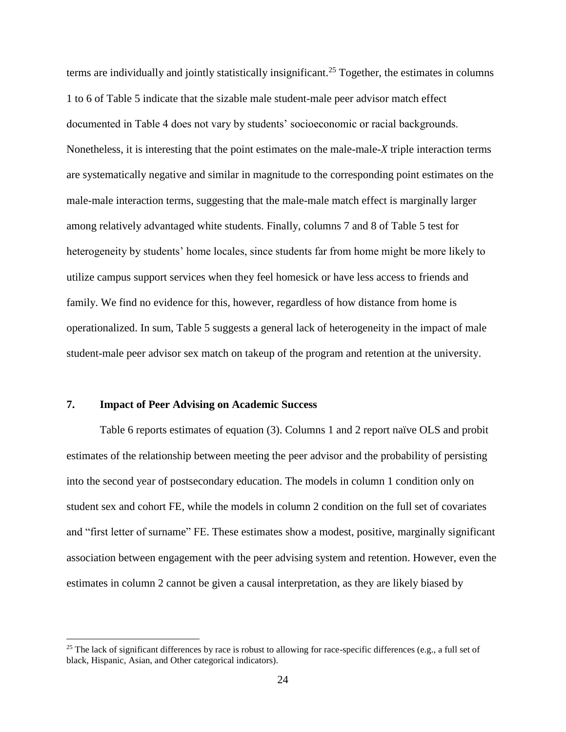terms are individually and jointly statistically insignificant.[25] Together, the estimates in columns 1 to 6 of Table 5 indicate that the sizable male student-male peer advisor match effect documented in Table 4 does not vary by students' socioeconomic or racial backgrounds. Nonetheless, it is interesting that the point estimates on the male-male-*X* triple interaction terms are systematically negative and similar in magnitude to the corresponding point estimates on the male-male interaction terms, suggesting that the male-male match effect is marginally larger among relatively advantaged white students. Finally, columns 7 and 8 of Table 5 test for heterogeneity by students' home locales, since students far from home might be more likely to utilize campus support services when they feel homesick or have less access to friends and family. We find no evidence for this, however, regardless of how distance from home is operationalized. In sum, Table 5 suggests a general lack of heterogeneity in the impact of male student-male peer advisor sex match on takeup of the program and retention at the university.

## 7. Impact of Peer Advising on Academic Success

Table 6 reports estimates of equation (3). Columns 1 and 2 report naïve OLS and probit estimates of the relationship between meeting the peer advisor and the probability of persisting into the second year of postsecondary education. The models in column 1 condition only on student sex and cohort FE, while the models in column 2 condition on the full set of covariates and "first letter of surname" FE. These estimates show a modest, positive, marginally significant association between engagement with the peer advising system and retention. However, even the estimates in column 2 cannot be given a causal interpretation, as they are likely biased by

[25] The lack of significant differences by race is robust to allowing for race-specific differences (e.g., a full set of black, Hispanic, Asian, and Other categorical indicators).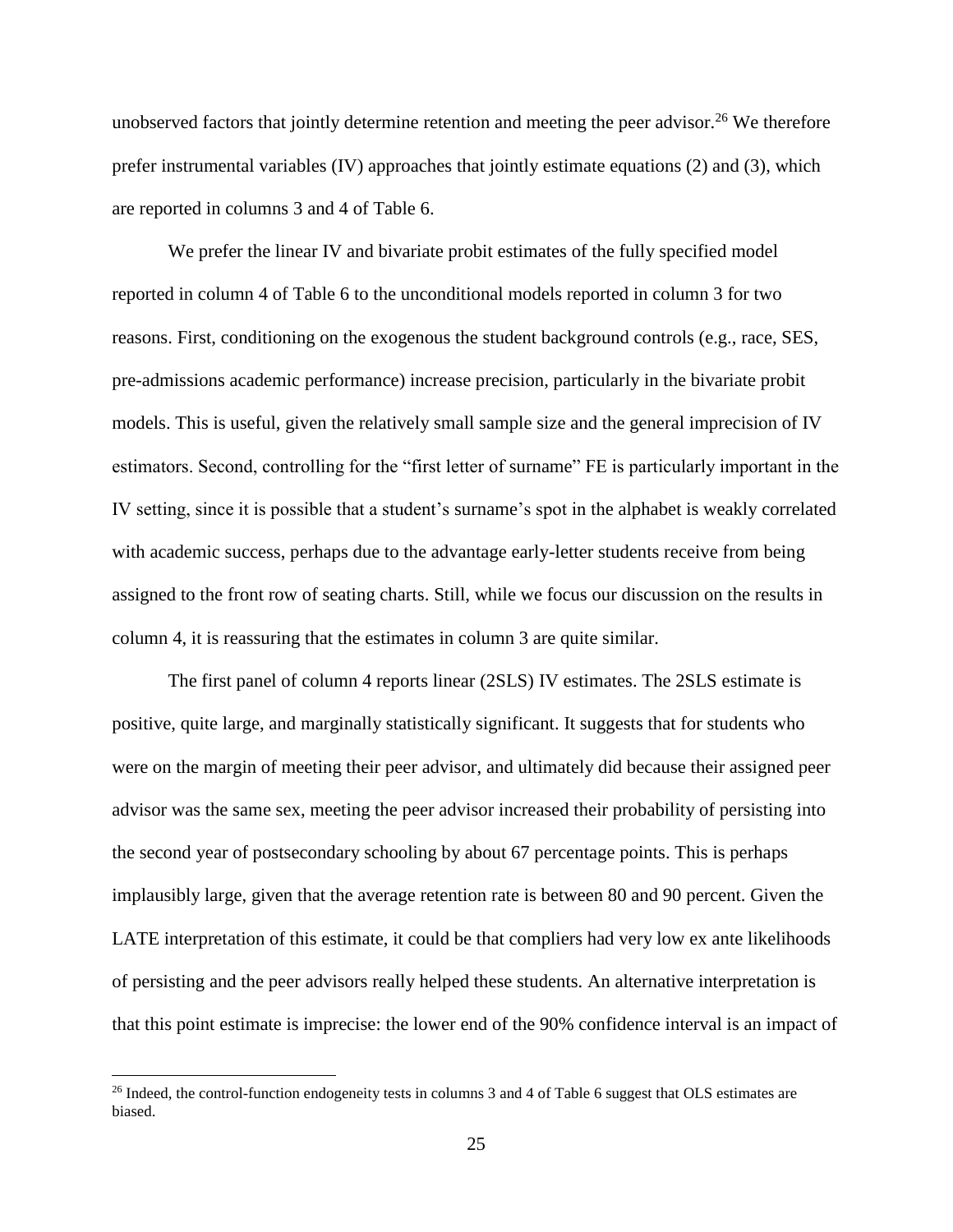unobserved factors that jointly determine retention and meeting the peer advisor.[26] We therefore prefer instrumental variables (IV) approaches that jointly estimate equations (2) and (3), which are reported in columns 3 and 4 of Table 6.

We prefer the linear IV and bivariate probit estimates of the fully specified model reported in column 4 of Table 6 to the unconditional models reported in column 3 for two reasons. First, conditioning on the exogenous the student background controls (e.g., race, SES, pre-admissions academic performance) increase precision, particularly in the bivariate probit models. This is useful, given the relatively small sample size and the general imprecision of IV estimators. Second, controlling for the "first letter of surname" FE is particularly important in the IV setting, since it is possible that a student's surname's spot in the alphabet is weakly correlated with academic success, perhaps due to the advantage early-letter students receive from being assigned to the front row of seating charts. Still, while we focus our discussion on the results in column 4, it is reassuring that the estimates in column 3 are quite similar.

The first panel of column 4 reports linear (2SLS) IV estimates. The 2SLS estimate is positive, quite large, and marginally statistically significant. It suggests that for students who were on the margin of meeting their peer advisor, and ultimately did because their assigned peer advisor was the same sex, meeting the peer advisor increased their probability of persisting into the second year of postsecondary schooling by about 67 percentage points. This is perhaps implausibly large, given that the average retention rate is between 80 and 90 percent. Given the LATE interpretation of this estimate, it could be that compliers had very low ex ante likelihoods of persisting and the peer advisors really helped these students. An alternative interpretation is that this point estimate is imprecise: the lower end of the 90% confidence interval is an impact of

[26] Indeed, the control-function endogeneity tests in columns 3 and 4 of Table 6 suggest that OLS estimates are biased.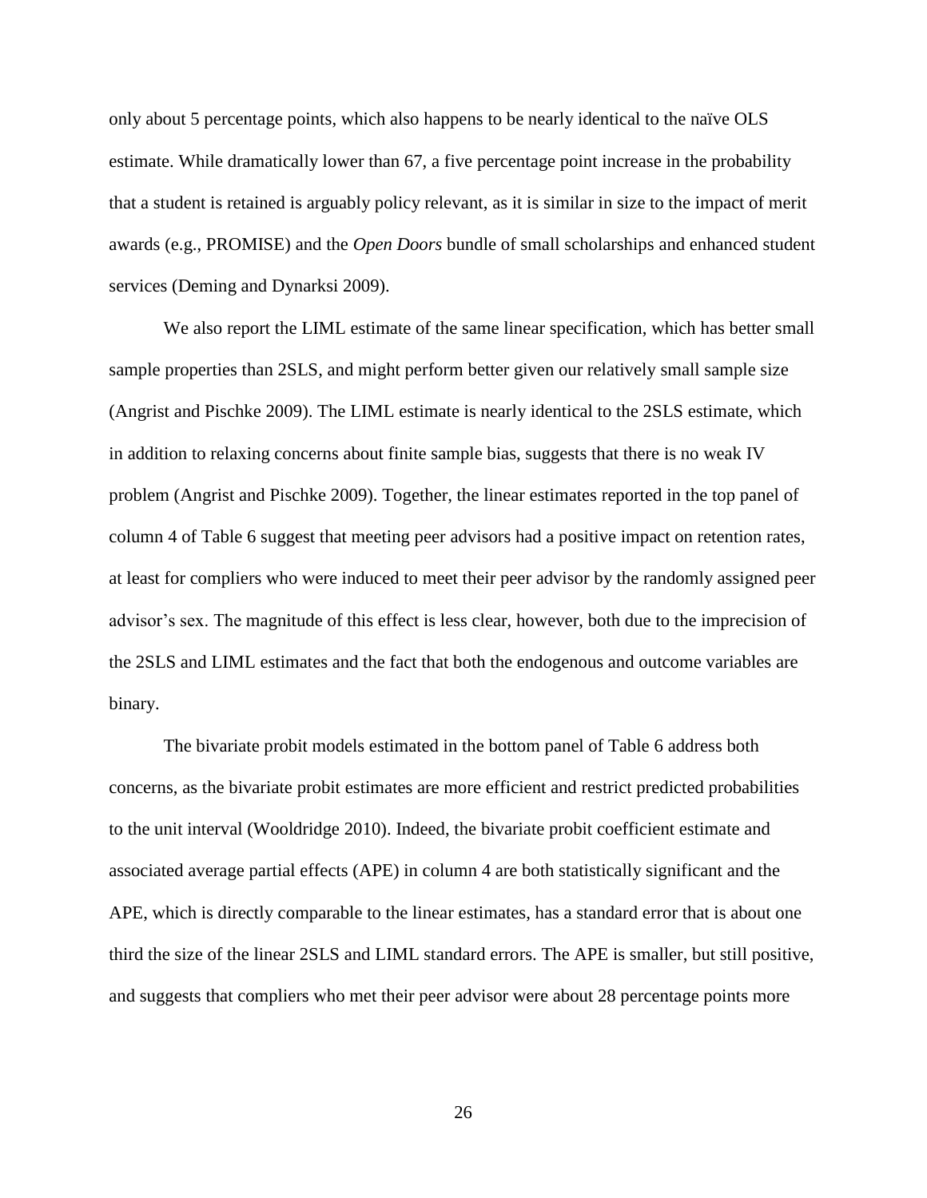only about 5 percentage points, which also happens to be nearly identical to the naïve OLS estimate. While dramatically lower than 67, a five percentage point increase in the probability that a student is retained is arguably policy relevant, as it is similar in size to the impact of merit awards (e.g., PROMISE) and the *Open Doors* bundle of small scholarships and enhanced student services (Deming and Dynarksi 2009).

We also report the LIML estimate of the same linear specification, which has better small sample properties than 2SLS, and might perform better given our relatively small sample size (Angrist and Pischke 2009). The LIML estimate is nearly identical to the 2SLS estimate, which in addition to relaxing concerns about finite sample bias, suggests that there is no weak IV problem (Angrist and Pischke 2009). Together, the linear estimates reported in the top panel of column 4 of Table 6 suggest that meeting peer advisors had a positive impact on retention rates, at least for compliers who were induced to meet their peer advisor by the randomly assigned peer advisor's sex. The magnitude of this effect is less clear, however, both due to the imprecision of the 2SLS and LIML estimates and the fact that both the endogenous and outcome variables are binary.

The bivariate probit models estimated in the bottom panel of Table 6 address both concerns, as the bivariate probit estimates are more efficient and restrict predicted probabilities to the unit interval (Wooldridge 2010). Indeed, the bivariate probit coefficient estimate and associated average partial effects (APE) in column 4 are both statistically significant and the APE, which is directly comparable to the linear estimates, has a standard error that is about one third the size of the linear 2SLS and LIML standard errors. The APE is smaller, but still positive, and suggests that compliers who met their peer advisor were about 28 percentage points more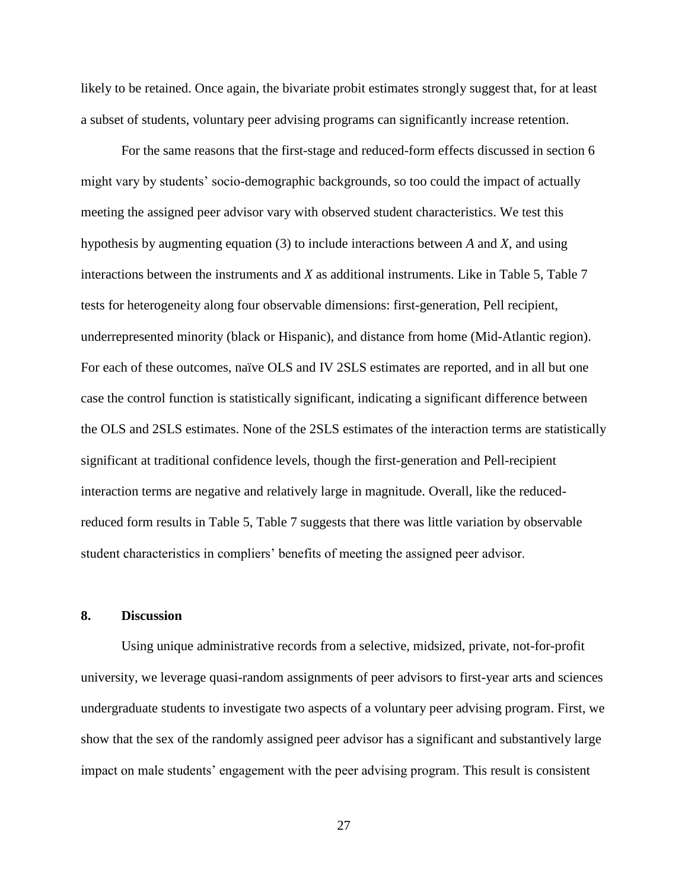likely to be retained. Once again, the bivariate probit estimates strongly suggest that, for at least a subset of students, voluntary peer advising programs can significantly increase retention.

For the same reasons that the first-stage and reduced-form effects discussed in section 6 might vary by students' socio-demographic backgrounds, so too could the impact of actually meeting the assigned peer advisor vary with observed student characteristics. We test this hypothesis by augmenting equation (3) to include interactions between $A$ and $X$, and using interactions between the instruments and $X$ as additional instruments. Like in Table 5, Table 7 tests for heterogeneity along four observable dimensions: first-generation, Pell recipient, underrepresented minority (black or Hispanic), and distance from home (Mid-Atlantic region). For each of these outcomes, naïve OLS and IV 2SLS estimates are reported, and in all but one case the control function is statistically significant, indicating a significant difference between the OLS and 2SLS estimates. None of the 2SLS estimates of the interaction terms are statistically significant at traditional confidence levels, though the first-generation and Pell-recipient interaction terms are negative and relatively large in magnitude. Overall, like the reduced-reduced form results in Table 5, Table 7 suggests that there was little variation by observable student characteristics in compliers' benefits of meeting the assigned peer advisor.

## 8. Discussion

Using unique administrative records from a selective, midsized, private, not-for-profit university, we leverage quasi-random assignments of peer advisors to first-year arts and sciences undergraduate students to investigate two aspects of a voluntary peer advising program. First, we show that the sex of the randomly assigned peer advisor has a significant and substantively large impact on male students' engagement with the peer advising program. This result is consistent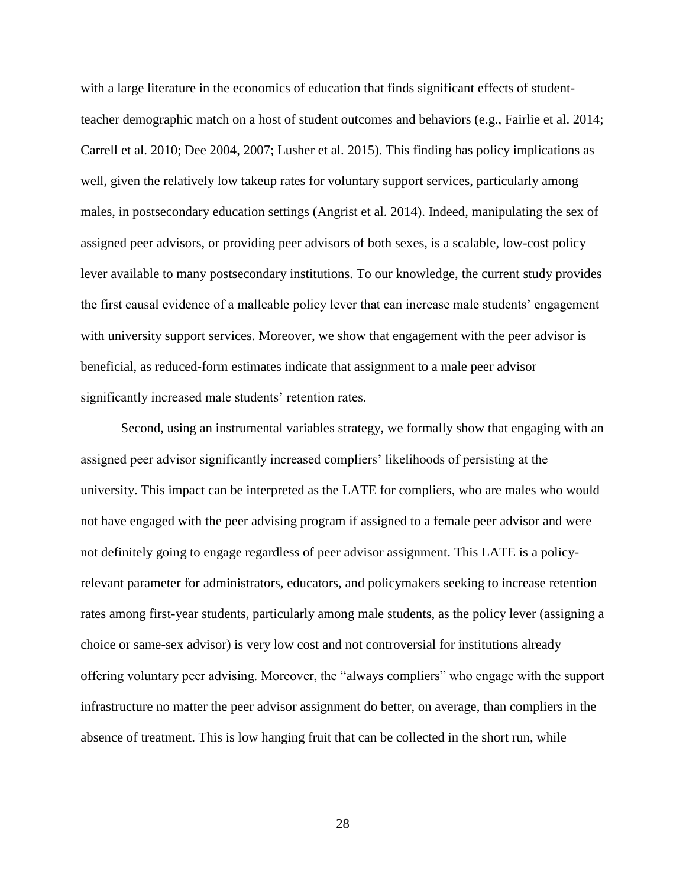with a large literature in the economics of education that finds significant effects of student-teacher demographic match on a host of student outcomes and behaviors (e.g., Fairlie et al. 2014; Carrell et al. 2010; Dee 2004, 2007; Lusher et al. 2015). This finding has policy implications as well, given the relatively low takeup rates for voluntary support services, particularly among males, in postsecondary education settings (Angrist et al. 2014). Indeed, manipulating the sex of assigned peer advisors, or providing peer advisors of both sexes, is a scalable, low-cost policy lever available to many postsecondary institutions. To our knowledge, the current study provides the first causal evidence of a malleable policy lever that can increase male students' engagement with university support services. Moreover, we show that engagement with the peer advisor is beneficial, as reduced-form estimates indicate that assignment to a male peer advisor significantly increased male students' retention rates.

Second, using an instrumental variables strategy, we formally show that engaging with an assigned peer advisor significantly increased compliers' likelihoods of persisting at the university. This impact can be interpreted as the LATE for compliers, who are males who would not have engaged with the peer advising program if assigned to a female peer advisor and were not definitely going to engage regardless of peer advisor assignment. This LATE is a policy-relevant parameter for administrators, educators, and policymakers seeking to increase retention rates among first-year students, particularly among male students, as the policy lever (assigning a choice or same-sex advisor) is very low cost and not controversial for institutions already offering voluntary peer advising. Moreover, the "always compliers" who engage with the support infrastructure no matter the peer advisor assignment do better, on average, than compliers in the absence of treatment. This is low hanging fruit that can be collected in the short run, while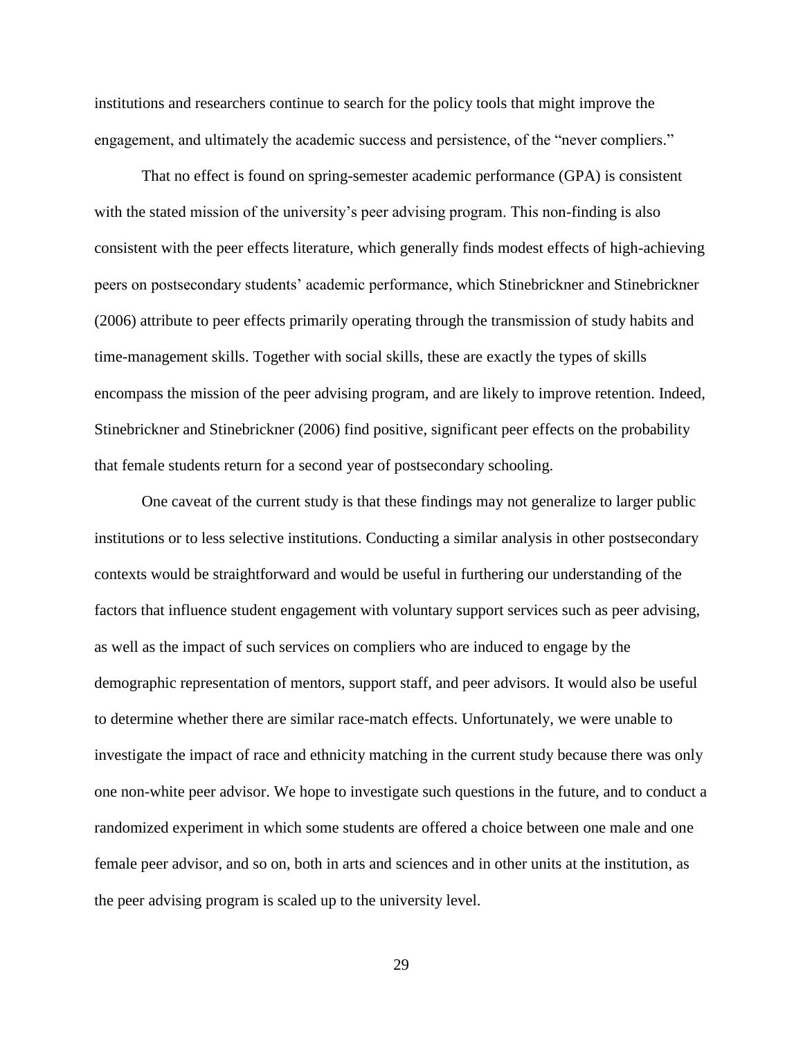institutions and researchers continue to search for the policy tools that might improve the engagement, and ultimately the academic success and persistence, of the "never compliers."

That no effect is found on spring-semester academic performance (GPA) is consistent with the stated mission of the university's peer advising program. This non-finding is also consistent with the peer effects literature, which generally finds modest effects of high-achieving peers on postsecondary students' academic performance, which Stinebrickner and Stinebrickner (2006) attribute to peer effects primarily operating through the transmission of study habits and time-management skills. Together with social skills, these are exactly the types of skills encompass the mission of the peer advising program, and are likely to improve retention. Indeed, Stinebrickner and Stinebrickner (2006) find positive, significant peer effects on the probability that female students return for a second year of postsecondary schooling.

One caveat of the current study is that these findings may not generalize to larger public institutions or to less selective institutions. Conducting a similar analysis in other postsecondary contexts would be straightforward and would be useful in furthering our understanding of the factors that influence student engagement with voluntary support services such as peer advising, as well as the impact of such services on compliers who are induced to engage by the demographic representation of mentors, support staff, and peer advisors. It would also be useful to determine whether there are similar race-match effects. Unfortunately, we were unable to investigate the impact of race and ethnicity matching in the current study because there was only one non-white peer advisor. We hope to investigate such questions in the future, and to conduct a randomized experiment in which some students are offered a choice between one male and one female peer advisor, and so on, both in arts and sciences and in other units at the institution, as the peer advising program is scaled up to the university level.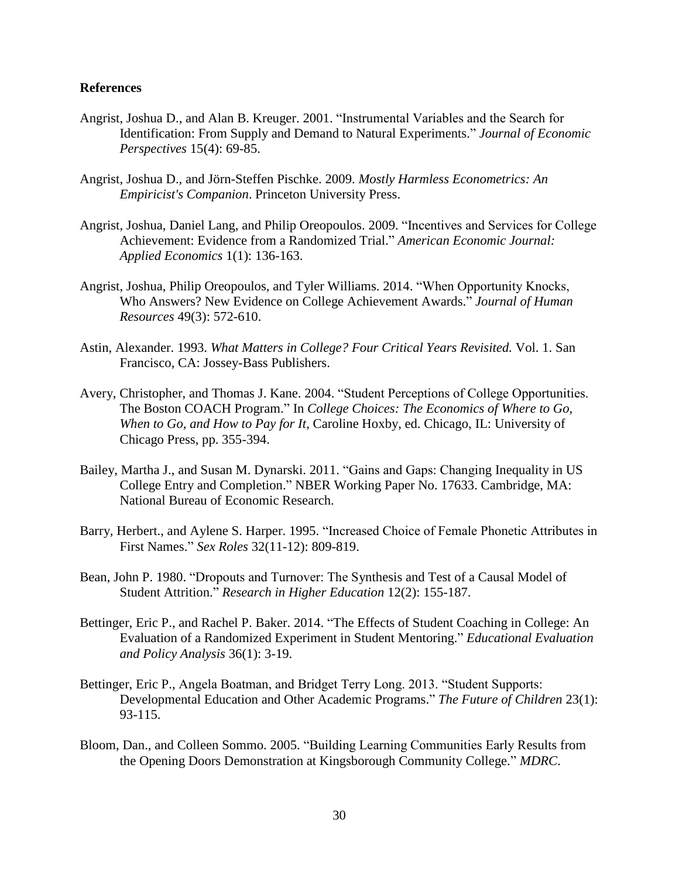## References

Angrist, Joshua D., and Alan B. Kreuger. 2001. "Instrumental Variables and the Search for Identification: From Supply and Demand to Natural Experiments." *Journal of Economic Perspectives* 15(4): 69-85.

Angrist, Joshua D., and Jörn-Steffen Pischke. 2009. *Mostly Harmless Econometrics: An Empiricist's Companion*. Princeton University Press.

Angrist, Joshua, Daniel Lang, and Philip Oreopoulos. 2009. "Incentives and Services for College Achievement: Evidence from a Randomized Trial." *American Economic Journal: Applied Economics* 1(1): 136-163.

Angrist, Joshua, Philip Oreopoulos, and Tyler Williams. 2014. "When Opportunity Knocks, Who Answers? New Evidence on College Achievement Awards." *Journal of Human Resources* 49(3): 572-610.

Astin, Alexander. 1993. *What Matters in College? Four Critical Years Revisited.* Vol. 1. San Francisco, CA: Jossey-Bass Publishers.

Avery, Christopher, and Thomas J. Kane. 2004. "Student Perceptions of College Opportunities. The Boston COACH Program." In *College Choices: The Economics of Where to Go, When to Go, and How to Pay for It,* Caroline Hoxby, ed. Chicago, IL: University of Chicago Press, pp. 355-394.

Bailey, Martha J., and Susan M. Dynarski. 2011. "Gains and Gaps: Changing Inequality in US College Entry and Completion." NBER Working Paper No. 17633. Cambridge, MA: National Bureau of Economic Research.

Barry, Herbert., and Aylene S. Harper. 1995. "Increased Choice of Female Phonetic Attributes in First Names." *Sex Roles* 32(11-12): 809-819.

Bean, John P. 1980. "Dropouts and Turnover: The Synthesis and Test of a Causal Model of Student Attrition." *Research in Higher Education* 12(2): 155-187.

Bettinger, Eric P., and Rachel P. Baker. 2014. "The Effects of Student Coaching in College: An Evaluation of a Randomized Experiment in Student Mentoring." *Educational Evaluation and Policy Analysis* 36(1): 3-19.

Bettinger, Eric P., Angela Boatman, and Bridget Terry Long. 2013. "Student Supports: Developmental Education and Other Academic Programs." *The Future of Children* 23(1): 93-115.

Bloom, Dan., and Colleen Sommo. 2005. "Building Learning Communities Early Results from the Opening Doors Demonstration at Kingsborough Community College." *MDRC*.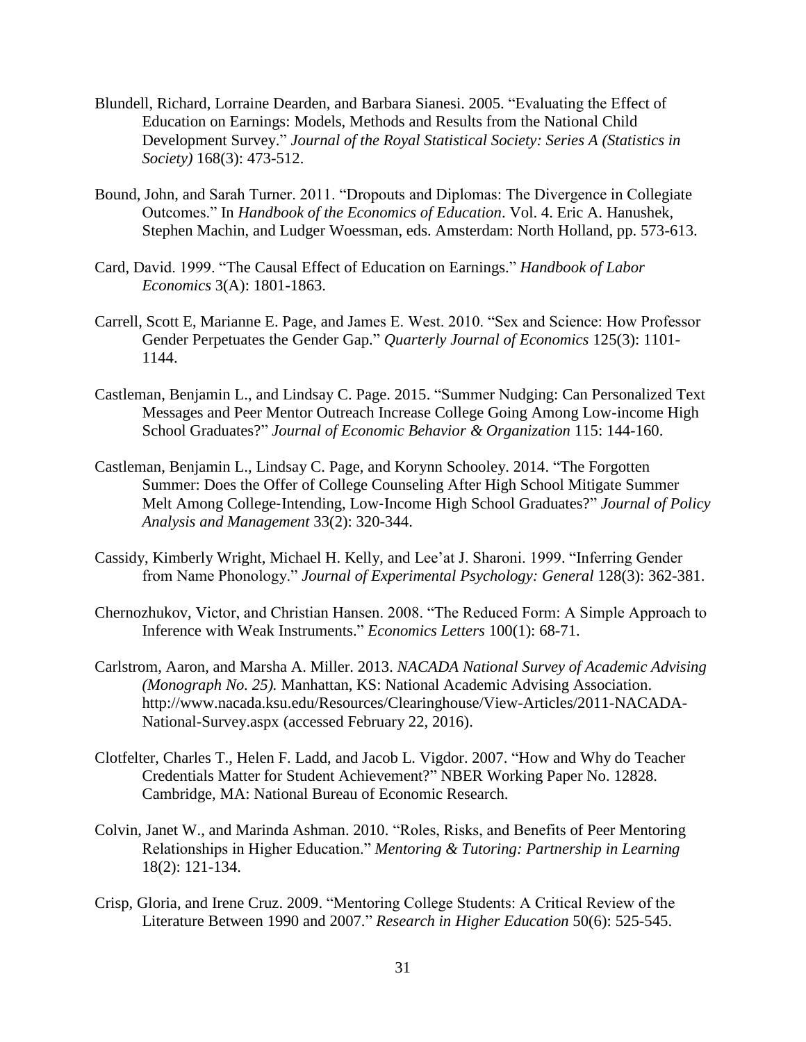Blundell, Richard, Lorraine Dearden, and Barbara Sianesi. 2005. "Evaluating the Effect of Education on Earnings: Models, Methods and Results from the National Child Development Survey." *Journal of the Royal Statistical Society: Series A (Statistics in Society)* 168(3): 473-512.

Bound, John, and Sarah Turner. 2011. "Dropouts and Diplomas: The Divergence in Collegiate Outcomes." In *Handbook of the Economics of Education*. Vol. 4. Eric A. Hanushek, Stephen Machin, and Ludger Woessman, eds. Amsterdam: North Holland, pp. 573-613.

Card, David. 1999. "The Causal Effect of Education on Earnings." *Handbook of Labor Economics* 3(A): 1801-1863.

Carrell, Scott E, Marianne E. Page, and James E. West. 2010. "Sex and Science: How Professor Gender Perpetuates the Gender Gap." *Quarterly Journal of Economics* 125(3): 1101-1144.

Castleman, Benjamin L., and Lindsay C. Page. 2015. "Summer Nudging: Can Personalized Text Messages and Peer Mentor Outreach Increase College Going Among Low-income High School Graduates?" *Journal of Economic Behavior & Organization* 115: 144-160.

Castleman, Benjamin L., Lindsay C. Page, and Korynn Schooley. 2014. "The Forgotten Summer: Does the Offer of College Counseling After High School Mitigate Summer Melt Among College-Intending, Low-Income High School Graduates?" *Journal of Policy Analysis and Management* 33(2): 320-344.

Cassidy, Kimberly Wright, Michael H. Kelly, and Lee'at J. Sharoni. 1999. "Inferring Gender from Name Phonology." *Journal of Experimental Psychology: General* 128(3): 362-381.

Chernozhukov, Victor, and Christian Hansen. 2008. "The Reduced Form: A Simple Approach to Inference with Weak Instruments." *Economics Letters* 100(1): 68-71.

Carlstrom, Aaron, and Marsha A. Miller. 2013. *NACADA National Survey of Academic Advising (Monograph No. 25).* Manhattan, KS: National Academic Advising Association. http://www.nacada.ksu.edu/Resources/Clearinghouse/View-Articles/2011-NACADA-National-Survey.aspx (accessed February 22, 2016).

Clotfelter, Charles T., Helen F. Ladd, and Jacob L. Vigdor. 2007. "How and Why do Teacher Credentials Matter for Student Achievement?" NBER Working Paper No. 12828. Cambridge, MA: National Bureau of Economic Research.

Colvin, Janet W., and Marinda Ashman. 2010. "Roles, Risks, and Benefits of Peer Mentoring Relationships in Higher Education." *Mentoring & Tutoring: Partnership in Learning* 18(2): 121-134.

Crisp, Gloria, and Irene Cruz. 2009. "Mentoring College Students: A Critical Review of the Literature Between 1990 and 2007." *Research in Higher Education* 50(6): 525-545.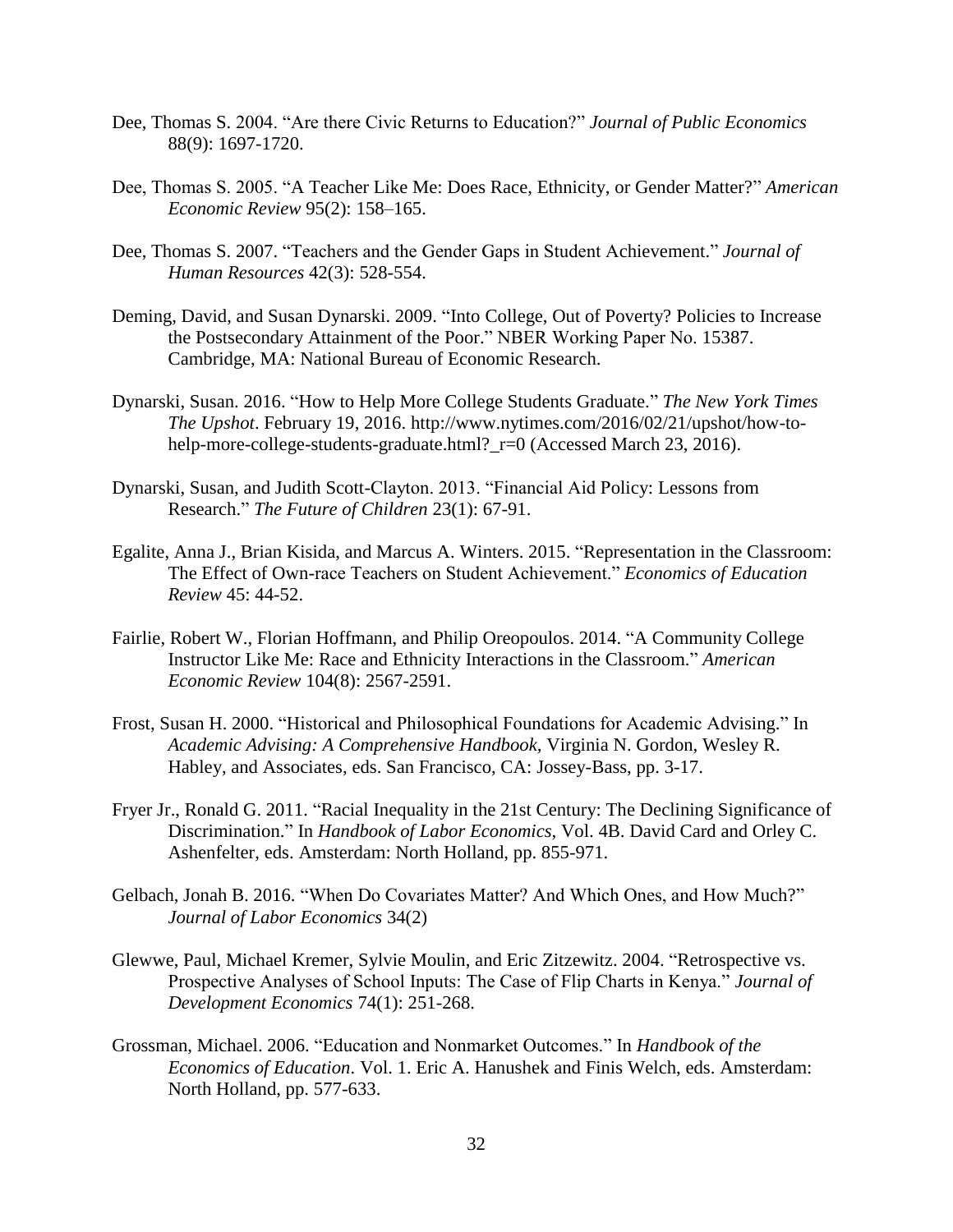Dee, Thomas S. 2004. "Are there Civic Returns to Education?" *Journal of Public Economics* 88(9): 1697-1720.

Dee, Thomas S. 2005. "A Teacher Like Me: Does Race, Ethnicity, or Gender Matter?" *American Economic Review* 95(2): 158–165.

Dee, Thomas S. 2007. "Teachers and the Gender Gaps in Student Achievement." *Journal of Human Resources* 42(3): 528-554.

Deming, David, and Susan Dynarski. 2009. "Into College, Out of Poverty? Policies to Increase the Postsecondary Attainment of the Poor." NBER Working Paper No. 15387. Cambridge, MA: National Bureau of Economic Research.

Dynarski, Susan. 2016. "How to Help More College Students Graduate." *The New York Times The Upshot*. February 19, 2016. http://www.nytimes.com/2016/02/21/upshot/how-to-help-more-college-students-graduate.html?_r=0 (Accessed March 23, 2016).

Dynarski, Susan, and Judith Scott-Clayton. 2013. "Financial Aid Policy: Lessons from Research." *The Future of Children* 23(1): 67-91.

Egalite, Anna J., Brian Kisida, and Marcus A. Winters. 2015. "Representation in the Classroom: The Effect of Own-race Teachers on Student Achievement." *Economics of Education Review* 45: 44-52.

Fairlie, Robert W., Florian Hoffmann, and Philip Oreopoulos. 2014. "A Community College Instructor Like Me: Race and Ethnicity Interactions in the Classroom." *American Economic Review* 104(8): 2567-2591.

Frost, Susan H. 2000. "Historical and Philosophical Foundations for Academic Advising." In *Academic Advising: A Comprehensive Handbook*, Virginia N. Gordon, Wesley R. Habley, and Associates, eds. San Francisco, CA: Jossey-Bass, pp. 3-17.

Fryer Jr., Ronald G. 2011. "Racial Inequality in the 21st Century: The Declining Significance of Discrimination." In *Handbook of Labor Economics*, Vol. 4B. David Card and Orley C. Ashenfelter, eds. Amsterdam: North Holland, pp. 855-971.

Gelbach, Jonah B. 2016. "When Do Covariates Matter? And Which Ones, and How Much?" *Journal of Labor Economics* 34(2)

Glewwe, Paul, Michael Kremer, Sylvie Moulin, and Eric Zitzewitz. 2004. "Retrospective vs. Prospective Analyses of School Inputs: The Case of Flip Charts in Kenya." *Journal of Development Economics* 74(1): 251-268.

Grossman, Michael. 2006. "Education and Nonmarket Outcomes." In *Handbook of the Economics of Education*. Vol. 1. Eric A. Hanushek and Finis Welch, eds. Amsterdam: North Holland, pp. 577-633.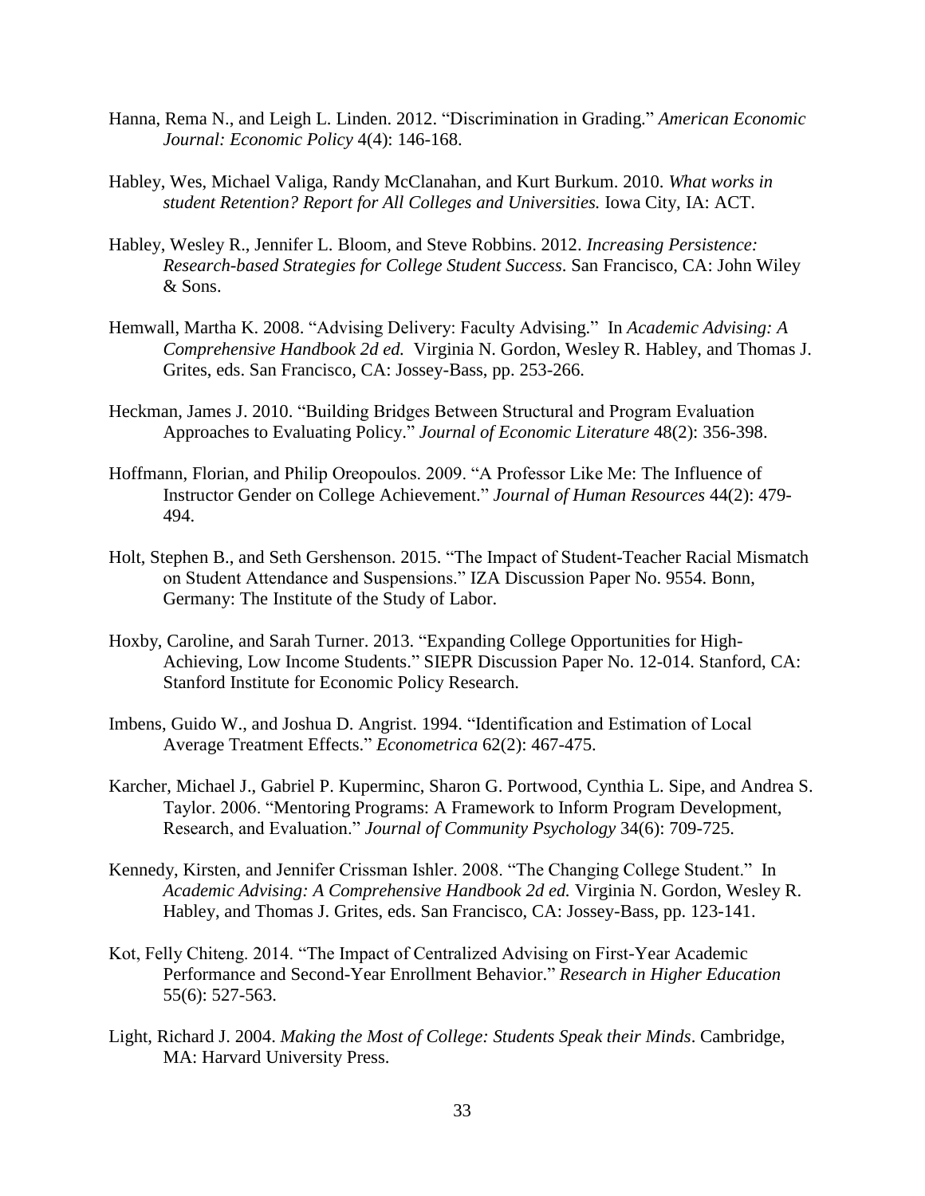Hanna, Rema N., and Leigh L. Linden. 2012. "Discrimination in Grading." *American Economic Journal: Economic Policy* 4(4): 146-168.

Habley, Wes, Michael Valiga, Randy McClanahan, and Kurt Burkum. 2010. *What works in student Retention? Report for All Colleges and Universities.* Iowa City, IA: ACT.

Habley, Wesley R., Jennifer L. Bloom, and Steve Robbins. 2012. *Increasing Persistence: Research-based Strategies for College Student Success*. San Francisco, CA: John Wiley & Sons.

Hemwall, Martha K. 2008. "Advising Delivery: Faculty Advising." In *Academic Advising: A Comprehensive Handbook 2d ed.* Virginia N. Gordon, Wesley R. Habley, and Thomas J. Grites, eds. San Francisco, CA: Jossey-Bass, pp. 253-266.

Heckman, James J. 2010. "Building Bridges Between Structural and Program Evaluation Approaches to Evaluating Policy." *Journal of Economic Literature* 48(2): 356-398.

Hoffmann, Florian, and Philip Oreopoulos. 2009. "A Professor Like Me: The Influence of Instructor Gender on College Achievement." *Journal of Human Resources* 44(2): 479-494.

Holt, Stephen B., and Seth Gershenson. 2015. "The Impact of Student-Teacher Racial Mismatch on Student Attendance and Suspensions." IZA Discussion Paper No. 9554. Bonn, Germany: The Institute of the Study of Labor.

Hoxby, Caroline, and Sarah Turner. 2013. "Expanding College Opportunities for High-Achieving, Low Income Students." SIEPR Discussion Paper No. 12-014. Stanford, CA: Stanford Institute for Economic Policy Research.

Imbens, Guido W., and Joshua D. Angrist. 1994. "Identification and Estimation of Local Average Treatment Effects." *Econometrica* 62(2): 467-475.

Karcher, Michael J., Gabriel P. Kuperminc, Sharon G. Portwood, Cynthia L. Sipe, and Andrea S. Taylor. 2006. "Mentoring Programs: A Framework to Inform Program Development, Research, and Evaluation." *Journal of Community Psychology* 34(6): 709-725.

Kennedy, Kirsten, and Jennifer Crissman Ishler. 2008. "The Changing College Student." In *Academic Advising: A Comprehensive Handbook 2d ed.* Virginia N. Gordon, Wesley R. Habley, and Thomas J. Grites, eds. San Francisco, CA: Jossey-Bass, pp. 123-141.

Kot, Felly Chiteng. 2014. "The Impact of Centralized Advising on First-Year Academic Performance and Second-Year Enrollment Behavior." *Research in Higher Education* 55(6): 527-563.

Light, Richard J. 2004. *Making the Most of College: Students Speak their Minds*. Cambridge, MA: Harvard University Press.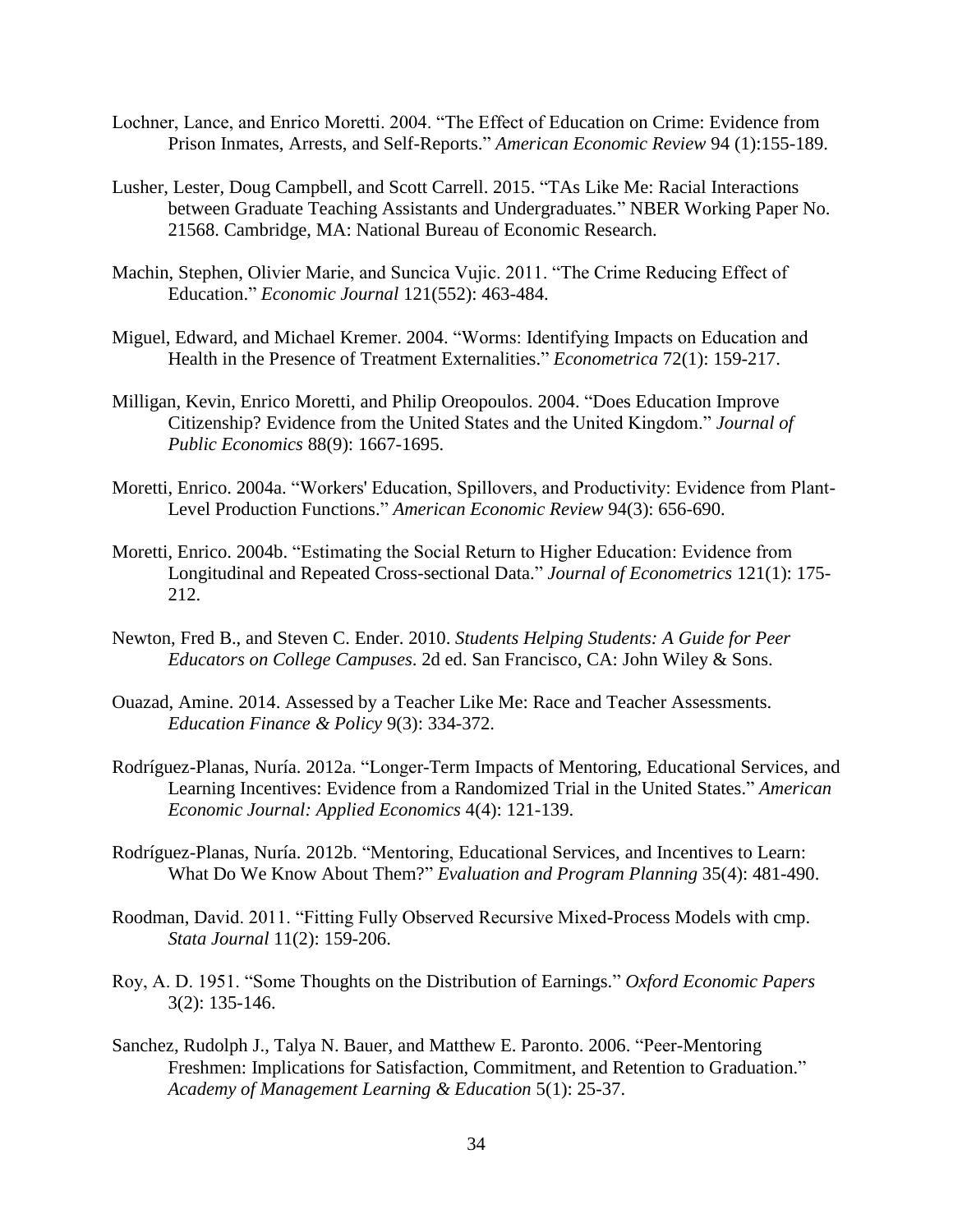Lochner, Lance, and Enrico Moretti. 2004. "The Effect of Education on Crime: Evidence from Prison Inmates, Arrests, and Self-Reports." *American Economic Review* 94 (1):155-189.

Lusher, Lester, Doug Campbell, and Scott Carrell. 2015. "TAs Like Me: Racial Interactions between Graduate Teaching Assistants and Undergraduates." NBER Working Paper No. 21568. Cambridge, MA: National Bureau of Economic Research.

Machin, Stephen, Olivier Marie, and Suncica Vujic. 2011. "The Crime Reducing Effect of Education." *Economic Journal* 121(552): 463-484.

Miguel, Edward, and Michael Kremer. 2004. "Worms: Identifying Impacts on Education and Health in the Presence of Treatment Externalities." *Econometrica* 72(1): 159-217.

Milligan, Kevin, Enrico Moretti, and Philip Oreopoulos. 2004. "Does Education Improve Citizenship? Evidence from the United States and the United Kingdom." *Journal of Public Economics* 88(9): 1667-1695.

Moretti, Enrico. 2004a. "Workers' Education, Spillovers, and Productivity: Evidence from Plant-Level Production Functions." *American Economic Review* 94(3): 656-690.

Moretti, Enrico. 2004b. "Estimating the Social Return to Higher Education: Evidence from Longitudinal and Repeated Cross-sectional Data." *Journal of Econometrics* 121(1): 175-212.

Newton, Fred B., and Steven C. Ender. 2010. *Students Helping Students: A Guide for Peer Educators on College Campuses*. 2d ed. San Francisco, CA: John Wiley & Sons.

Ouazad, Amine. 2014. Assessed by a Teacher Like Me: Race and Teacher Assessments. *Education Finance & Policy* 9(3): 334-372.

Rodríguez-Planas, Nuría. 2012a. "Longer-Term Impacts of Mentoring, Educational Services, and Learning Incentives: Evidence from a Randomized Trial in the United States." *American Economic Journal: Applied Economics* 4(4): 121-139.

Rodríguez-Planas, Nuría. 2012b. "Mentoring, Educational Services, and Incentives to Learn: What Do We Know About Them?" *Evaluation and Program Planning* 35(4): 481-490.

Roodman, David. 2011. "Fitting Fully Observed Recursive Mixed-Process Models with cmp. *Stata Journal* 11(2): 159-206.

Roy, A. D. 1951. "Some Thoughts on the Distribution of Earnings." *Oxford Economic Papers* 3(2): 135-146.

Sanchez, Rudolph J., Talya N. Bauer, and Matthew E. Paronto. 2006. "Peer-Mentoring Freshmen: Implications for Satisfaction, Commitment, and Retention to Graduation." *Academy of Management Learning & Education* 5(1): 25-37.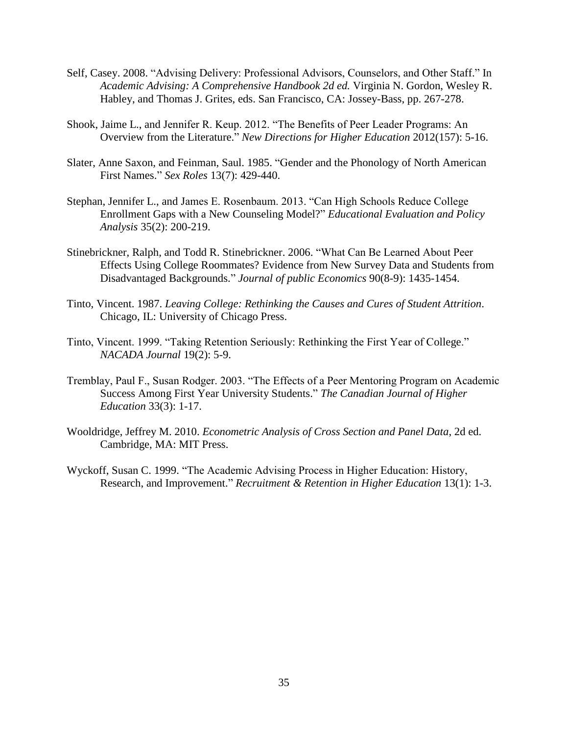Self, Casey. 2008. "Advising Delivery: Professional Advisors, Counselors, and Other Staff." In *Academic Advising: A Comprehensive Handbook 2d ed.* Virginia N. Gordon, Wesley R. Habley, and Thomas J. Grites, eds. San Francisco, CA: Jossey-Bass, pp. 267-278.

Shook, Jaime L., and Jennifer R. Keup. 2012. "The Benefits of Peer Leader Programs: An Overview from the Literature." *New Directions for Higher Education* 2012(157): 5-16.

Slater, Anne Saxon, and Feinman, Saul. 1985. "Gender and the Phonology of North American First Names." *Sex Roles* 13(7): 429-440.

Stephan, Jennifer L., and James E. Rosenbaum. 2013. "Can High Schools Reduce College Enrollment Gaps with a New Counseling Model?" *Educational Evaluation and Policy Analysis* 35(2): 200-219.

Stinebrickner, Ralph, and Todd R. Stinebrickner. 2006. "What Can Be Learned About Peer Effects Using College Roommates? Evidence from New Survey Data and Students from Disadvantaged Backgrounds." *Journal of public Economics* 90(8-9): 1435-1454.

Tinto, Vincent. 1987. *Leaving College: Rethinking the Causes and Cures of Student Attrition*. Chicago, IL: University of Chicago Press.

Tinto, Vincent. 1999. "Taking Retention Seriously: Rethinking the First Year of College." *NACADA Journal* 19(2): 5-9.

Tremblay, Paul F., Susan Rodger. 2003. "The Effects of a Peer Mentoring Program on Academic Success Among First Year University Students." *The Canadian Journal of Higher Education* 33(3): 1-17.

Wooldridge, Jeffrey M. 2010. *Econometric Analysis of Cross Section and Panel Data*, 2d ed. Cambridge, MA: MIT Press.

Wyckoff, Susan C. 1999. "The Academic Advising Process in Higher Education: History, Research, and Improvement." *Recruitment & Retention in Higher Education* 13(1): 1-3.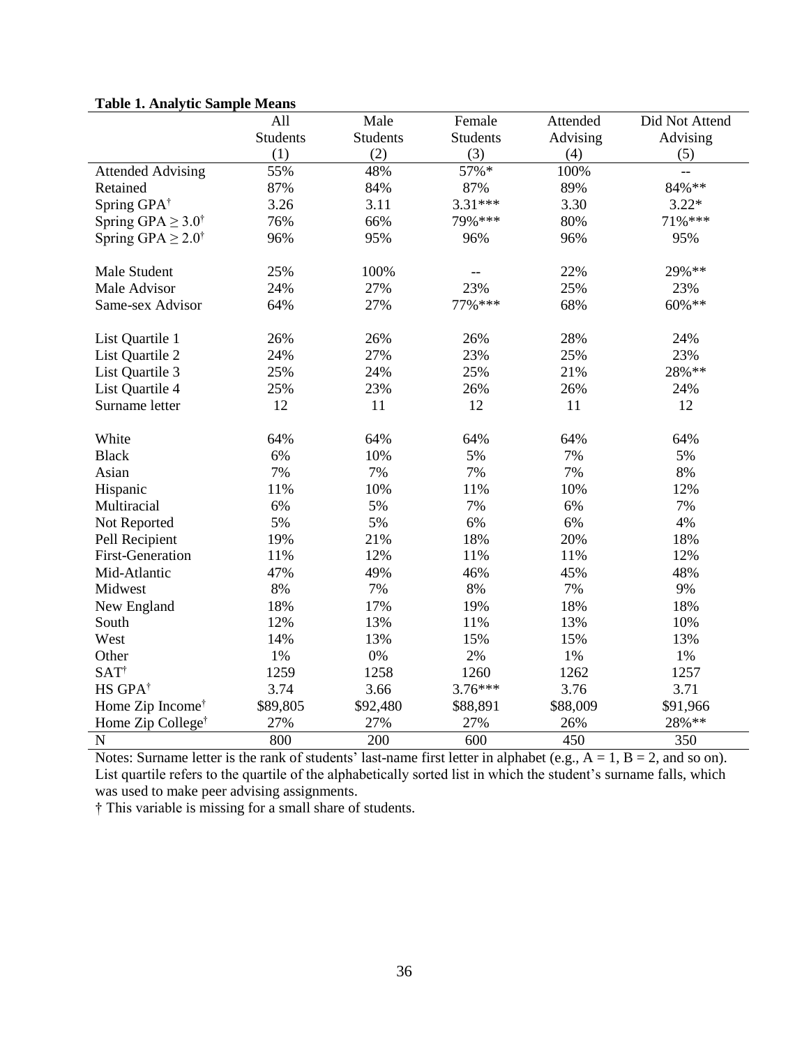**Table 1. Analytic Sample Means**

| | All Students (1) | Male Students (2) | Female Students (3) | Attended Advising (4) | Did Not Attend Advising (5) |
|---|---|---|---|---|---|
| Attended Advising | 55% | 48% | 57%* | 100% | -- |
| Retained | 87% | 84% | 87% | 89% | 84%** |
| Spring GPA† | 3.26 | 3.11 | 3.31*** | 3.30 | 3.22* |
| Spring GPA ≥ 3.0† | 76% | 66% | 79%*** | 80% | 71%*** |
| Spring GPA ≥ 2.0† | 96% | 95% | 96% | 96% | 95% |
| | | | | | |
| Male Student | 25% | 100% | -- | 22% | 29%** |
| Male Advisor | 24% | 27% | 23% | 25% | 23% |
| Same-sex Advisor | 64% | 27% | 77%*** | 68% | 60%** |
| | | | | | |
| List Quartile 1 | 26% | 26% | 26% | 28% | 24% |
| List Quartile 2 | 24% | 27% | 23% | 25% | 23% |
| List Quartile 3 | 25% | 24% | 25% | 21% | 28%** |
| List Quartile 4 | 25% | 23% | 26% | 26% | 24% |
| Surname letter | 12 | 11 | 12 | 11 | 12 |
| | | | | | |
| White | 64% | 64% | 64% | 64% | 64% |
| Black | 6% | 10% | 5% | 7% | 5% |
| Asian | 7% | 7% | 7% | 7% | 8% |
| Hispanic | 11% | 10% | 11% | 10% | 12% |
| Multiracial | 6% | 5% | 7% | 6% | 7% |
| Not Reported | 5% | 5% | 6% | 6% | 4% |
| Pell Recipient | 19% | 21% | 18% | 20% | 18% |
| First-Generation | 11% | 12% | 11% | 11% | 12% |
| Mid-Atlantic | 47% | 49% | 46% | 45% | 48% |
| Midwest | 8% | 7% | 8% | 7% | 9% |
| New England | 18% | 17% | 19% | 18% | 18% |
| South | 12% | 13% | 11% | 13% | 10% |
| West | 14% | 13% | 15% | 15% | 13% |
| Other | 1% | 0% | 2% | 1% | 1% |
| SAT† | 1259 | 1258 | 1260 | 1262 | 1257 |
| HS GPA† | 3.74 | 3.66 | 3.76*** | 3.76 | 3.71 |
| Home Zip Income† | $89,805 | $92,480 | $88,891 | $88,009 | $91,966 |
| Home Zip College† | 27% | 27% | 27% | 26% | 28%** |
| N | 800 | 200 | 600 | 450 | 350 |

Notes: Surname letter is the rank of students' last-name first letter in alphabet (e.g., A = 1, B = 2, and so on). List quartile refers to the quartile of the alphabetically sorted list in which the student's surname falls, which was used to make peer advising assignments.

† This variable is missing for a small share of students.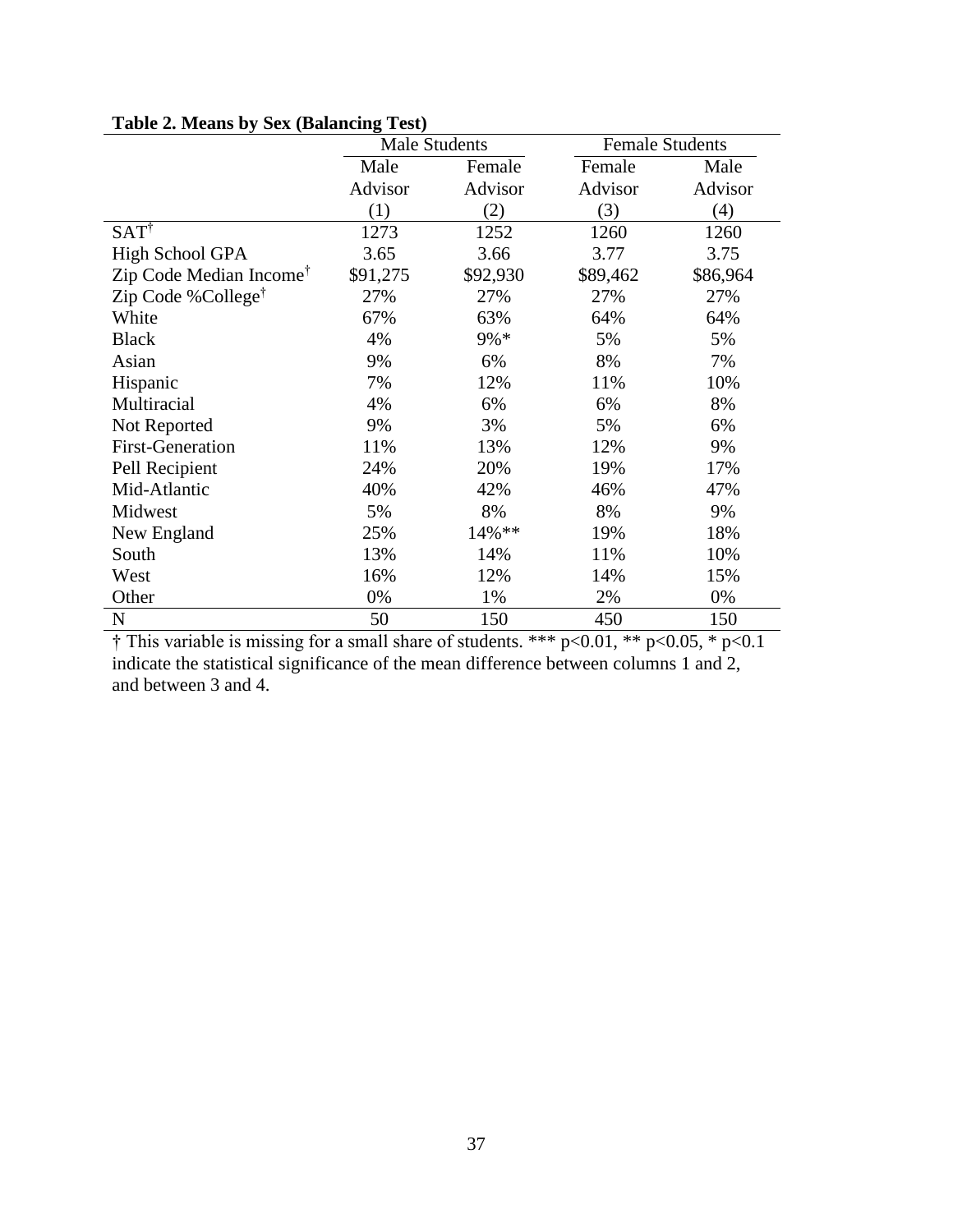**Table 2. Means by Sex (Balancing Test)**

| | Male Students | | Female Students | |
|---|---|---|---|---|
| | Male Advisor | Female Advisor | Female Advisor | Male Advisor |
| | (1) | (2) | (3) | (4) |
| SAT† | 1273 | 1252 | 1260 | 1260 |
| High School GPA | 3.65 | 3.66 | 3.77 | 3.75 |
| Zip Code Median Income† | $91,275 | $92,930 | $89,462 | $86,964 |
| Zip Code %College† | 27% | 27% | 27% | 27% |
| White | 67% | 63% | 64% | 64% |
| Black | 4% | 9%* | 5% | 5% |
| Asian | 9% | 6% | 8% | 7% |
| Hispanic | 7% | 12% | 11% | 10% |
| Multiracial | 4% | 6% | 6% | 8% |
| Not Reported | 9% | 3% | 5% | 6% |
| First-Generation | 11% | 13% | 12% | 9% |
| Pell Recipient | 24% | 20% | 19% | 17% |
| Mid-Atlantic | 40% | 42% | 46% | 47% |
| Midwest | 5% | 8% | 8% | 9% |
| New England | 25% | 14%** | 19% | 18% |
| South | 13% | 14% | 11% | 10% |
| West | 16% | 12% | 14% | 15% |
| Other | 0% | 1% | 2% | 0% |
| N | 50 | 150 | 450 | 150 |

† This variable is missing for a small share of students. *** p<0.01, ** p<0.05, * p<0.1 indicate the statistical significance of the mean difference between columns 1 and 2, and between 3 and 4.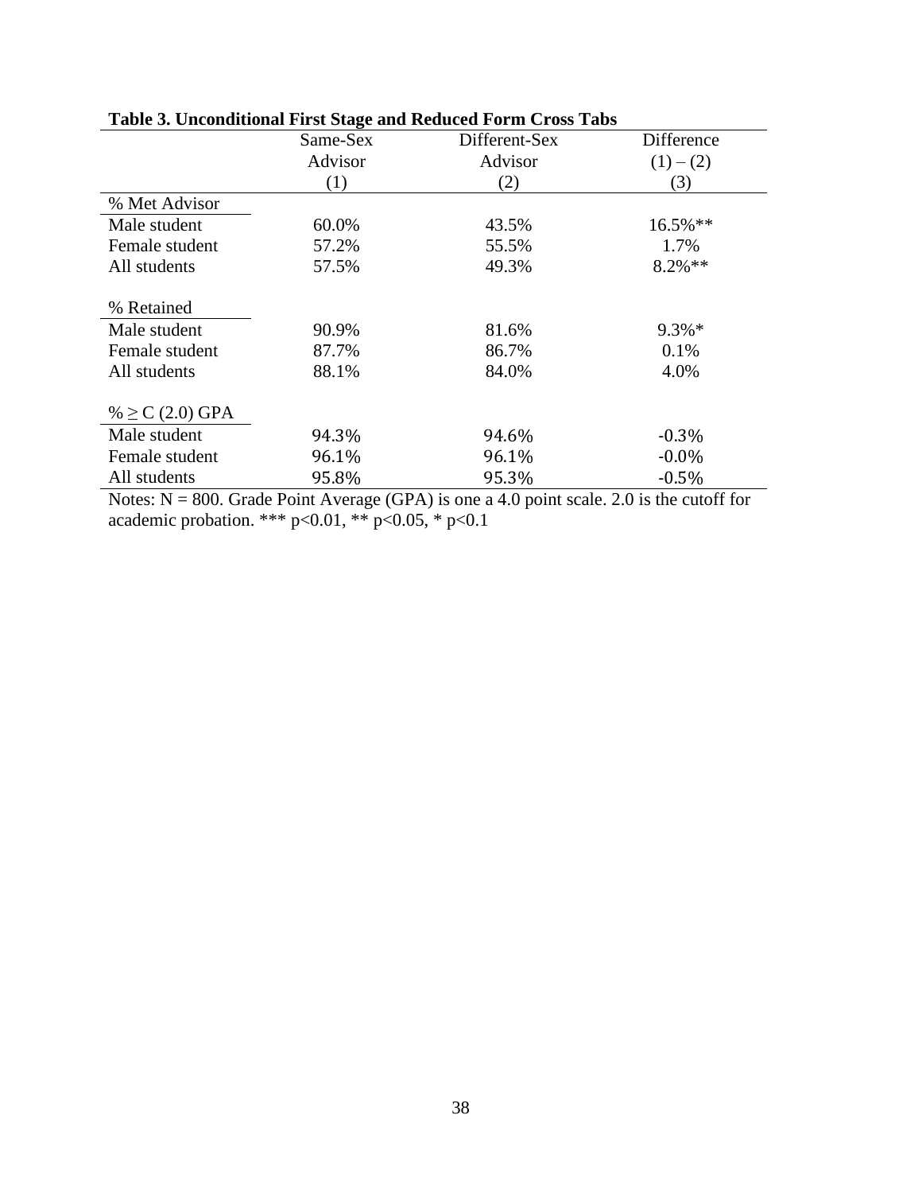**Table 3. Unconditional First Stage and Reduced Form Cross Tabs**

| | Same-Sex Advisor | Different-Sex Advisor | Difference |
|---|---|---|---|
| | (1) | (2) | (1) – (2) (3) |
| % Met Advisor | | | |
| Male student | 60.0% | 43.5% | 16.5%** |
| Female student | 57.2% | 55.5% | 1.7% |
| All students | 57.5% | 49.3% | 8.2%** |
| % Retained | | | |
| Male student | 90.9% | 81.6% | 9.3%* |
| Female student | 87.7% | 86.7% | 0.1% |
| All students | 88.1% | 84.0% | 4.0% |
| % ≥ C (2.0) GPA | | | |
| Male student | 94.3% | 94.6% | -0.3% |
| Female student | 96.1% | 96.1% | -0.0% |
| All students | 95.8% | 95.3% | -0.5% |

Notes: N = 800. Grade Point Average (GPA) is one a 4.0 point scale. 2.0 is the cutoff for academic probation. *** $p<0.01$, ** $p<0.05$, * $p<0.1$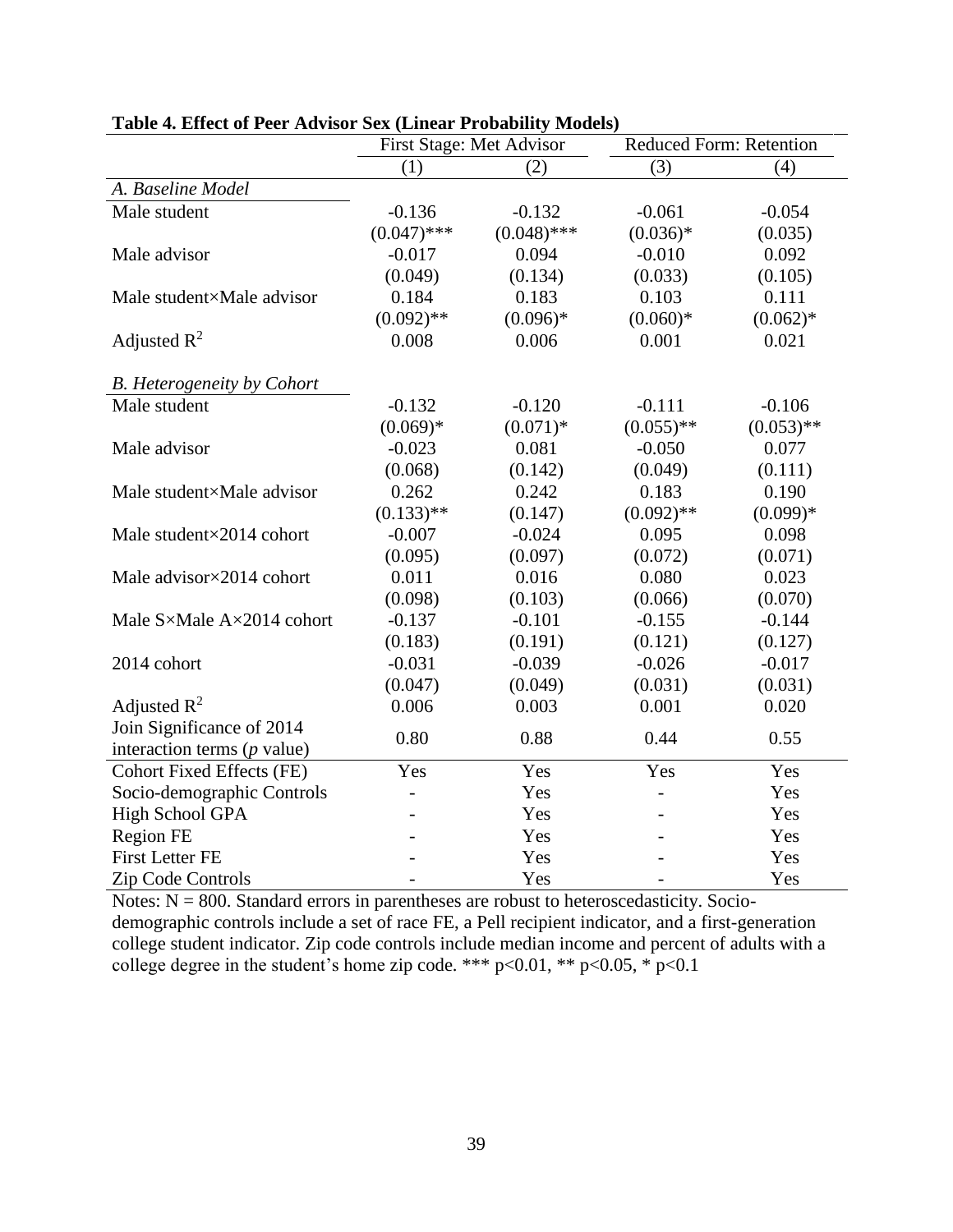**Table 4. Effect of Peer Advisor Sex (Linear Probability Models)**

| | First Stage: Met Advisor | | Reduced Form: Retention | |
|---|---|---|---|---|
| | (1) | (2) | (3) | (4) |
| *A. Baseline Model* | | | | |
| Male student | -0.136 | -0.132 | -0.061 | -0.054 |
| | (0.047)*** | (0.048)*** | (0.036)* | (0.035) |
| Male advisor | -0.017 | 0.094 | -0.010 | 0.092 |
| | (0.049) | (0.134) | (0.033) | (0.105) |
| Male student×Male advisor | 0.184 | 0.183 | 0.103 | 0.111 |
| | (0.092)** | (0.096)* | (0.060)* | (0.062)* |
| Adjusted $R^2$ | 0.008 | 0.006 | 0.001 | 0.021 |
| | | | | |
| *B. Heterogeneity by Cohort* | | | | |
| Male student | -0.132 | -0.120 | -0.111 | -0.106 |
| | (0.069)* | (0.071)* | (0.055)** | (0.053)** |
| Male advisor | -0.023 | 0.081 | -0.050 | 0.077 |
| | (0.068) | (0.142) | (0.049) | (0.111) |
| Male student×Male advisor | 0.262 | 0.242 | 0.183 | 0.190 |
| | (0.133)** | (0.147) | (0.092)** | (0.099)* |
| Male student×2014 cohort | -0.007 | -0.024 | 0.095 | 0.098 |
| | (0.095) | (0.097) | (0.072) | (0.071) |
| Male advisor×2014 cohort | 0.011 | 0.016 | 0.080 | 0.023 |
| | (0.098) | (0.103) | (0.066) | (0.070) |
| Male S×Male A×2014 cohort | -0.137 | -0.101 | -0.155 | -0.144 |
| | (0.183) | (0.191) | (0.121) | (0.127) |
| 2014 cohort | -0.031 | -0.039 | -0.026 | -0.017 |
| | (0.047) | (0.049) | (0.031) | (0.031) |
| Adjusted $R^2$ | 0.006 | 0.003 | 0.001 | 0.020 |
| Join Significance of 2014 interaction terms (*p* value) | 0.80 | 0.88 | 0.44 | 0.55 |
| Cohort Fixed Effects (FE) | Yes | Yes | Yes | Yes |
| Socio-demographic Controls | - | Yes | - | Yes |
| High School GPA | - | Yes | - | Yes |
| Region FE | - | Yes | - | Yes |
| First Letter FE | - | Yes | - | Yes |
| Zip Code Controls | - | Yes | - | Yes |

Notes: N = 800. Standard errors in parentheses are robust to heteroscedasticity. Socio-demographic controls include a set of race FE, a Pell recipient indicator, and a first-generation college student indicator. Zip code controls include median income and percent of adults with a college degree in the student's home zip code. *** p<0.01, ** p<0.05, * p<0.1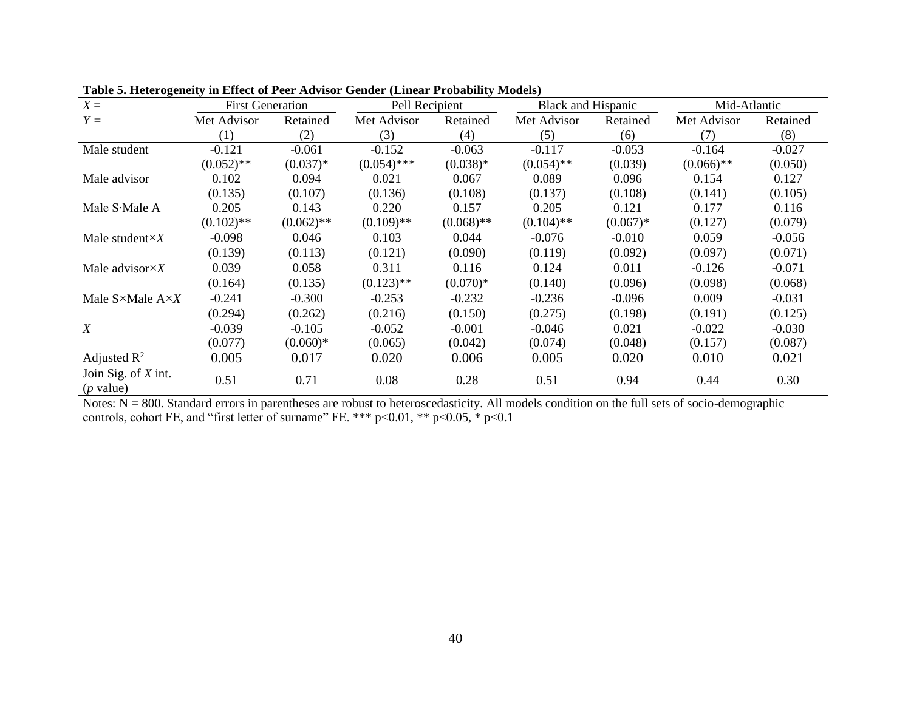**Table 5. Heterogeneity in Effect of Peer Advisor Gender (Linear Probability Models)**

| *X* = | First Generation | | Pell Recipient | | Black and Hispanic | | Mid-Atlantic | |
|---|---|---|---|---|---|---|---|---|
| *Y* = | Met Advisor | Retained | Met Advisor | Retained | Met Advisor | Retained | Met Advisor | Retained |
| | (1) | (2) | (3) | (4) | (5) | (6) | (7) | (8) |
| Male student | -0.121 | -0.061 | -0.152 | -0.063 | -0.117 | -0.053 | -0.164 | -0.027 |
| | (0.052)** | (0.037)* | (0.054)*** | (0.038)* | (0.054)** | (0.039) | (0.066)** | (0.050) |
| Male advisor | 0.102 | 0.094 | 0.021 | 0.067 | 0.089 | 0.096 | 0.154 | 0.127 |
| | (0.135) | (0.107) | (0.136) | (0.108) | (0.137) | (0.108) | (0.141) | (0.105) |
| Male S·Male A | 0.205 | 0.143 | 0.220 | 0.157 | 0.205 | 0.121 | 0.177 | 0.116 |
| | (0.102)** | (0.062)** | (0.109)** | (0.068)** | (0.104)** | (0.067)* | (0.127) | (0.079) |
| Male student×*X* | -0.098 | 0.046 | 0.103 | 0.044 | -0.076 | -0.010 | 0.059 | -0.056 |
| | (0.139) | (0.113) | (0.121) | (0.090) | (0.119) | (0.092) | (0.097) | (0.071) |
| Male advisor×*X* | 0.039 | 0.058 | 0.311 | 0.116 | 0.124 | 0.011 | -0.126 | -0.071 |
| | (0.164) | (0.135) | (0.123)** | (0.070)* | (0.140) | (0.096) | (0.098) | (0.068) |
| Male S×Male A×*X* | -0.241 | -0.300 | -0.253 | -0.232 | -0.236 | -0.096 | 0.009 | -0.031 |
| | (0.294) | (0.262) | (0.216) | (0.150) | (0.275) | (0.198) | (0.191) | (0.125) |
| *X* | -0.039 | -0.105 | -0.052 | -0.001 | -0.046 | 0.021 | -0.022 | -0.030 |
| | (0.077) | (0.060)* | (0.065) | (0.042) | (0.074) | (0.048) | (0.157) | (0.087) |
| Adjusted $R^2$ | 0.005 | 0.017 | 0.020 | 0.006 | 0.005 | 0.020 | 0.010 | 0.021 |
| Join Sig. of *X* int. (*p* value) | 0.51 | 0.71 | 0.08 | 0.28 | 0.51 | 0.94 | 0.44 | 0.30 |

Notes: N = 800. Standard errors in parentheses are robust to heteroscedasticity. All models condition on the full sets of socio-demographic controls, cohort FE, and "first letter of surname" FE. *** p<0.01, ** p<0.05, * p<0.1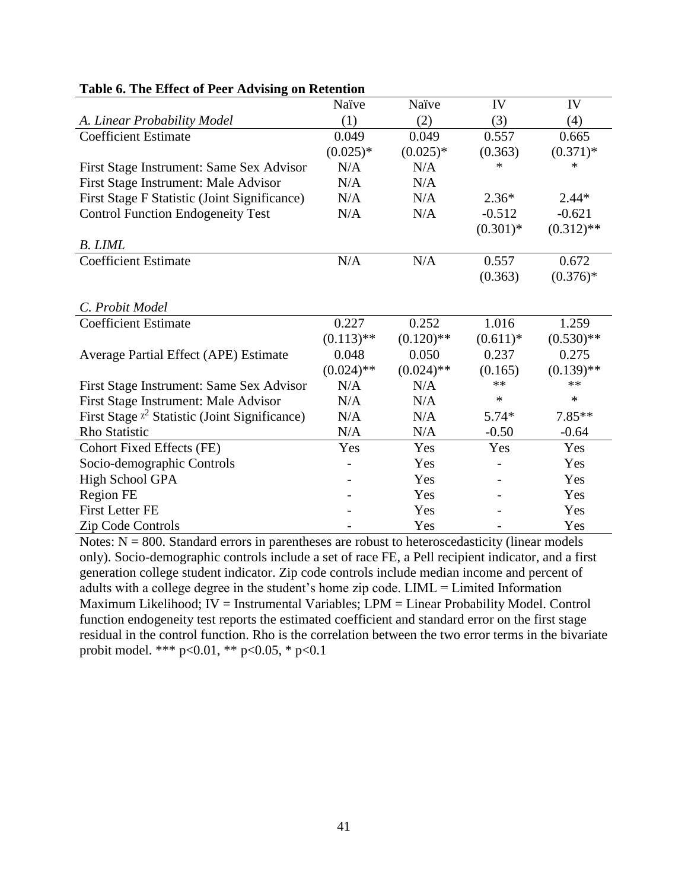**Table 6. The Effect of Peer Advising on Retention**

| | Naïve | Naïve | IV | IV |
|---|---|---|---|---|
| *A. Linear Probability Model* | (1) | (2) | (3) | (4) |
| Coefficient Estimate | 0.049 | 0.049 | 0.557 | 0.665 |
| | (0.025)* | (0.025)* | (0.363) | (0.371)* |
| First Stage Instrument: Same Sex Advisor | N/A | N/A | * | * |
| First Stage Instrument: Male Advisor | N/A | N/A | | |
| First Stage F Statistic (Joint Significance) | N/A | N/A | 2.36* | 2.44* |
| Control Function Endogeneity Test | N/A | N/A | -0.512 | -0.621 |
| | | | (0.301)* | (0.312)** |
| *B. LIML* | | | | |
| Coefficient Estimate | N/A | N/A | 0.557 | 0.672 |
| | | | (0.363) | (0.376)* |
| *C. Probit Model* | | | | |
| Coefficient Estimate | 0.227 | 0.252 | 1.016 | 1.259 |
| | (0.113)** | (0.120)** | (0.611)* | (0.530)** |
| Average Partial Effect (APE) Estimate | 0.048 | 0.050 | 0.237 | 0.275 |
| | (0.024)** | (0.024)** | (0.165) | (0.139)** |
| First Stage Instrument: Same Sex Advisor | N/A | N/A | ** | ** |
| First Stage Instrument: Male Advisor | N/A | N/A | * | * |
| First Stage $\chi^2$ Statistic (Joint Significance) | N/A | N/A | 5.74* | 7.85** |
| Rho Statistic | N/A | N/A | -0.50 | -0.64 |
| Cohort Fixed Effects (FE) | Yes | Yes | Yes | Yes |
| Socio-demographic Controls | - | Yes | - | Yes |
| High School GPA | - | Yes | - | Yes |
| Region FE | - | Yes | - | Yes |
| First Letter FE | - | Yes | - | Yes |
| Zip Code Controls | - | Yes | - | Yes |

Notes: N = 800. Standard errors in parentheses are robust to heteroscedasticity (linear models only). Socio-demographic controls include a set of race FE, a Pell recipient indicator, and a first generation college student indicator. Zip code controls include median income and percent of adults with a college degree in the student's home zip code. LIML = Limited Information Maximum Likelihood; IV = Instrumental Variables; LPM = Linear Probability Model. Control function endogeneity test reports the estimated coefficient and standard error on the first stage residual in the control function. Rho is the correlation between the two error terms in the bivariate probit model. *** p<0.01, ** p<0.05, * p<0.1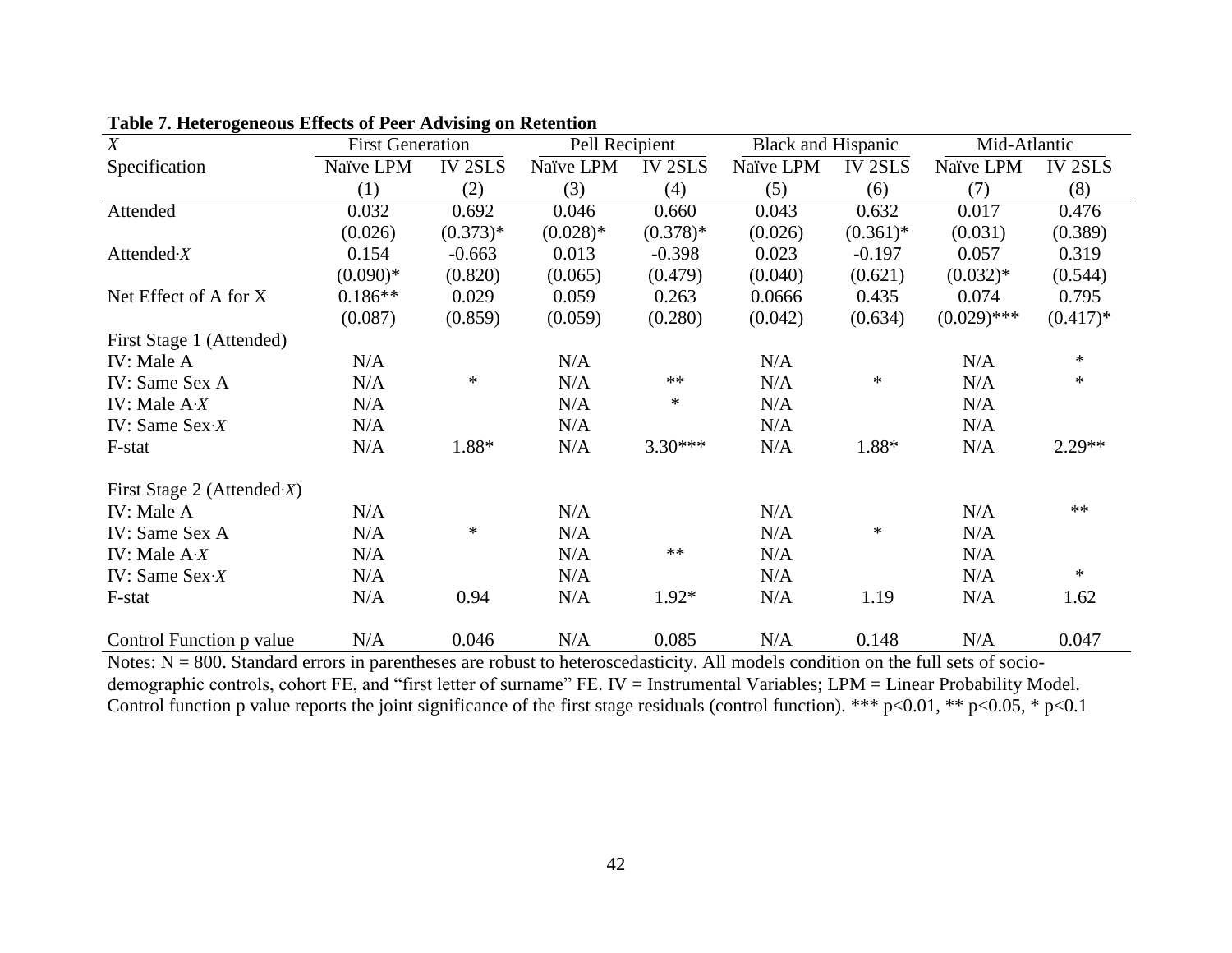**Table 7. Heterogeneous Effects of Peer Advising on Retention**

| *X* | First Generation | | Pell Recipient | | Black and Hispanic | | Mid-Atlantic | |
|---|---|---|---|---|---|---|---|---|
| Specification | Naïve LPM | IV 2SLS | Naïve LPM | IV 2SLS | Naïve LPM | IV 2SLS | Naïve LPM | IV 2SLS |
| | (1) | (2) | (3) | (4) | (5) | (6) | (7) | (8) |
| Attended | 0.032 | 0.692 | 0.046 | 0.660 | 0.043 | 0.632 | 0.017 | 0.476 |
| | (0.026) | (0.373)* | (0.028)* | (0.378)* | (0.026) | (0.361)* | (0.031) | (0.389) |
| Attended·*X* | 0.154 | -0.663 | 0.013 | -0.398 | 0.023 | -0.197 | 0.057 | 0.319 |
| | (0.090)* | (0.820) | (0.065) | (0.479) | (0.040) | (0.621) | (0.032)* | (0.544) |
| Net Effect of A for X | 0.186** | 0.029 | 0.059 | 0.263 | 0.0666 | 0.435 | 0.074 | 0.795 |
| | (0.087) | (0.859) | (0.059) | (0.280) | (0.042) | (0.634) | (0.029)*** | (0.417)* |
| First Stage 1 (Attended) | | | | | | | | |
| IV: Male A | N/A | | N/A | | N/A | | N/A | * |
| IV: Same Sex A | N/A | * | N/A | ** | N/A | * | N/A | * |
| IV: Male A·*X* | N/A | | N/A | * | N/A | | N/A | |
| IV: Same Sex·*X* | N/A | | N/A | | N/A | | N/A | |
| F-stat | N/A | 1.88* | N/A | 3.30*** | N/A | 1.88* | N/A | 2.29** |
| | | | | | | | | |
| First Stage 2 (Attended·*X*) | | | | | | | | |
| IV: Male A | N/A | | N/A | | N/A | | N/A | ** |
| IV: Same Sex A | N/A | * | N/A | | N/A | * | N/A | |
| IV: Male A·*X* | N/A | | N/A | ** | N/A | | N/A | |
| IV: Same Sex·*X* | N/A | | N/A | | N/A | | N/A | * |
| F-stat | N/A | 0.94 | N/A | 1.92* | N/A | 1.19 | N/A | 1.62 |
| | | | | | | | | |
| Control Function p value | N/A | 0.046 | N/A | 0.085 | N/A | 0.148 | N/A | 0.047 |

Notes: N = 800. Standard errors in parentheses are robust to heteroscedasticity. All models condition on the full sets of socio-demographic controls, cohort FE, and "first letter of surname" FE. IV = Instrumental Variables; LPM = Linear Probability Model. Control function p value reports the joint significance of the first stage residuals (control function). *** p<0.01, ** p<0.05, * p<0.1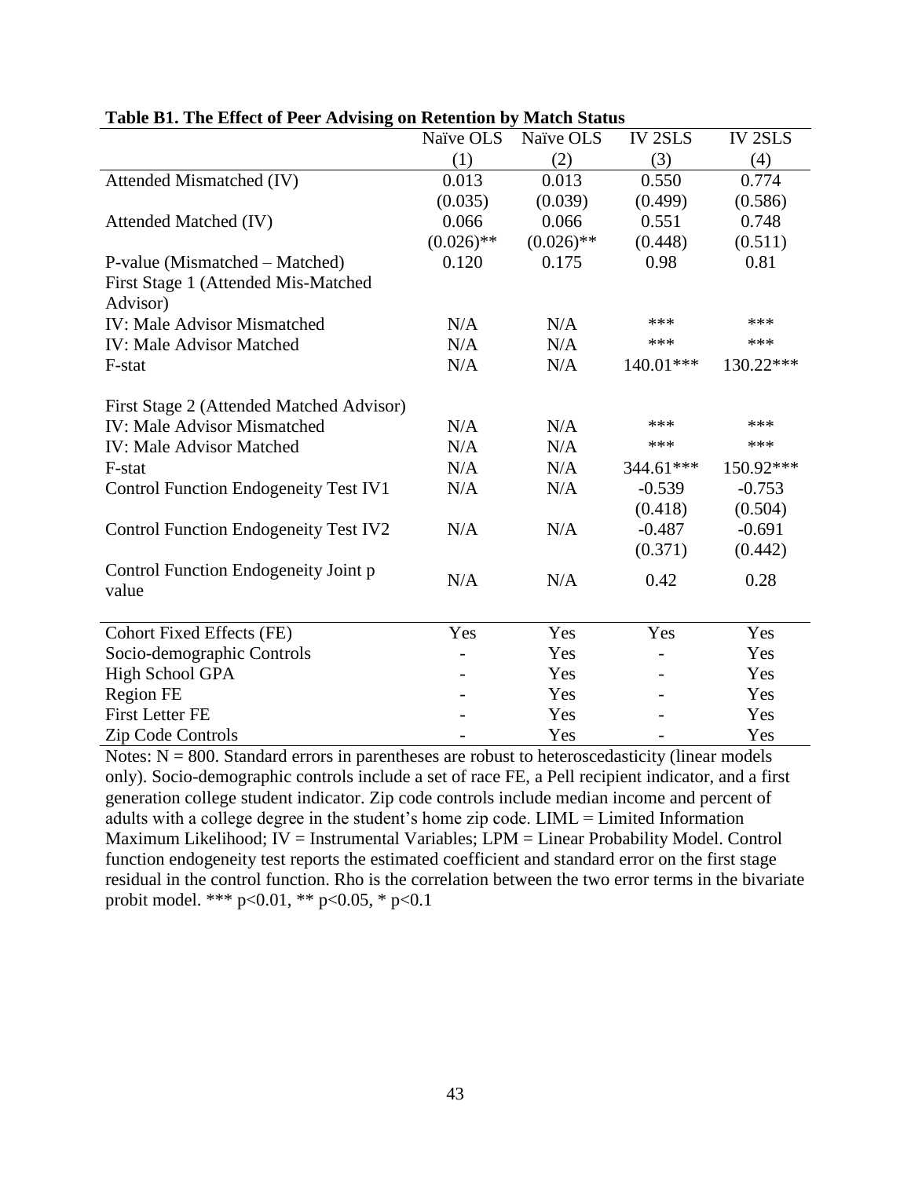**Table B1. The Effect of Peer Advising on Retention by Match Status**

| | Naïve OLS | Naïve OLS | IV 2SLS | IV 2SLS |
|---|---|---|---|---|
| | (1) | (2) | (3) | (4) |
| Attended Mismatched (IV) | 0.013 | 0.013 | 0.550 | 0.774 |
| | (0.035) | (0.039) | (0.499) | (0.586) |
| Attended Matched (IV) | 0.066 | 0.066 | 0.551 | 0.748 |
| | (0.026)** | (0.026)** | (0.448) | (0.511) |
| P-value (Mismatched – Matched) | 0.120 | 0.175 | 0.98 | 0.81 |
| First Stage 1 (Attended Mis-Matched Advisor) | | | | |
| IV: Male Advisor Mismatched | N/A | N/A | *** | *** |
| IV: Male Advisor Matched | N/A | N/A | *** | *** |
| F-stat | N/A | N/A | 140.01*** | 130.22*** |
| First Stage 2 (Attended Matched Advisor) | | | | |
| IV: Male Advisor Mismatched | N/A | N/A | *** | *** |
| IV: Male Advisor Matched | N/A | N/A | *** | *** |
| F-stat | N/A | N/A | 344.61*** | 150.92*** |
| Control Function Endogeneity Test IV1 | N/A | N/A | -0.539 | -0.753 |
| | | | (0.418) | (0.504) |
| Control Function Endogeneity Test IV2 | N/A | N/A | -0.487 | -0.691 |
| | | | (0.371) | (0.442) |
| Control Function Endogeneity Joint p value | N/A | N/A | 0.42 | 0.28 |
| Cohort Fixed Effects (FE) | Yes | Yes | Yes | Yes |
| Socio-demographic Controls | - | Yes | - | Yes |
| High School GPA | - | Yes | - | Yes |
| Region FE | - | Yes | - | Yes |
| First Letter FE | - | Yes | - | Yes |
| Zip Code Controls | - | Yes | - | Yes |

Notes: N = 800. Standard errors in parentheses are robust to heteroscedasticity (linear models only). Socio-demographic controls include a set of race FE, a Pell recipient indicator, and a first generation college student indicator. Zip code controls include median income and percent of adults with a college degree in the student's home zip code. LIML = Limited Information Maximum Likelihood; IV = Instrumental Variables; LPM = Linear Probability Model. Control function endogeneity test reports the estimated coefficient and standard error on the first stage residual in the control function. Rho is the correlation between the two error terms in the bivariate probit model. *** p<0.01, ** p<0.05, * p<0.1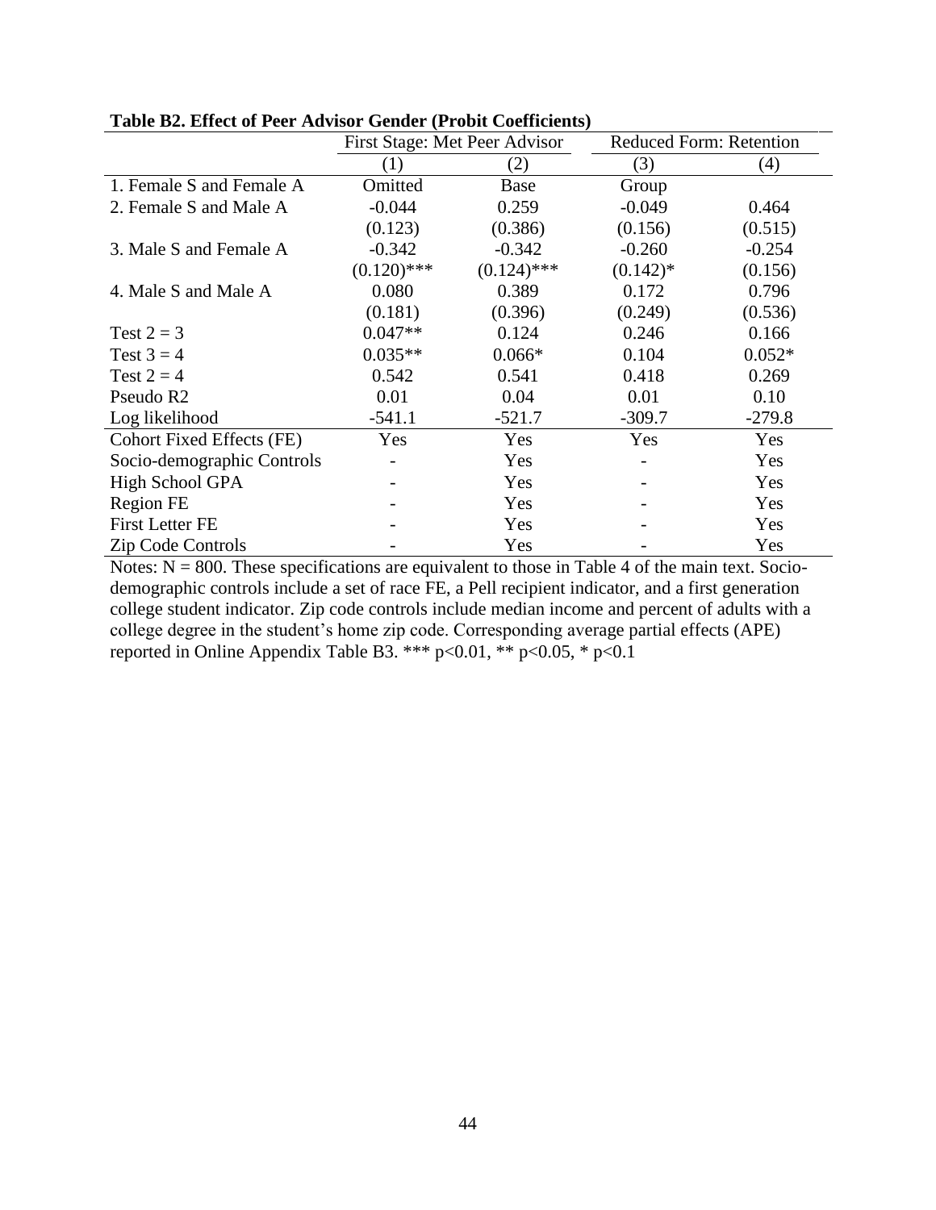**Table B2. Effect of Peer Advisor Gender (Probit Coefficients)**

| | First Stage: Met Peer Advisor | | Reduced Form: Retention | |
|---|---|---|---|---|
| | (1) | (2) | (3) | (4) |
| 1. Female S and Female A | Omitted | Base | Group | |
| 2. Female S and Male A | -0.044 | 0.259 | -0.049 | 0.464 |
| | (0.123) | (0.386) | (0.156) | (0.515) |
| 3. Male S and Female A | -0.342 | -0.342 | -0.260 | -0.254 |
| | (0.120)*** | (0.124)*** | (0.142)* | (0.156) |
| 4. Male S and Male A | 0.080 | 0.389 | 0.172 | 0.796 |
| | (0.181) | (0.396) | (0.249) | (0.536) |
| Test 2 = 3 | 0.047** | 0.124 | 0.246 | 0.166 |
| Test 3 = 4 | 0.035** | 0.066* | 0.104 | 0.052* |
| Test 2 = 4 | 0.542 | 0.541 | 0.418 | 0.269 |
| Pseudo R2 | 0.01 | 0.04 | 0.01 | 0.10 |
| Log likelihood | -541.1 | -521.7 | -309.7 | -279.8 |
| Cohort Fixed Effects (FE) | Yes | Yes | Yes | Yes |
| Socio-demographic Controls | - | Yes | - | Yes |
| High School GPA | - | Yes | - | Yes |
| Region FE | - | Yes | - | Yes |
| First Letter FE | - | Yes | - | Yes |
| Zip Code Controls | - | Yes | - | Yes |

Notes: N = 800. These specifications are equivalent to those in Table 4 of the main text. Socio-demographic controls include a set of race FE, a Pell recipient indicator, and a first generation college student indicator. Zip code controls include median income and percent of adults with a college degree in the student's home zip code. Corresponding average partial effects (APE) reported in Online Appendix Table B3. *** p<0.01, ** p<0.05, * p<0.1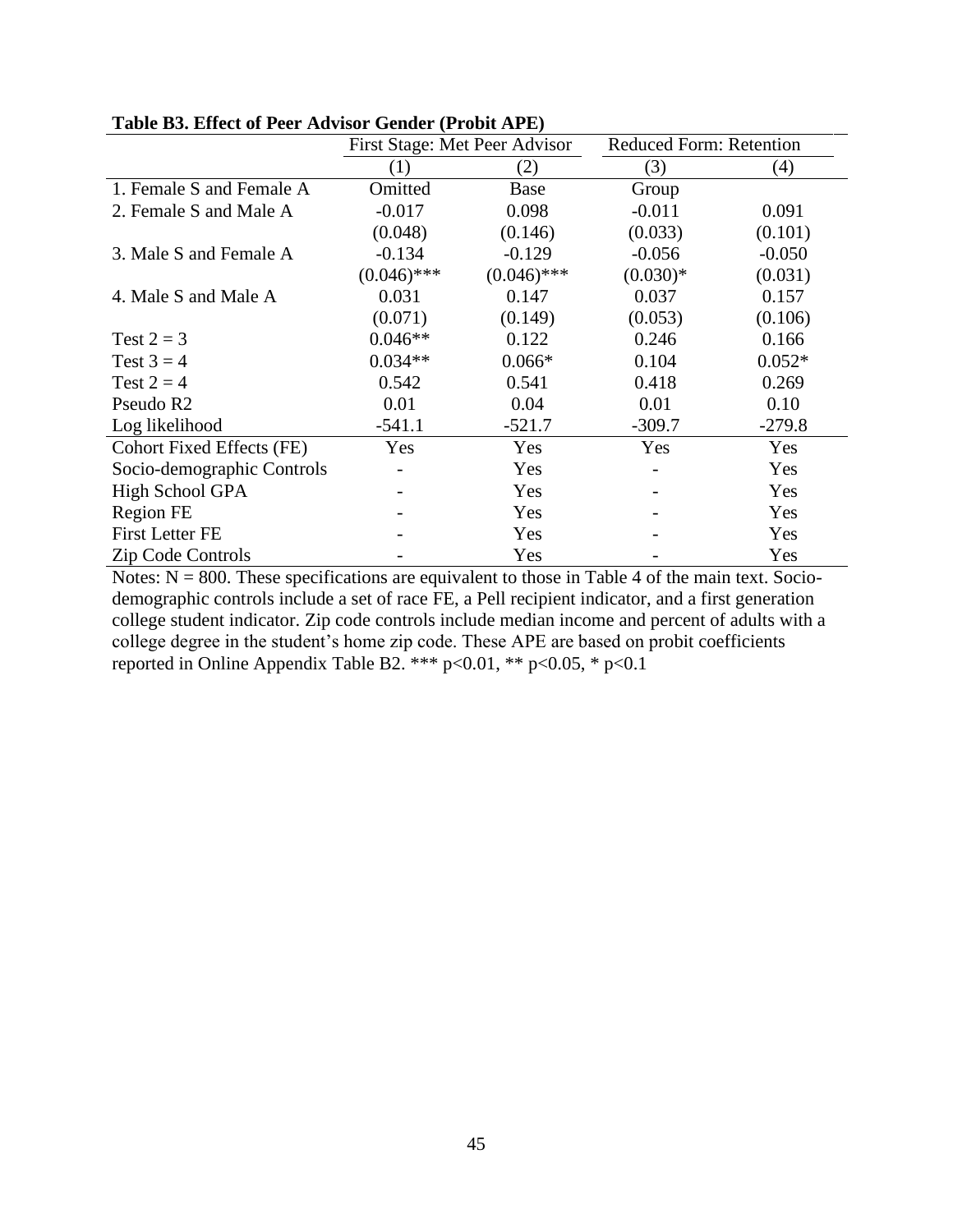**Table B3. Effect of Peer Advisor Gender (Probit APE)**

| | First Stage: Met Peer Advisor | | Reduced Form: Retention | |
|---|---|---|---|---|
| | (1) | (2) | (3) | (4) |
| 1. Female S and Female A | Omitted | Base | Group | |
| 2. Female S and Male A | -0.017 | 0.098 | -0.011 | 0.091 |
| | (0.048) | (0.146) | (0.033) | (0.101) |
| 3. Male S and Female A | -0.134 | -0.129 | -0.056 | -0.050 |
| | (0.046)*** | (0.046)*** | (0.030)* | (0.031) |
| 4. Male S and Male A | 0.031 | 0.147 | 0.037 | 0.157 |
| | (0.071) | (0.149) | (0.053) | (0.106) |
| Test 2 = 3 | 0.046** | 0.122 | 0.246 | 0.166 |
| Test 3 = 4 | 0.034** | 0.066* | 0.104 | 0.052* |
| Test 2 = 4 | 0.542 | 0.541 | 0.418 | 0.269 |
| Pseudo R2 | 0.01 | 0.04 | 0.01 | 0.10 |
| Log likelihood | -541.1 | -521.7 | -309.7 | -279.8 |
| Cohort Fixed Effects (FE) | Yes | Yes | Yes | Yes |
| Socio-demographic Controls | - | Yes | - | Yes |
| High School GPA | - | Yes | - | Yes |
| Region FE | - | Yes | - | Yes |
| First Letter FE | - | Yes | - | Yes |
| Zip Code Controls | - | Yes | - | Yes |

Notes: N = 800. These specifications are equivalent to those in Table 4 of the main text. Socio-demographic controls include a set of race FE, a Pell recipient indicator, and a first generation college student indicator. Zip code controls include median income and percent of adults with a college degree in the student's home zip code. These APE are based on probit coefficients reported in Online Appendix Table B2. *** p<0.01, ** p<0.05, * p<0.1